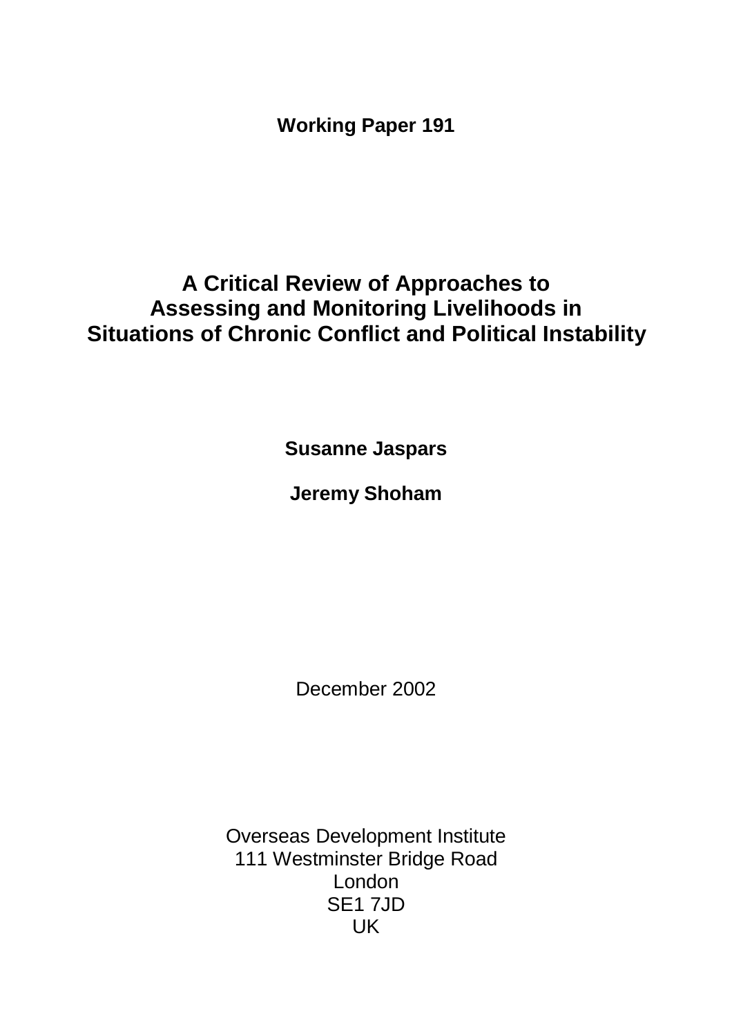**Working Paper 191**

# A Critical Review of Approaches to Assessing and Monitoring Livelihoods in Situations of Chronic Conflict and Political Instability

**Susanne Jaspars**

**Jeremy Shoham**

December 2002

Overseas Development Institute
111 Westminster Bridge Road
London
SE1 7JD
UK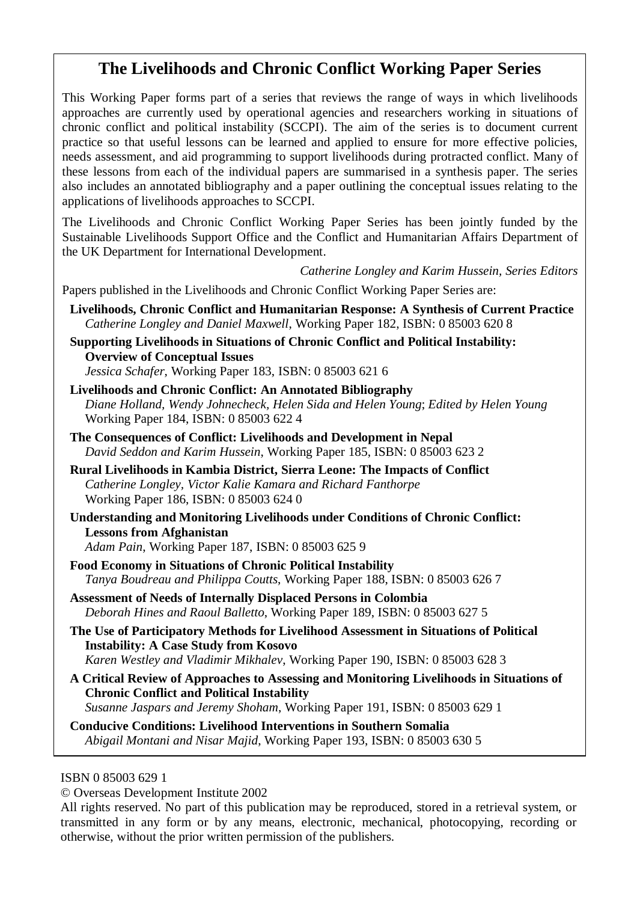## The Livelihoods and Chronic Conflict Working Paper Series

This Working Paper forms part of a series that reviews the range of ways in which livelihoods approaches are currently used by operational agencies and researchers working in situations of chronic conflict and political instability (SCCPI). The aim of the series is to document current practice so that useful lessons can be learned and applied to ensure for more effective policies, needs assessment, and aid programming to support livelihoods during protracted conflict. Many of these lessons from each of the individual papers are summarised in a synthesis paper. The series also includes an annotated bibliography and a paper outlining the conceptual issues relating to the applications of livelihoods approaches to SCCPI.

The Livelihoods and Chronic Conflict Working Paper Series has been jointly funded by the Sustainable Livelihoods Support Office and the Conflict and Humanitarian Affairs Department of the UK Department for International Development.

*Catherine Longley and Karim Hussein, Series Editors*

Papers published in the Livelihoods and Chronic Conflict Working Paper Series are:

**Livelihoods, Chronic Conflict and Humanitarian Response: A Synthesis of Current Practice**
*Catherine Longley and Daniel Maxwell*, Working Paper 182, ISBN: 0 85003 620 8

**Supporting Livelihoods in Situations of Chronic Conflict and Political Instability: Overview of Conceptual Issues**
*Jessica Schafer*, Working Paper 183, ISBN: 0 85003 621 6

**Livelihoods and Chronic Conflict: An Annotated Bibliography**
*Diane Holland, Wendy Johnecheck, Helen Sida and Helen Young*; *Edited by Helen Young*
Working Paper 184, ISBN: 0 85003 622 4

**The Consequences of Conflict: Livelihoods and Development in Nepal**
*David Seddon and Karim Hussein*, Working Paper 185, ISBN: 0 85003 623 2

**Rural Livelihoods in Kambia District, Sierra Leone: The Impacts of Conflict**
*Catherine Longley, Victor Kalie Kamara and Richard Fanthorpe*
Working Paper 186, ISBN: 0 85003 624 0

**Understanding and Monitoring Livelihoods under Conditions of Chronic Conflict: Lessons from Afghanistan**
*Adam Pain*, Working Paper 187, ISBN: 0 85003 625 9

**Food Economy in Situations of Chronic Political Instability**
*Tanya Boudreau and Philippa Coutts*, Working Paper 188, ISBN: 0 85003 626 7

**Assessment of Needs of Internally Displaced Persons in Colombia**
*Deborah Hines and Raoul Balletto*, Working Paper 189, ISBN: 0 85003 627 5

**The Use of Participatory Methods for Livelihood Assessment in Situations of Political Instability: A Case Study from Kosovo**
*Karen Westley and Vladimir Mikhalev*, Working Paper 190, ISBN: 0 85003 628 3

**A Critical Review of Approaches to Assessing and Monitoring Livelihoods in Situations of Chronic Conflict and Political Instability**
*Susanne Jaspars and Jeremy Shoham*, Working Paper 191, ISBN: 0 85003 629 1

**Conducive Conditions: Livelihood Interventions in Southern Somalia**
*Abigail Montani and Nisar Majid*, Working Paper 193, ISBN: 0 85003 630 5

ISBN 0 85003 629 1

© Overseas Development Institute 2002

All rights reserved. No part of this publication may be reproduced, stored in a retrieval system, or transmitted in any form or by any means, electronic, mechanical, photocopying, recording or otherwise, without the prior written permission of the publishers.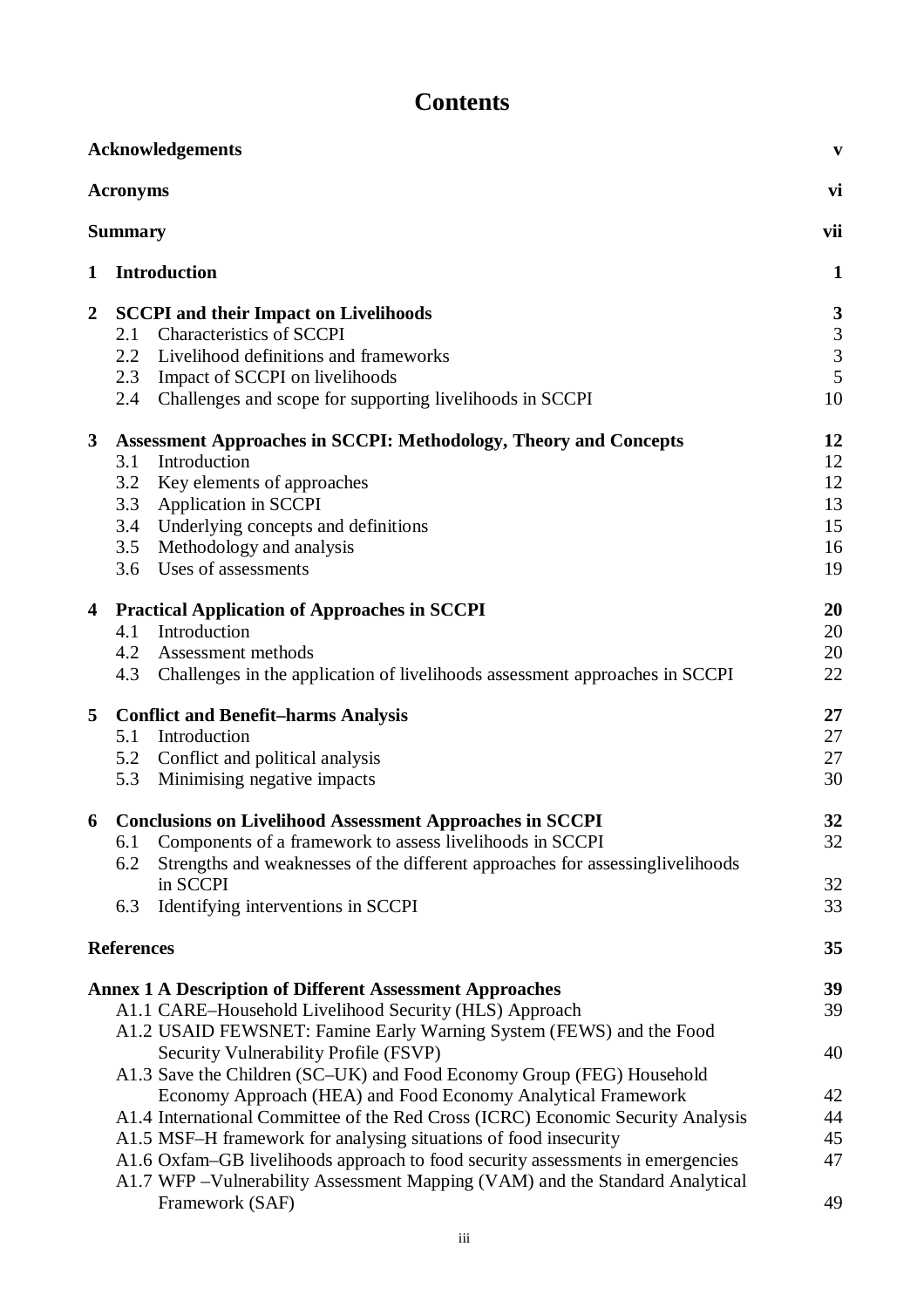# Contents

| | | |
|---|---|---|
| **Acknowledgements** | | **v** |
| **Acronyms** | | **vi** |
| **Summary** | | **vii** |
| **1** | **Introduction** | **1** |
| **2** | **SCCPI and their Impact on Livelihoods** | **3** |
| | 2.1 Characteristics of SCCPI | 3 |
| | 2.2 Livelihood definitions and frameworks | 3 |
| | 2.3 Impact of SCCPI on livelihoods | 5 |
| | 2.4 Challenges and scope for supporting livelihoods in SCCPI | 10 |
| **3** | **Assessment Approaches in SCCPI: Methodology, Theory and Concepts** | **12** |
| | 3.1 Introduction | 12 |
| | 3.2 Key elements of approaches | 12 |
| | 3.3 Application in SCCPI | 13 |
| | 3.4 Underlying concepts and definitions | 15 |
| | 3.5 Methodology and analysis | 16 |
| | 3.6 Uses of assessments | 19 |
| **4** | **Practical Application of Approaches in SCCPI** | **20** |
| | 4.1 Introduction | 20 |
| | 4.2 Assessment methods | 20 |
| | 4.3 Challenges in the application of livelihoods assessment approaches in SCCPI | 22 |
| **5** | **Conflict and Benefit–harms Analysis** | **27** |
| | 5.1 Introduction | 27 |
| | 5.2 Conflict and political analysis | 27 |
| | 5.3 Minimising negative impacts | 30 |
| **6** | **Conclusions on Livelihood Assessment Approaches in SCCPI** | **32** |
| | 6.1 Components of a framework to assess livelihoods in SCCPI | 32 |
| | 6.2 Strengths and weaknesses of the different approaches for assessinglivelihoods in SCCPI | 32 |
| | 6.3 Identifying interventions in SCCPI | 33 |
| **References** | | **35** |
| **Annex 1 A Description of Different Assessment Approaches** | | **39** |
| | A1.1 CARE–Household Livelihood Security (HLS) Approach | 39 |
| | A1.2 USAID FEWSNET: Famine Early Warning System (FEWS) and the Food Security Vulnerability Profile (FSVP) | 40 |
| | A1.3 Save the Children (SC–UK) and Food Economy Group (FEG) Household Economy Approach (HEA) and Food Economy Analytical Framework | 42 |
| | A1.4 International Committee of the Red Cross (ICRC) Economic Security Analysis | 44 |
| | A1.5 MSF–H framework for analysing situations of food insecurity | 45 |
| | A1.6 Oxfam–GB livelihoods approach to food security assessments in emergencies | 47 |
| | A1.7 WFP –Vulnerability Assessment Mapping (VAM) and the Standard Analytical Framework (SAF) | 49 |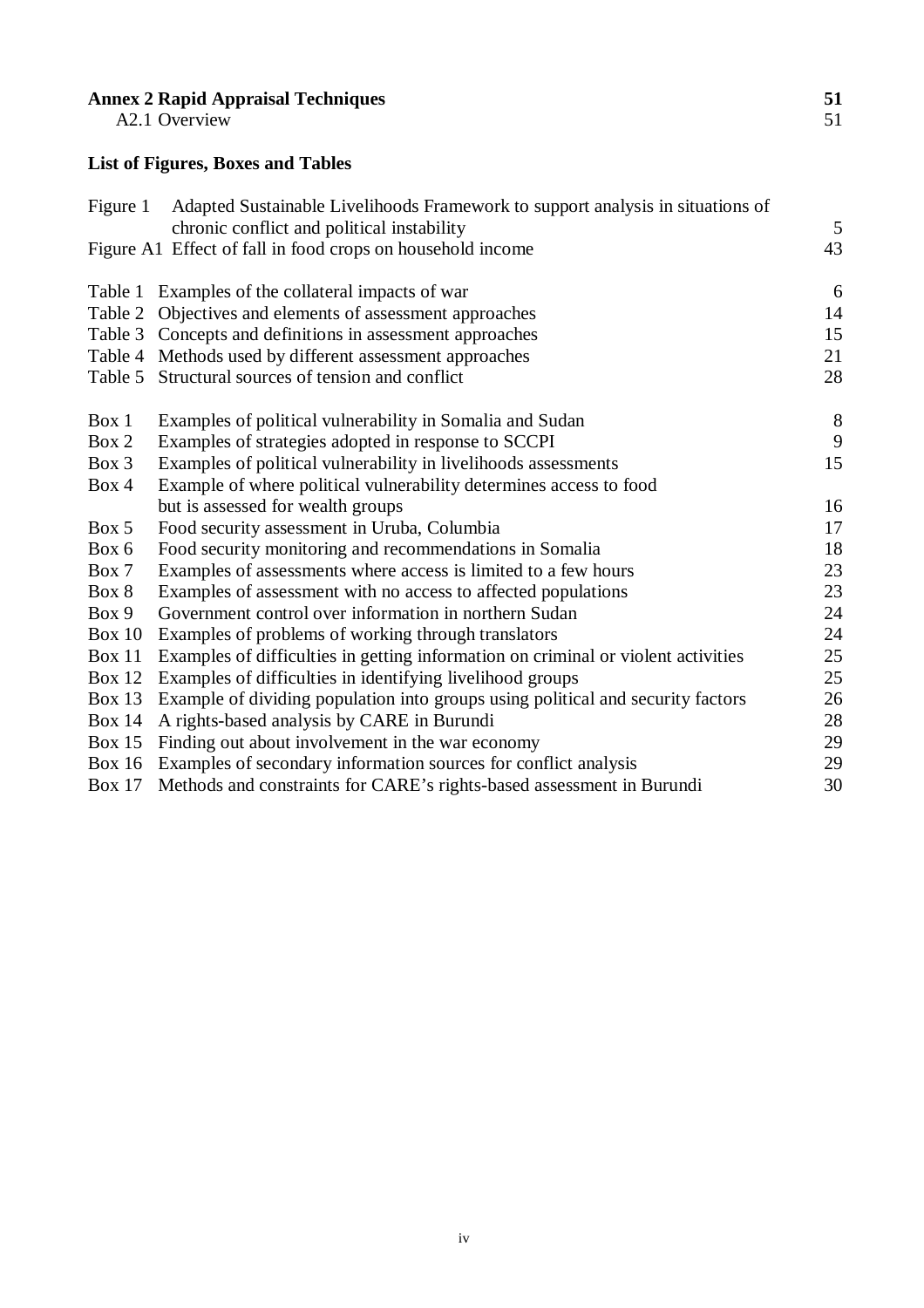**Annex 2 Rapid Appraisal Techniques** **51**
A2.1 Overview 51

**List of Figures, Boxes and Tables**

| | | |
|---|---|---|
| Figure 1 | Adapted Sustainable Livelihoods Framework to support analysis in situations of chronic conflict and political instability | 5 |
| Figure A1 | Effect of fall in food crops on household income | 43 |
| Table 1 | Examples of the collateral impacts of war | 6 |
| Table 2 | Objectives and elements of assessment approaches | 14 |
| Table 3 | Concepts and definitions in assessment approaches | 15 |
| Table 4 | Methods used by different assessment approaches | 21 |
| Table 5 | Structural sources of tension and conflict | 28 |
| Box 1 | Examples of political vulnerability in Somalia and Sudan | 8 |
| Box 2 | Examples of strategies adopted in response to SCCPI | 9 |
| Box 3 | Examples of political vulnerability in livelihoods assessments | 15 |
| Box 4 | Example of where political vulnerability determines access to food but is assessed for wealth groups | 16 |
| Box 5 | Food security assessment in Uruba, Columbia | 17 |
| Box 6 | Food security monitoring and recommendations in Somalia | 18 |
| Box 7 | Examples of assessments where access is limited to a few hours | 23 |
| Box 8 | Examples of assessment with no access to affected populations | 23 |
| Box 9 | Government control over information in northern Sudan | 24 |
| Box 10 | Examples of problems of working through translators | 24 |
| Box 11 | Examples of difficulties in getting information on criminal or violent activities | 25 |
| Box 12 | Examples of difficulties in identifying livelihood groups | 25 |
| Box 13 | Example of dividing population into groups using political and security factors | 26 |
| Box 14 | A rights-based analysis by CARE in Burundi | 28 |
| Box 15 | Finding out about involvement in the war economy | 29 |
| Box 16 | Examples of secondary information sources for conflict analysis | 29 |
| Box 17 | Methods and constraints for CARE's rights-based assessment in Burundi | 30 |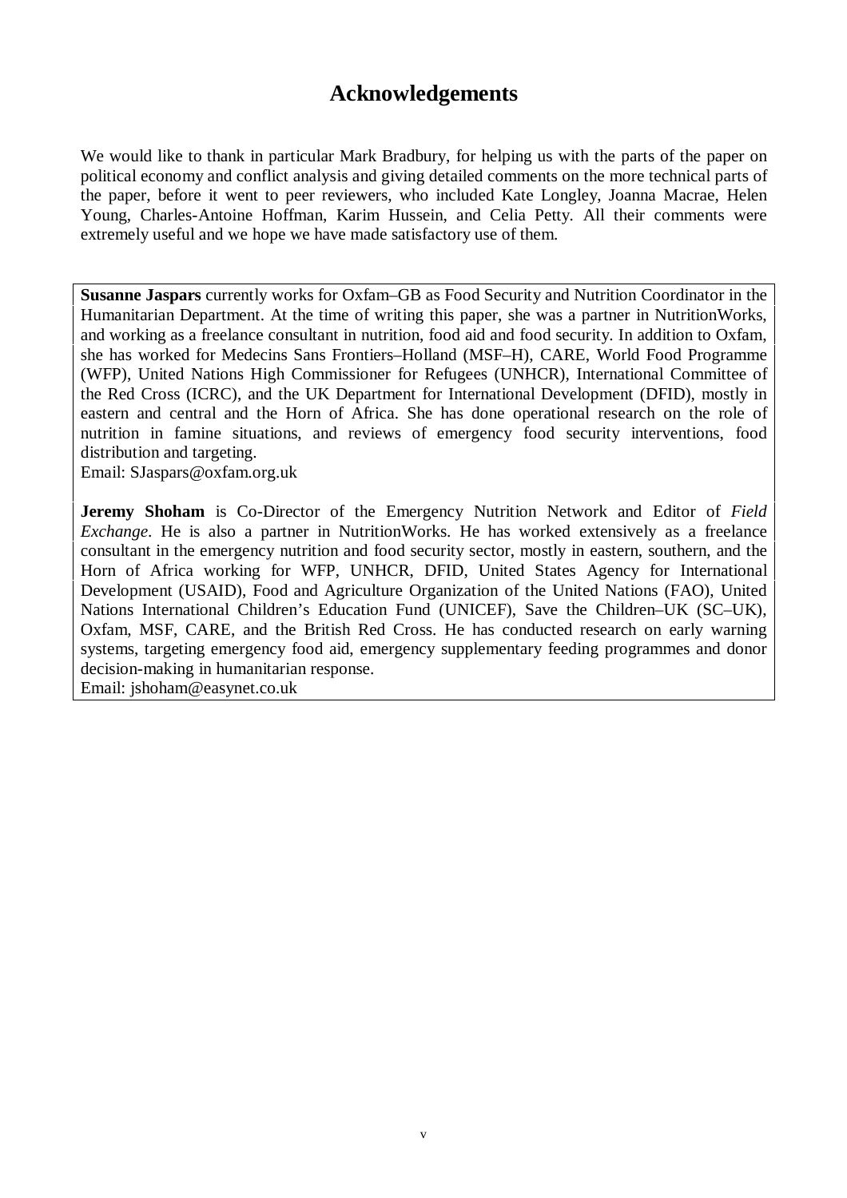# Acknowledgements

We would like to thank in particular Mark Bradbury, for helping us with the parts of the paper on political economy and conflict analysis and giving detailed comments on the more technical parts of the paper, before it went to peer reviewers, who included Kate Longley, Joanna Macrae, Helen Young, Charles-Antoine Hoffman, Karim Hussein, and Celia Petty. All their comments were extremely useful and we hope we have made satisfactory use of them.

**Susanne Jaspars** currently works for Oxfam–GB as Food Security and Nutrition Coordinator in the Humanitarian Department. At the time of writing this paper, she was a partner in NutritionWorks, and working as a freelance consultant in nutrition, food aid and food security. In addition to Oxfam, she has worked for Medecins Sans Frontiers–Holland (MSF–H), CARE, World Food Programme (WFP), United Nations High Commissioner for Refugees (UNHCR), International Committee of the Red Cross (ICRC), and the UK Department for International Development (DFID), mostly in eastern and central and the Horn of Africa. She has done operational research on the role of nutrition in famine situations, and reviews of emergency food security interventions, food distribution and targeting.
Email: SJaspars@oxfam.org.uk

**Jeremy Shoham** is Co-Director of the Emergency Nutrition Network and Editor of *Field Exchange*. He is also a partner in NutritionWorks. He has worked extensively as a freelance consultant in the emergency nutrition and food security sector, mostly in eastern, southern, and the Horn of Africa working for WFP, UNHCR, DFID, United States Agency for International Development (USAID), Food and Agriculture Organization of the United Nations (FAO), United Nations International Children's Education Fund (UNICEF), Save the Children–UK (SC–UK), Oxfam, MSF, CARE, and the British Red Cross. He has conducted research on early warning systems, targeting emergency food aid, emergency supplementary feeding programmes and donor decision-making in humanitarian response.
Email: jshoham@easynet.co.uk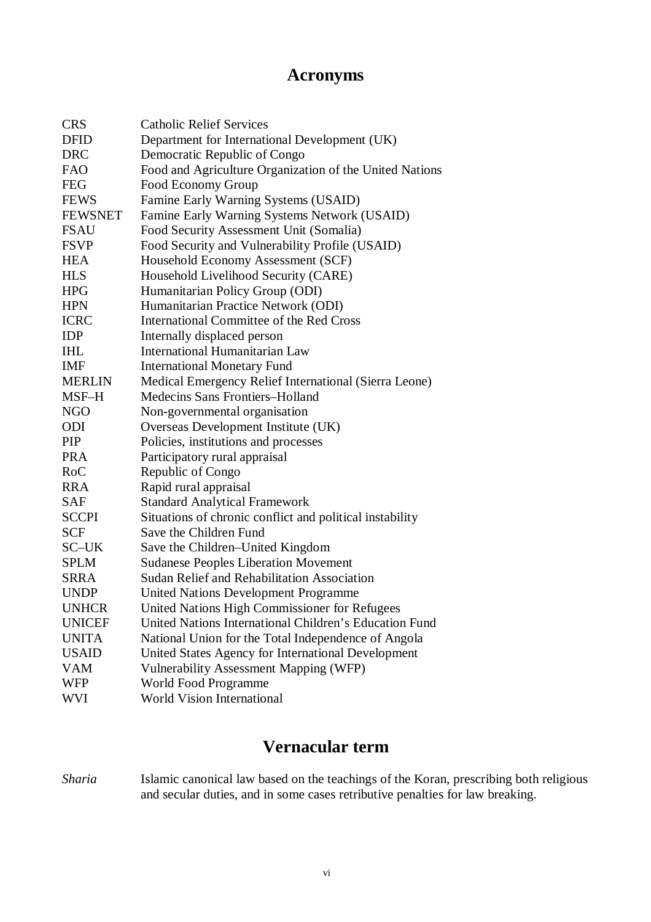# Acronyms

| | |
|---|---|
| CRS | Catholic Relief Services |
| DFID | Department for International Development (UK) |
| DRC | Democratic Republic of Congo |
| FAO | Food and Agriculture Organization of the United Nations |
| FEG | Food Economy Group |
| FEWS | Famine Early Warning Systems (USAID) |
| FEWSNET | Famine Early Warning Systems Network (USAID) |
| FSAU | Food Security Assessment Unit (Somalia) |
| FSVP | Food Security and Vulnerability Profile (USAID) |
| HEA | Household Economy Assessment (SCF) |
| HLS | Household Livelihood Security (CARE) |
| HPG | Humanitarian Policy Group (ODI) |
| HPN | Humanitarian Practice Network (ODI) |
| ICRC | International Committee of the Red Cross |
| IDP | Internally displaced person |
| IHL | International Humanitarian Law |
| IMF | International Monetary Fund |
| MERLIN | Medical Emergency Relief International (Sierra Leone) |
| MSF–H | Medecins Sans Frontiers–Holland |
| NGO | Non-governmental organisation |
| ODI | Overseas Development Institute (UK) |
| PIP | Policies, institutions and processes |
| PRA | Participatory rural appraisal |
| RoC | Republic of Congo |
| RRA | Rapid rural appraisal |
| SAF | Standard Analytical Framework |
| SCCPI | Situations of chronic conflict and political instability |
| SCF | Save the Children Fund |
| SC–UK | Save the Children–United Kingdom |
| SPLM | Sudanese Peoples Liberation Movement |
| SRRA | Sudan Relief and Rehabilitation Association |
| UNDP | United Nations Development Programme |
| UNHCR | United Nations High Commissioner for Refugees |
| UNICEF | United Nations International Children's Education Fund |
| UNITA | National Union for the Total Independence of Angola |
| USAID | United States Agency for International Development |
| VAM | Vulnerability Assessment Mapping (WFP) |
| WFP | World Food Programme |
| WVI | World Vision International |

# Vernacular term

| | |
|---|---|
| *Sharia* | Islamic canonical law based on the teachings of the Koran, prescribing both religious and secular duties, and in some cases retributive penalties for law breaking. |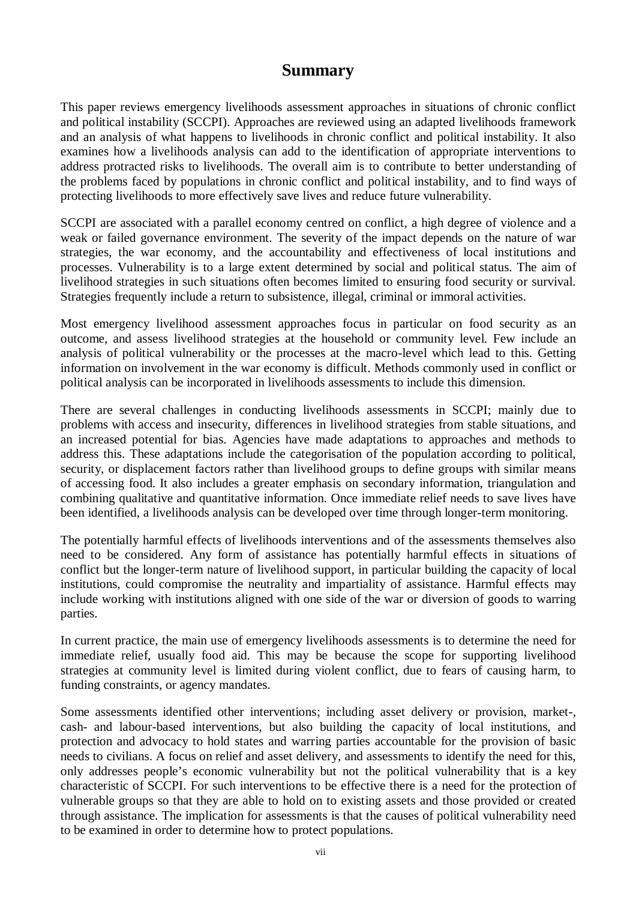# Summary

This paper reviews emergency livelihoods assessment approaches in situations of chronic conflict and political instability (SCCPI). Approaches are reviewed using an adapted livelihoods framework and an analysis of what happens to livelihoods in chronic conflict and political instability. It also examines how a livelihoods analysis can add to the identification of appropriate interventions to address protracted risks to livelihoods. The overall aim is to contribute to better understanding of the problems faced by populations in chronic conflict and political instability, and to find ways of protecting livelihoods to more effectively save lives and reduce future vulnerability.

SCCPI are associated with a parallel economy centred on conflict, a high degree of violence and a weak or failed governance environment. The severity of the impact depends on the nature of war strategies, the war economy, and the accountability and effectiveness of local institutions and processes. Vulnerability is to a large extent determined by social and political status. The aim of livelihood strategies in such situations often becomes limited to ensuring food security or survival. Strategies frequently include a return to subsistence, illegal, criminal or immoral activities.

Most emergency livelihood assessment approaches focus in particular on food security as an outcome, and assess livelihood strategies at the household or community level. Few include an analysis of political vulnerability or the processes at the macro-level which lead to this. Getting information on involvement in the war economy is difficult. Methods commonly used in conflict or political analysis can be incorporated in livelihoods assessments to include this dimension.

There are several challenges in conducting livelihoods assessments in SCCPI; mainly due to problems with access and insecurity, differences in livelihood strategies from stable situations, and an increased potential for bias. Agencies have made adaptations to approaches and methods to address this. These adaptations include the categorisation of the population according to political, security, or displacement factors rather than livelihood groups to define groups with similar means of accessing food. It also includes a greater emphasis on secondary information, triangulation and combining qualitative and quantitative information. Once immediate relief needs to save lives have been identified, a livelihoods analysis can be developed over time through longer-term monitoring.

The potentially harmful effects of livelihoods interventions and of the assessments themselves also need to be considered. Any form of assistance has potentially harmful effects in situations of conflict but the longer-term nature of livelihood support, in particular building the capacity of local institutions, could compromise the neutrality and impartiality of assistance. Harmful effects may include working with institutions aligned with one side of the war or diversion of goods to warring parties.

In current practice, the main use of emergency livelihoods assessments is to determine the need for immediate relief, usually food aid. This may be because the scope for supporting livelihood strategies at community level is limited during violent conflict, due to fears of causing harm, to funding constraints, or agency mandates.

Some assessments identified other interventions; including asset delivery or provision, market-, cash- and labour-based interventions, but also building the capacity of local institutions, and protection and advocacy to hold states and warring parties accountable for the provision of basic needs to civilians. A focus on relief and asset delivery, and assessments to identify the need for this, only addresses people's economic vulnerability but not the political vulnerability that is a key characteristic of SCCPI. For such interventions to be effective there is a need for the protection of vulnerable groups so that they are able to hold on to existing assets and those provided or created through assistance. The implication for assessments is that the causes of political vulnerability need to be examined in order to determine how to protect populations.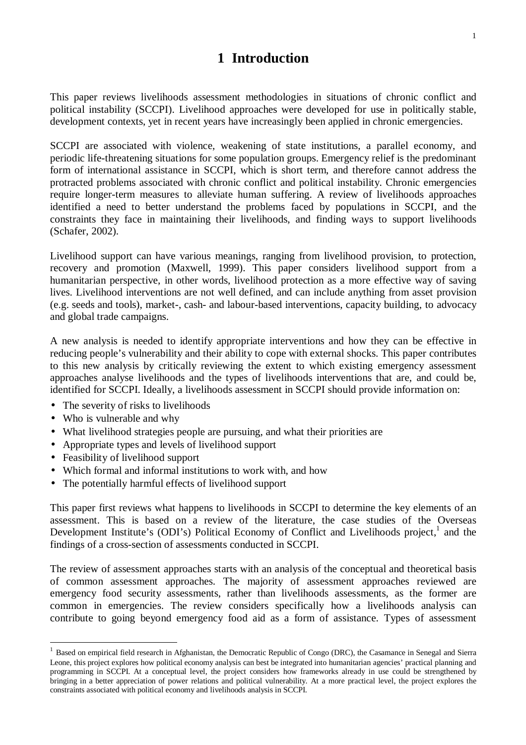# 1 Introduction

This paper reviews livelihoods assessment methodologies in situations of chronic conflict and political instability (SCCPI). Livelihood approaches were developed for use in politically stable, development contexts, yet in recent years have increasingly been applied in chronic emergencies.

SCCPI are associated with violence, weakening of state institutions, a parallel economy, and periodic life-threatening situations for some population groups. Emergency relief is the predominant form of international assistance in SCCPI, which is short term, and therefore cannot address the protracted problems associated with chronic conflict and political instability. Chronic emergencies require longer-term measures to alleviate human suffering. A review of livelihoods approaches identified a need to better understand the problems faced by populations in SCCPI, and the constraints they face in maintaining their livelihoods, and finding ways to support livelihoods (Schafer, 2002).

Livelihood support can have various meanings, ranging from livelihood provision, to protection, recovery and promotion (Maxwell, 1999). This paper considers livelihood support from a humanitarian perspective, in other words, livelihood protection as a more effective way of saving lives. Livelihood interventions are not well defined, and can include anything from asset provision (e.g. seeds and tools), market-, cash- and labour-based interventions, capacity building, to advocacy and global trade campaigns.

A new analysis is needed to identify appropriate interventions and how they can be effective in reducing people's vulnerability and their ability to cope with external shocks. This paper contributes to this new analysis by critically reviewing the extent to which existing emergency assessment approaches analyse livelihoods and the types of livelihoods interventions that are, and could be, identified for SCCPI. Ideally, a livelihoods assessment in SCCPI should provide information on:

- The severity of risks to livelihoods
- Who is vulnerable and why
- What livelihood strategies people are pursuing, and what their priorities are
- Appropriate types and levels of livelihood support
- Feasibility of livelihood support
- Which formal and informal institutions to work with, and how
- The potentially harmful effects of livelihood support

This paper first reviews what happens to livelihoods in SCCPI to determine the key elements of an assessment. This is based on a review of the literature, the case studies of the Overseas Development Institute's (ODI's) Political Economy of Conflict and Livelihoods project,[1] and the findings of a cross-section of assessments conducted in SCCPI.

The review of assessment approaches starts with an analysis of the conceptual and theoretical basis of common assessment approaches. The majority of assessment approaches reviewed are emergency food security assessments, rather than livelihoods assessments, as the former are common in emergencies. The review considers specifically how a livelihoods analysis can contribute to going beyond emergency food aid as a form of assistance. Types of assessment

[1] Based on empirical field research in Afghanistan, the Democratic Republic of Congo (DRC), the Casamance in Senegal and Sierra Leone, this project explores how political economy analysis can best be integrated into humanitarian agencies' practical planning and programming in SCCPI. At a conceptual level, the project considers how frameworks already in use could be strengthened by bringing in a better appreciation of power relations and political vulnerability. At a more practical level, the project explores the constraints associated with political economy and livelihoods analysis in SCCPI.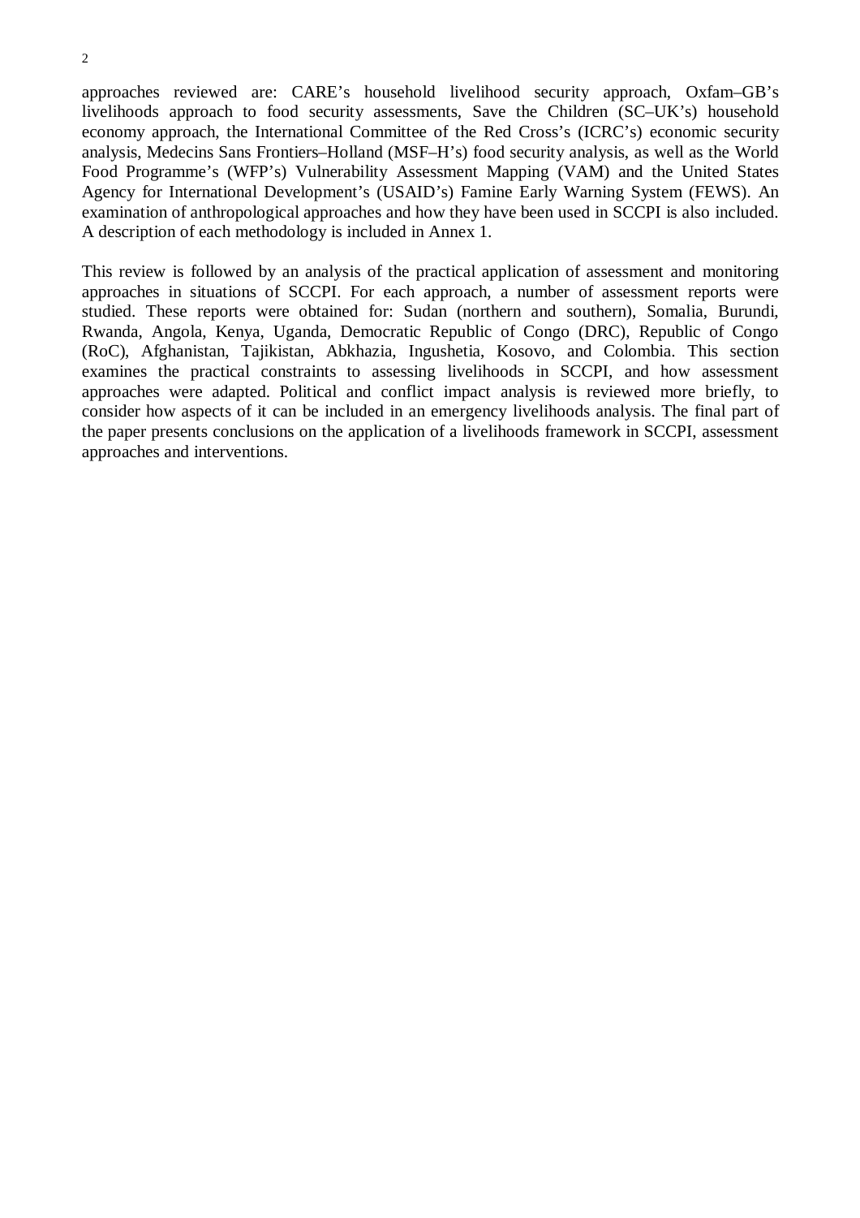approaches reviewed are: CARE's household livelihood security approach, Oxfam–GB's livelihoods approach to food security assessments, Save the Children (SC–UK's) household economy approach, the International Committee of the Red Cross's (ICRC's) economic security analysis, Medecins Sans Frontiers–Holland (MSF–H's) food security analysis, as well as the World Food Programme's (WFP's) Vulnerability Assessment Mapping (VAM) and the United States Agency for International Development's (USAID's) Famine Early Warning System (FEWS). An examination of anthropological approaches and how they have been used in SCCPI is also included. A description of each methodology is included in Annex 1.

This review is followed by an analysis of the practical application of assessment and monitoring approaches in situations of SCCPI. For each approach, a number of assessment reports were studied. These reports were obtained for: Sudan (northern and southern), Somalia, Burundi, Rwanda, Angola, Kenya, Uganda, Democratic Republic of Congo (DRC), Republic of Congo (RoC), Afghanistan, Tajikistan, Abkhazia, Ingushetia, Kosovo, and Colombia. This section examines the practical constraints to assessing livelihoods in SCCPI, and how assessment approaches were adapted. Political and conflict impact analysis is reviewed more briefly, to consider how aspects of it can be included in an emergency livelihoods analysis. The final part of the paper presents conclusions on the application of a livelihoods framework in SCCPI, assessment approaches and interventions.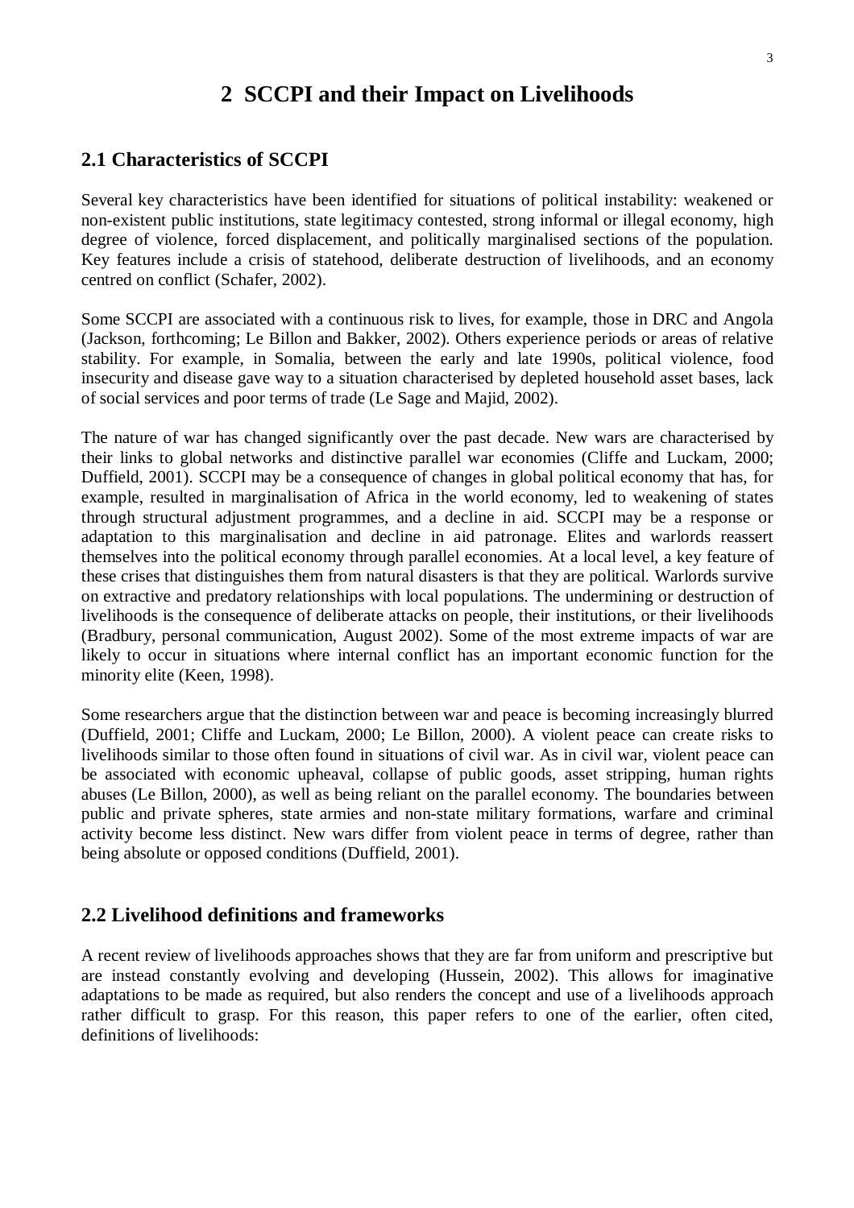# 2 SCCPI and their Impact on Livelihoods

## 2.1 Characteristics of SCCPI

Several key characteristics have been identified for situations of political instability: weakened or non-existent public institutions, state legitimacy contested, strong informal or illegal economy, high degree of violence, forced displacement, and politically marginalised sections of the population. Key features include a crisis of statehood, deliberate destruction of livelihoods, and an economy centred on conflict (Schafer, 2002).

Some SCCPI are associated with a continuous risk to lives, for example, those in DRC and Angola (Jackson, forthcoming; Le Billon and Bakker, 2002). Others experience periods or areas of relative stability. For example, in Somalia, between the early and late 1990s, political violence, food insecurity and disease gave way to a situation characterised by depleted household asset bases, lack of social services and poor terms of trade (Le Sage and Majid, 2002).

The nature of war has changed significantly over the past decade. New wars are characterised by their links to global networks and distinctive parallel war economies (Cliffe and Luckam, 2000; Duffield, 2001). SCCPI may be a consequence of changes in global political economy that has, for example, resulted in marginalisation of Africa in the world economy, led to weakening of states through structural adjustment programmes, and a decline in aid. SCCPI may be a response or adaptation to this marginalisation and decline in aid patronage. Elites and warlords reassert themselves into the political economy through parallel economies. At a local level, a key feature of these crises that distinguishes them from natural disasters is that they are political. Warlords survive on extractive and predatory relationships with local populations. The undermining or destruction of livelihoods is the consequence of deliberate attacks on people, their institutions, or their livelihoods (Bradbury, personal communication, August 2002). Some of the most extreme impacts of war are likely to occur in situations where internal conflict has an important economic function for the minority elite (Keen, 1998).

Some researchers argue that the distinction between war and peace is becoming increasingly blurred (Duffield, 2001; Cliffe and Luckam, 2000; Le Billon, 2000). A violent peace can create risks to livelihoods similar to those often found in situations of civil war. As in civil war, violent peace can be associated with economic upheaval, collapse of public goods, asset stripping, human rights abuses (Le Billon, 2000), as well as being reliant on the parallel economy. The boundaries between public and private spheres, state armies and non-state military formations, warfare and criminal activity become less distinct. New wars differ from violent peace in terms of degree, rather than being absolute or opposed conditions (Duffield, 2001).

## 2.2 Livelihood definitions and frameworks

A recent review of livelihoods approaches shows that they are far from uniform and prescriptive but are instead constantly evolving and developing (Hussein, 2002). This allows for imaginative adaptations to be made as required, but also renders the concept and use of a livelihoods approach rather difficult to grasp. For this reason, this paper refers to one of the earlier, often cited, definitions of livelihoods: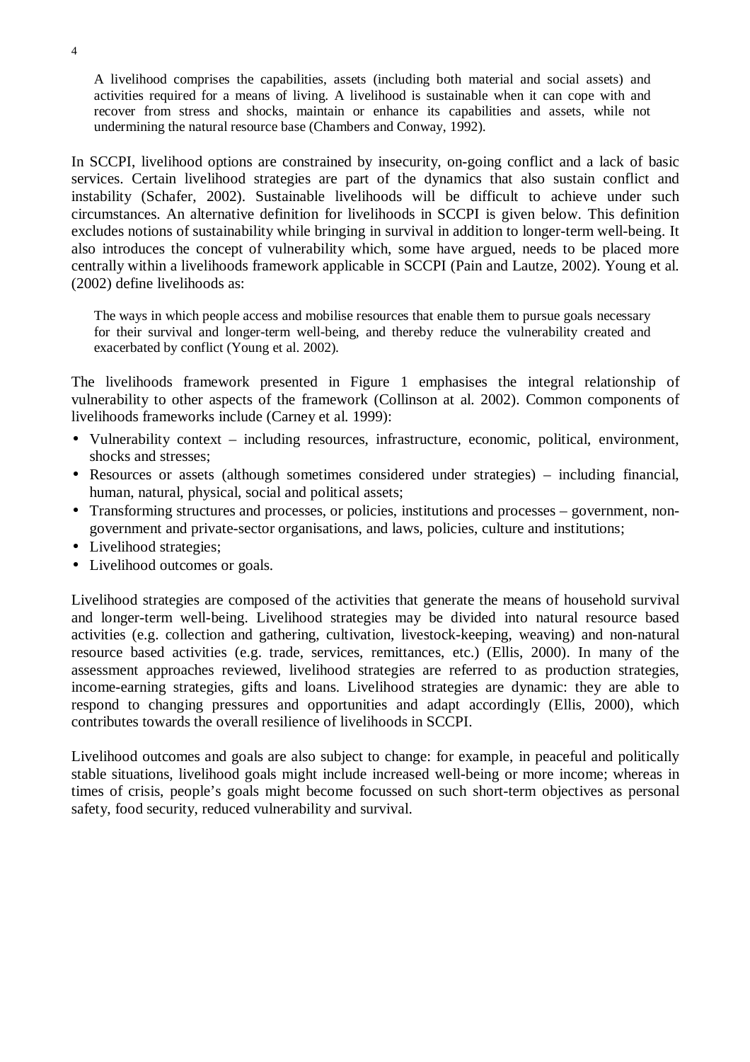> A livelihood comprises the capabilities, assets (including both material and social assets) and activities required for a means of living. A livelihood is sustainable when it can cope with and recover from stress and shocks, maintain or enhance its capabilities and assets, while not undermining the natural resource base (Chambers and Conway, 1992).

In SCCPI, livelihood options are constrained by insecurity, on-going conflict and a lack of basic services. Certain livelihood strategies are part of the dynamics that also sustain conflict and instability (Schafer, 2002). Sustainable livelihoods will be difficult to achieve under such circumstances. An alternative definition for livelihoods in SCCPI is given below. This definition excludes notions of sustainability while bringing in survival in addition to longer-term well-being. It also introduces the concept of vulnerability which, some have argued, needs to be placed more centrally within a livelihoods framework applicable in SCCPI (Pain and Lautze, 2002). Young et al. (2002) define livelihoods as:

> The ways in which people access and mobilise resources that enable them to pursue goals necessary for their survival and longer-term well-being, and thereby reduce the vulnerability created and exacerbated by conflict (Young et al. 2002).

The livelihoods framework presented in Figure 1 emphasises the integral relationship of vulnerability to other aspects of the framework (Collinson at al. 2002). Common components of livelihoods frameworks include (Carney et al. 1999):

- Vulnerability context – including resources, infrastructure, economic, political, environment, shocks and stresses;
- Resources or assets (although sometimes considered under strategies) – including financial, human, natural, physical, social and political assets;
- Transforming structures and processes, or policies, institutions and processes – government, non-government and private-sector organisations, and laws, policies, culture and institutions;
- Livelihood strategies;
- Livelihood outcomes or goals.

Livelihood strategies are composed of the activities that generate the means of household survival and longer-term well-being. Livelihood strategies may be divided into natural resource based activities (e.g. collection and gathering, cultivation, livestock-keeping, weaving) and non-natural resource based activities (e.g. trade, services, remittances, etc.) (Ellis, 2000). In many of the assessment approaches reviewed, livelihood strategies are referred to as production strategies, income-earning strategies, gifts and loans. Livelihood strategies are dynamic: they are able to respond to changing pressures and opportunities and adapt accordingly (Ellis, 2000), which contributes towards the overall resilience of livelihoods in SCCPI.

Livelihood outcomes and goals are also subject to change: for example, in peaceful and politically stable situations, livelihood goals might include increased well-being or more income; whereas in times of crisis, people's goals might become focussed on such short-term objectives as personal safety, food security, reduced vulnerability and survival.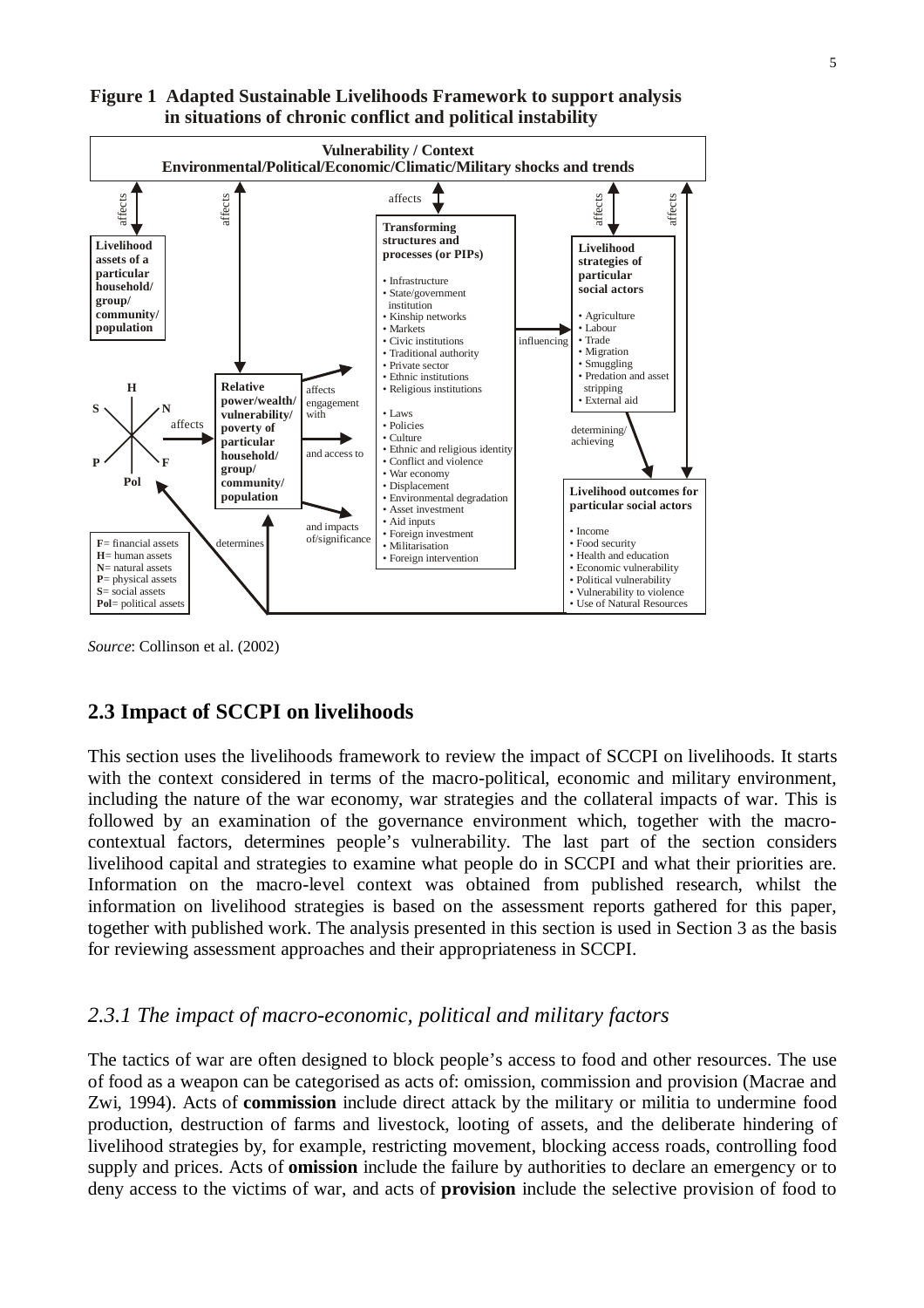**Figure 1 Adapted Sustainable Livelihoods Framework to support analysis in situations of chronic conflict and political instability**

Vulnerability / Context
Environmental/Political/Economic/Climatic/Military shocks and trends

Livelihood assets of a particular household/ group/ community/ population

Transforming structures and processes (or PIPs)

- Infrastructure
- State/government institution
- Kinship networks
- Markets
- Civic institutions
- Traditional authority
- Private sector
- Ethnic institutions
- Religious institutions
- Laws
- Policies
- Culture
- Ethnic and religious identity
- Conflict and violence
- War economy
- Displacement
- Environmental degradation
- Asset investment
- Aid inputs
- Foreign investment
- Militarisation
- Foreign intervention

Livelihood strategies of particular social actors

- Agriculture
- Labour
- Trade
- Migration
- Smuggling
- Predation and asset stripping
- External aid

Relative power/wealth/ vulnerability/ poverty of particular household/ group/ community/ population

Livelihood outcomes for particular social actors

- Income
- Food security
- Health and education
- Economic vulnerability
- Political vulnerability
- Vulnerability to violence
- Use of Natural Resources

F= financial assets
H= human assets
N= natural assets
P= physical assets
S= social assets
Pol= political assets

*Source*: Collinson et al. (2002)

## 2.3 Impact of SCCPI on livelihoods

This section uses the livelihoods framework to review the impact of SCCPI on livelihoods. It starts with the context considered in terms of the macro-political, economic and military environment, including the nature of the war economy, war strategies and the collateral impacts of war. This is followed by an examination of the governance environment which, together with the macro-contextual factors, determines people's vulnerability. The last part of the section considers livelihood capital and strategies to examine what people do in SCCPI and what their priorities are. Information on the macro-level context was obtained from published research, whilst the information on livelihood strategies is based on the assessment reports gathered for this paper, together with published work. The analysis presented in this section is used in Section 3 as the basis for reviewing assessment approaches and their appropriateness in SCCPI.

### *2.3.1 The impact of macro-economic, political and military factors*

The tactics of war are often designed to block people's access to food and other resources. The use of food as a weapon can be categorised as acts of: omission, commission and provision (Macrae and Zwi, 1994). Acts of **commission** include direct attack by the military or militia to undermine food production, destruction of farms and livestock, looting of assets, and the deliberate hindering of livelihood strategies by, for example, restricting movement, blocking access roads, controlling food supply and prices. Acts of **omission** include the failure by authorities to declare an emergency or to deny access to the victims of war, and acts of **provision** include the selective provision of food to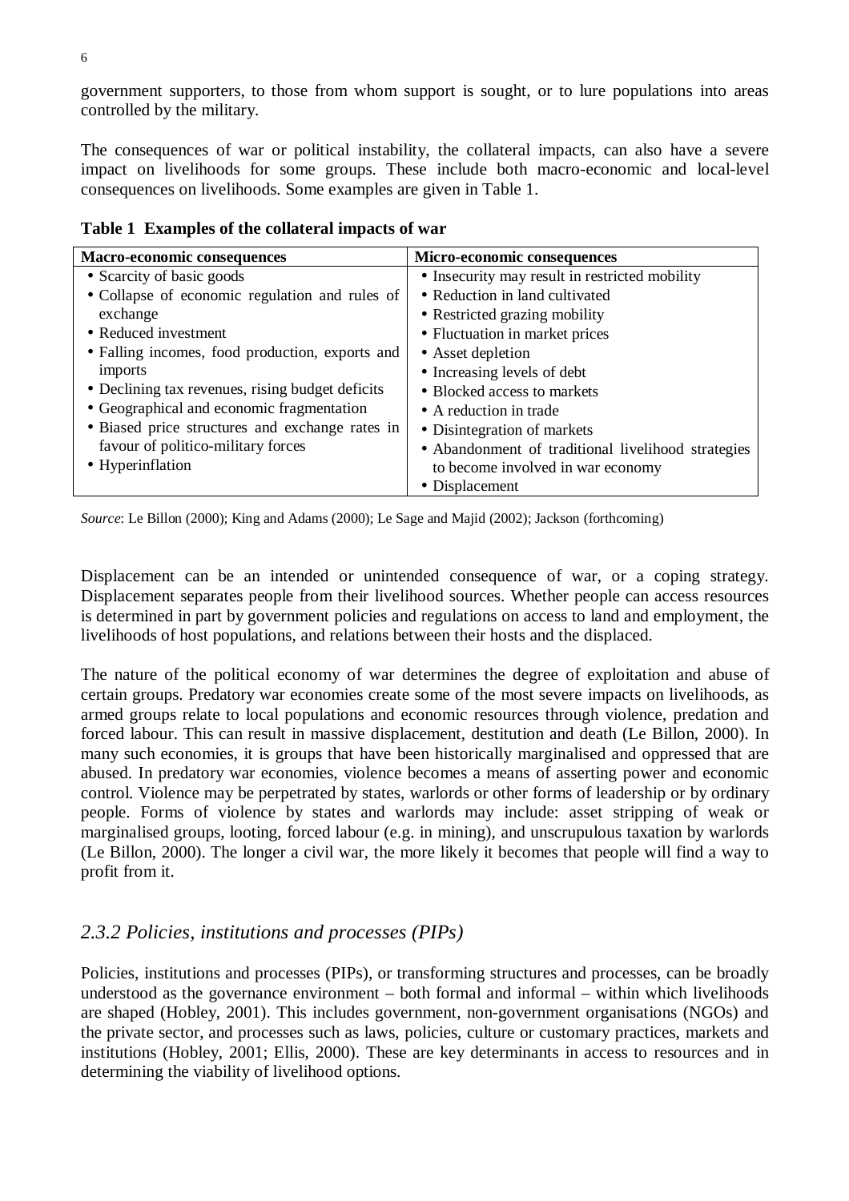government supporters, to those from whom support is sought, or to lure populations into areas controlled by the military.

The consequences of war or political instability, the collateral impacts, can also have a severe impact on livelihoods for some groups. These include both macro-economic and local-level consequences on livelihoods. Some examples are given in Table 1.

**Table 1 Examples of the collateral impacts of war**

| Macro-economic consequences | Micro-economic consequences |
|---|---|
| • Scarcity of basic goods<br>• Collapse of economic regulation and rules of exchange<br>• Reduced investment<br>• Falling incomes, food production, exports and imports<br>• Declining tax revenues, rising budget deficits<br>• Geographical and economic fragmentation<br>• Biased price structures and exchange rates in favour of politico-military forces<br>• Hyperinflation | • Insecurity may result in restricted mobility<br>• Reduction in land cultivated<br>• Restricted grazing mobility<br>• Fluctuation in market prices<br>• Asset depletion<br>• Increasing levels of debt<br>• Blocked access to markets<br>• A reduction in trade<br>• Disintegration of markets<br>• Abandonment of traditional livelihood strategies to become involved in war economy<br>• Displacement |

*Source*: Le Billon (2000); King and Adams (2000); Le Sage and Majid (2002); Jackson (forthcoming)

Displacement can be an intended or unintended consequence of war, or a coping strategy. Displacement separates people from their livelihood sources. Whether people can access resources is determined in part by government policies and regulations on access to land and employment, the livelihoods of host populations, and relations between their hosts and the displaced.

The nature of the political economy of war determines the degree of exploitation and abuse of certain groups. Predatory war economies create some of the most severe impacts on livelihoods, as armed groups relate to local populations and economic resources through violence, predation and forced labour. This can result in massive displacement, destitution and death (Le Billon, 2000). In many such economies, it is groups that have been historically marginalised and oppressed that are abused. In predatory war economies, violence becomes a means of asserting power and economic control. Violence may be perpetrated by states, warlords or other forms of leadership or by ordinary people. Forms of violence by states and warlords may include: asset stripping of weak or marginalised groups, looting, forced labour (e.g. in mining), and unscrupulous taxation by warlords (Le Billon, 2000). The longer a civil war, the more likely it becomes that people will find a way to profit from it.

### *2.3.2 Policies, institutions and processes (PIPs)*

Policies, institutions and processes (PIPs), or transforming structures and processes, can be broadly understood as the governance environment – both formal and informal – within which livelihoods are shaped (Hobley, 2001). This includes government, non-government organisations (NGOs) and the private sector, and processes such as laws, policies, culture or customary practices, markets and institutions (Hobley, 2001; Ellis, 2000). These are key determinants in access to resources and in determining the viability of livelihood options.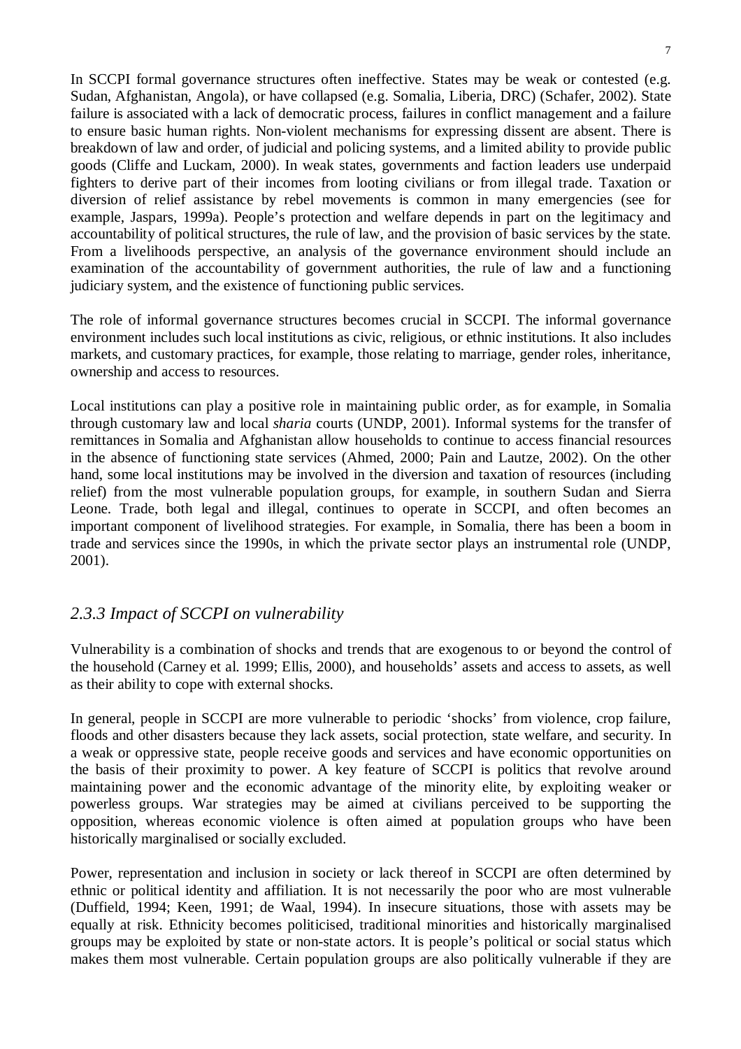In SCCPI formal governance structures often ineffective. States may be weak or contested (e.g. Sudan, Afghanistan, Angola), or have collapsed (e.g. Somalia, Liberia, DRC) (Schafer, 2002). State failure is associated with a lack of democratic process, failures in conflict management and a failure to ensure basic human rights. Non-violent mechanisms for expressing dissent are absent. There is breakdown of law and order, of judicial and policing systems, and a limited ability to provide public goods (Cliffe and Luckam, 2000). In weak states, governments and faction leaders use underpaid fighters to derive part of their incomes from looting civilians or from illegal trade. Taxation or diversion of relief assistance by rebel movements is common in many emergencies (see for example, Jaspars, 1999a). People's protection and welfare depends in part on the legitimacy and accountability of political structures, the rule of law, and the provision of basic services by the state. From a livelihoods perspective, an analysis of the governance environment should include an examination of the accountability of government authorities, the rule of law and a functioning judiciary system, and the existence of functioning public services.

The role of informal governance structures becomes crucial in SCCPI. The informal governance environment includes such local institutions as civic, religious, or ethnic institutions. It also includes markets, and customary practices, for example, those relating to marriage, gender roles, inheritance, ownership and access to resources.

Local institutions can play a positive role in maintaining public order, as for example, in Somalia through customary law and local *sharia* courts (UNDP, 2001). Informal systems for the transfer of remittances in Somalia and Afghanistan allow households to continue to access financial resources in the absence of functioning state services (Ahmed, 2000; Pain and Lautze, 2002). On the other hand, some local institutions may be involved in the diversion and taxation of resources (including relief) from the most vulnerable population groups, for example, in southern Sudan and Sierra Leone. Trade, both legal and illegal, continues to operate in SCCPI, and often becomes an important component of livelihood strategies. For example, in Somalia, there has been a boom in trade and services since the 1990s, in which the private sector plays an instrumental role (UNDP, 2001).

### *2.3.3 Impact of SCCPI on vulnerability*

Vulnerability is a combination of shocks and trends that are exogenous to or beyond the control of the household (Carney et al. 1999; Ellis, 2000), and households' assets and access to assets, as well as their ability to cope with external shocks.

In general, people in SCCPI are more vulnerable to periodic 'shocks' from violence, crop failure, floods and other disasters because they lack assets, social protection, state welfare, and security. In a weak or oppressive state, people receive goods and services and have economic opportunities on the basis of their proximity to power. A key feature of SCCPI is politics that revolve around maintaining power and the economic advantage of the minority elite, by exploiting weaker or powerless groups. War strategies may be aimed at civilians perceived to be supporting the opposition, whereas economic violence is often aimed at population groups who have been historically marginalised or socially excluded.

Power, representation and inclusion in society or lack thereof in SCCPI are often determined by ethnic or political identity and affiliation. It is not necessarily the poor who are most vulnerable (Duffield, 1994; Keen, 1991; de Waal, 1994). In insecure situations, those with assets may be equally at risk. Ethnicity becomes politicised, traditional minorities and historically marginalised groups may be exploited by state or non-state actors. It is people's political or social status which makes them most vulnerable. Certain population groups are also politically vulnerable if they are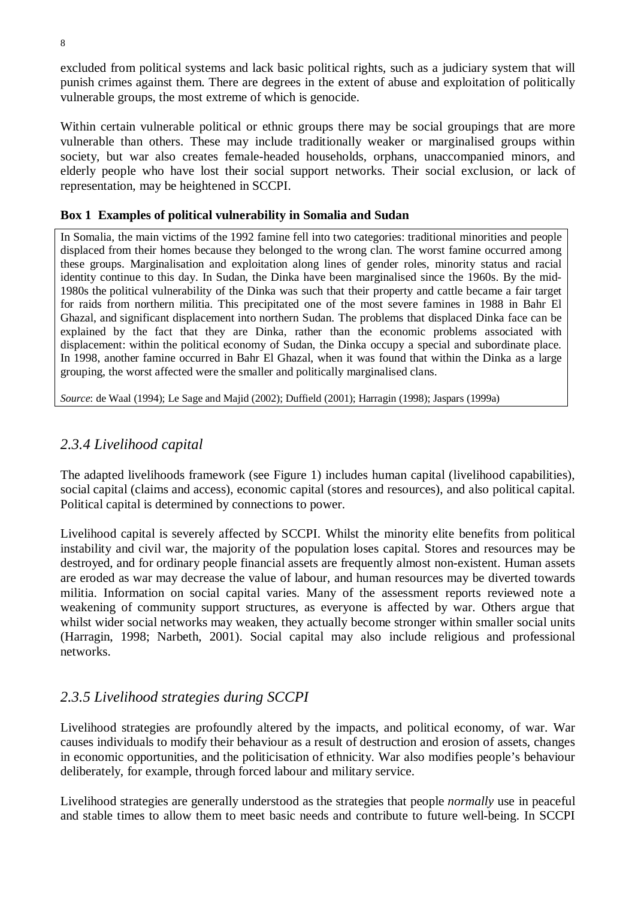excluded from political systems and lack basic political rights, such as a judiciary system that will punish crimes against them. There are degrees in the extent of abuse and exploitation of politically vulnerable groups, the most extreme of which is genocide.

Within certain vulnerable political or ethnic groups there may be social groupings that are more vulnerable than others. These may include traditionally weaker or marginalised groups within society, but war also creates female-headed households, orphans, unaccompanied minors, and elderly people who have lost their social support networks. Their social exclusion, or lack of representation, may be heightened in SCCPI.

**Box 1 Examples of political vulnerability in Somalia and Sudan**

In Somalia, the main victims of the 1992 famine fell into two categories: traditional minorities and people displaced from their homes because they belonged to the wrong clan. The worst famine occurred among these groups. Marginalisation and exploitation along lines of gender roles, minority status and racial identity continue to this day. In Sudan, the Dinka have been marginalised since the 1960s. By the mid-1980s the political vulnerability of the Dinka was such that their property and cattle became a fair target for raids from northern militia. This precipitated one of the most severe famines in 1988 in Bahr El Ghazal, and significant displacement into northern Sudan. The problems that displaced Dinka face can be explained by the fact that they are Dinka, rather than the economic problems associated with displacement: within the political economy of Sudan, the Dinka occupy a special and subordinate place. In 1998, another famine occurred in Bahr El Ghazal, when it was found that within the Dinka as a large grouping, the worst affected were the smaller and politically marginalised clans.

*Source*: de Waal (1994); Le Sage and Majid (2002); Duffield (2001); Harragin (1998); Jaspars (1999a)

### *2.3.4 Livelihood capital*

The adapted livelihoods framework (see Figure 1) includes human capital (livelihood capabilities), social capital (claims and access), economic capital (stores and resources), and also political capital. Political capital is determined by connections to power.

Livelihood capital is severely affected by SCCPI. Whilst the minority elite benefits from political instability and civil war, the majority of the population loses capital. Stores and resources may be destroyed, and for ordinary people financial assets are frequently almost non-existent. Human assets are eroded as war may decrease the value of labour, and human resources may be diverted towards militia. Information on social capital varies. Many of the assessment reports reviewed note a weakening of community support structures, as everyone is affected by war. Others argue that whilst wider social networks may weaken, they actually become stronger within smaller social units (Harragin, 1998; Narbeth, 2001). Social capital may also include religious and professional networks.

### *2.3.5 Livelihood strategies during SCCPI*

Livelihood strategies are profoundly altered by the impacts, and political economy, of war. War causes individuals to modify their behaviour as a result of destruction and erosion of assets, changes in economic opportunities, and the politicisation of ethnicity. War also modifies people's behaviour deliberately, for example, through forced labour and military service.

Livelihood strategies are generally understood as the strategies that people *normally* use in peaceful and stable times to allow them to meet basic needs and contribute to future well-being. In SCCPI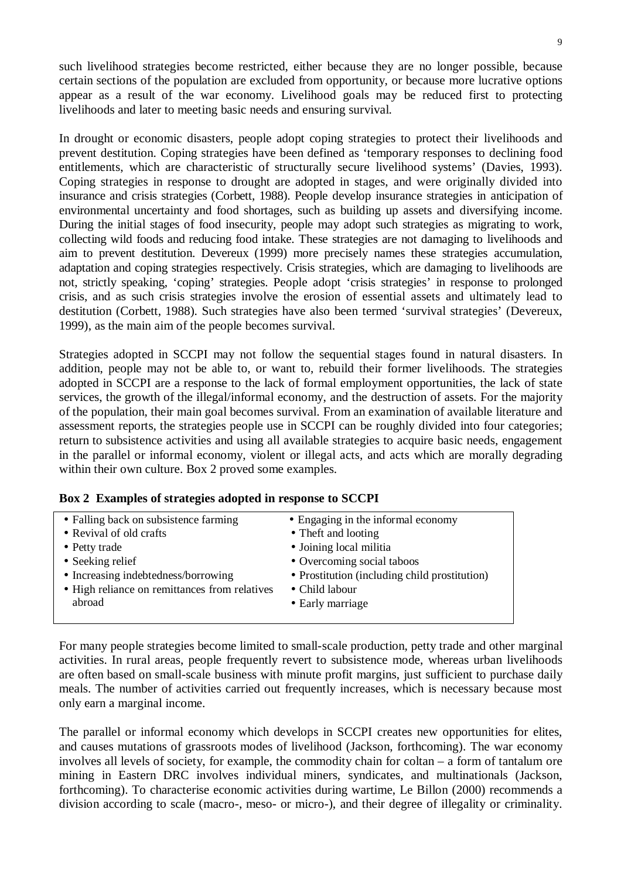such livelihood strategies become restricted, either because they are no longer possible, because certain sections of the population are excluded from opportunity, or because more lucrative options appear as a result of the war economy. Livelihood goals may be reduced first to protecting livelihoods and later to meeting basic needs and ensuring survival.

In drought or economic disasters, people adopt coping strategies to protect their livelihoods and prevent destitution. Coping strategies have been defined as 'temporary responses to declining food entitlements, which are characteristic of structurally secure livelihood systems' (Davies, 1993). Coping strategies in response to drought are adopted in stages, and were originally divided into insurance and crisis strategies (Corbett, 1988). People develop insurance strategies in anticipation of environmental uncertainty and food shortages, such as building up assets and diversifying income. During the initial stages of food insecurity, people may adopt such strategies as migrating to work, collecting wild foods and reducing food intake. These strategies are not damaging to livelihoods and aim to prevent destitution. Devereux (1999) more precisely names these strategies accumulation, adaptation and coping strategies respectively. Crisis strategies, which are damaging to livelihoods are not, strictly speaking, 'coping' strategies. People adopt 'crisis strategies' in response to prolonged crisis, and as such crisis strategies involve the erosion of essential assets and ultimately lead to destitution (Corbett, 1988). Such strategies have also been termed 'survival strategies' (Devereux, 1999), as the main aim of the people becomes survival.

Strategies adopted in SCCPI may not follow the sequential stages found in natural disasters. In addition, people may not be able to, or want to, rebuild their former livelihoods. The strategies adopted in SCCPI are a response to the lack of formal employment opportunities, the lack of state services, the growth of the illegal/informal economy, and the destruction of assets. For the majority of the population, their main goal becomes survival. From an examination of available literature and assessment reports, the strategies people use in SCCPI can be roughly divided into four categories; return to subsistence activities and using all available strategies to acquire basic needs, engagement in the parallel or informal economy, violent or illegal acts, and acts which are morally degrading within their own culture. Box 2 proved some examples.

**Box 2 Examples of strategies adopted in response to SCCPI**

- Falling back on subsistence farming
- Revival of old crafts
- Petty trade
- Seeking relief
- Increasing indebtedness/borrowing
- High reliance on remittances from relatives abroad
- Engaging in the informal economy
- Theft and looting
- Joining local militia
- Overcoming social taboos
- Prostitution (including child prostitution)
- Child labour
- Early marriage

For many people strategies become limited to small-scale production, petty trade and other marginal activities. In rural areas, people frequently revert to subsistence mode, whereas urban livelihoods are often based on small-scale business with minute profit margins, just sufficient to purchase daily meals. The number of activities carried out frequently increases, which is necessary because most only earn a marginal income.

The parallel or informal economy which develops in SCCPI creates new opportunities for elites, and causes mutations of grassroots modes of livelihood (Jackson, forthcoming). The war economy involves all levels of society, for example, the commodity chain for coltan – a form of tantalum ore mining in Eastern DRC involves individual miners, syndicates, and multinationals (Jackson, forthcoming). To characterise economic activities during wartime, Le Billon (2000) recommends a division according to scale (macro-, meso- or micro-), and their degree of illegality or criminality.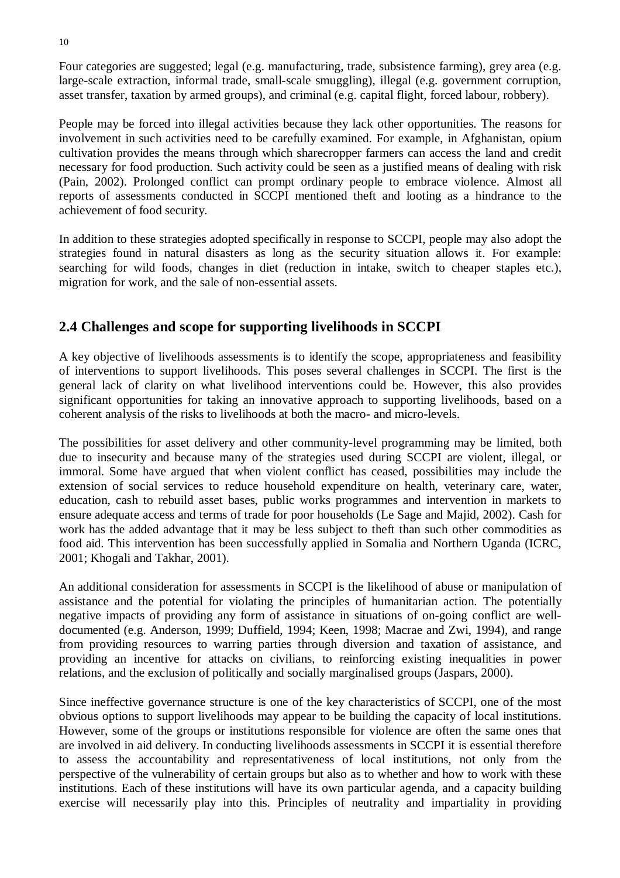Four categories are suggested; legal (e.g. manufacturing, trade, subsistence farming), grey area (e.g. large-scale extraction, informal trade, small-scale smuggling), illegal (e.g. government corruption, asset transfer, taxation by armed groups), and criminal (e.g. capital flight, forced labour, robbery).

People may be forced into illegal activities because they lack other opportunities. The reasons for involvement in such activities need to be carefully examined. For example, in Afghanistan, opium cultivation provides the means through which sharecropper farmers can access the land and credit necessary for food production. Such activity could be seen as a justified means of dealing with risk (Pain, 2002). Prolonged conflict can prompt ordinary people to embrace violence. Almost all reports of assessments conducted in SCCPI mentioned theft and looting as a hindrance to the achievement of food security.

In addition to these strategies adopted specifically in response to SCCPI, people may also adopt the strategies found in natural disasters as long as the security situation allows it. For example: searching for wild foods, changes in diet (reduction in intake, switch to cheaper staples etc.), migration for work, and the sale of non-essential assets.

## 2.4 Challenges and scope for supporting livelihoods in SCCPI

A key objective of livelihoods assessments is to identify the scope, appropriateness and feasibility of interventions to support livelihoods. This poses several challenges in SCCPI. The first is the general lack of clarity on what livelihood interventions could be. However, this also provides significant opportunities for taking an innovative approach to supporting livelihoods, based on a coherent analysis of the risks to livelihoods at both the macro- and micro-levels.

The possibilities for asset delivery and other community-level programming may be limited, both due to insecurity and because many of the strategies used during SCCPI are violent, illegal, or immoral. Some have argued that when violent conflict has ceased, possibilities may include the extension of social services to reduce household expenditure on health, veterinary care, water, education, cash to rebuild asset bases, public works programmes and intervention in markets to ensure adequate access and terms of trade for poor households (Le Sage and Majid, 2002). Cash for work has the added advantage that it may be less subject to theft than such other commodities as food aid. This intervention has been successfully applied in Somalia and Northern Uganda (ICRC, 2001; Khogali and Takhar, 2001).

An additional consideration for assessments in SCCPI is the likelihood of abuse or manipulation of assistance and the potential for violating the principles of humanitarian action. The potentially negative impacts of providing any form of assistance in situations of on-going conflict are well-documented (e.g. Anderson, 1999; Duffield, 1994; Keen, 1998; Macrae and Zwi, 1994), and range from providing resources to warring parties through diversion and taxation of assistance, and providing an incentive for attacks on civilians, to reinforcing existing inequalities in power relations, and the exclusion of politically and socially marginalised groups (Jaspars, 2000).

Since ineffective governance structure is one of the key characteristics of SCCPI, one of the most obvious options to support livelihoods may appear to be building the capacity of local institutions. However, some of the groups or institutions responsible for violence are often the same ones that are involved in aid delivery. In conducting livelihoods assessments in SCCPI it is essential therefore to assess the accountability and representativeness of local institutions, not only from the perspective of the vulnerability of certain groups but also as to whether and how to work with these institutions. Each of these institutions will have its own particular agenda, and a capacity building exercise will necessarily play into this. Principles of neutrality and impartiality in providing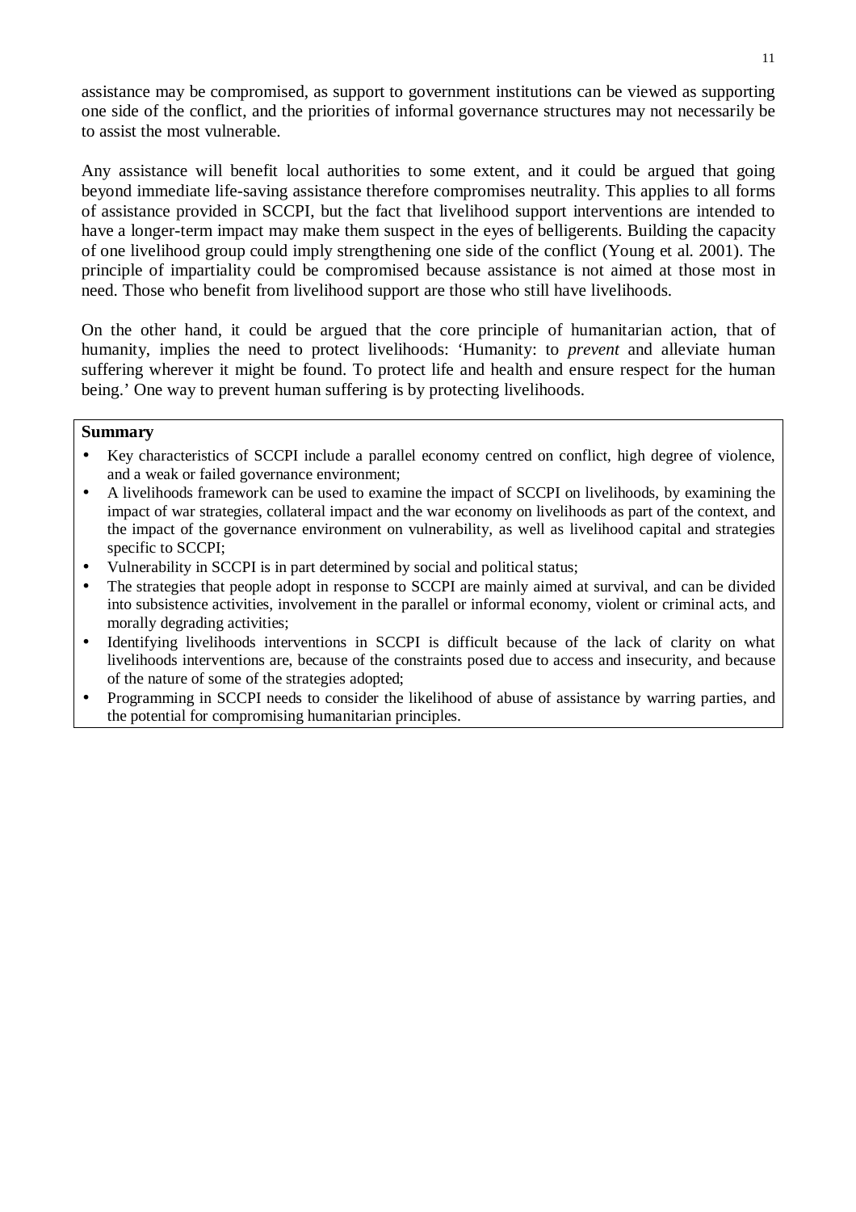assistance may be compromised, as support to government institutions can be viewed as supporting one side of the conflict, and the priorities of informal governance structures may not necessarily be to assist the most vulnerable.

Any assistance will benefit local authorities to some extent, and it could be argued that going beyond immediate life-saving assistance therefore compromises neutrality. This applies to all forms of assistance provided in SCCPI, but the fact that livelihood support interventions are intended to have a longer-term impact may make them suspect in the eyes of belligerents. Building the capacity of one livelihood group could imply strengthening one side of the conflict (Young et al. 2001). The principle of impartiality could be compromised because assistance is not aimed at those most in need. Those who benefit from livelihood support are those who still have livelihoods.

On the other hand, it could be argued that the core principle of humanitarian action, that of humanity, implies the need to protect livelihoods: 'Humanity: to *prevent* and alleviate human suffering wherever it might be found. To protect life and health and ensure respect for the human being.' One way to prevent human suffering is by protecting livelihoods.

**Summary**

- Key characteristics of SCCPI include a parallel economy centred on conflict, high degree of violence, and a weak or failed governance environment;
- A livelihoods framework can be used to examine the impact of SCCPI on livelihoods, by examining the impact of war strategies, collateral impact and the war economy on livelihoods as part of the context, and the impact of the governance environment on vulnerability, as well as livelihood capital and strategies specific to SCCPI;
- Vulnerability in SCCPI is in part determined by social and political status;
- The strategies that people adopt in response to SCCPI are mainly aimed at survival, and can be divided into subsistence activities, involvement in the parallel or informal economy, violent or criminal acts, and morally degrading activities;
- Identifying livelihoods interventions in SCCPI is difficult because of the lack of clarity on what livelihoods interventions are, because of the constraints posed due to access and insecurity, and because of the nature of some of the strategies adopted;
- Programming in SCCPI needs to consider the likelihood of abuse of assistance by warring parties, and the potential for compromising humanitarian principles.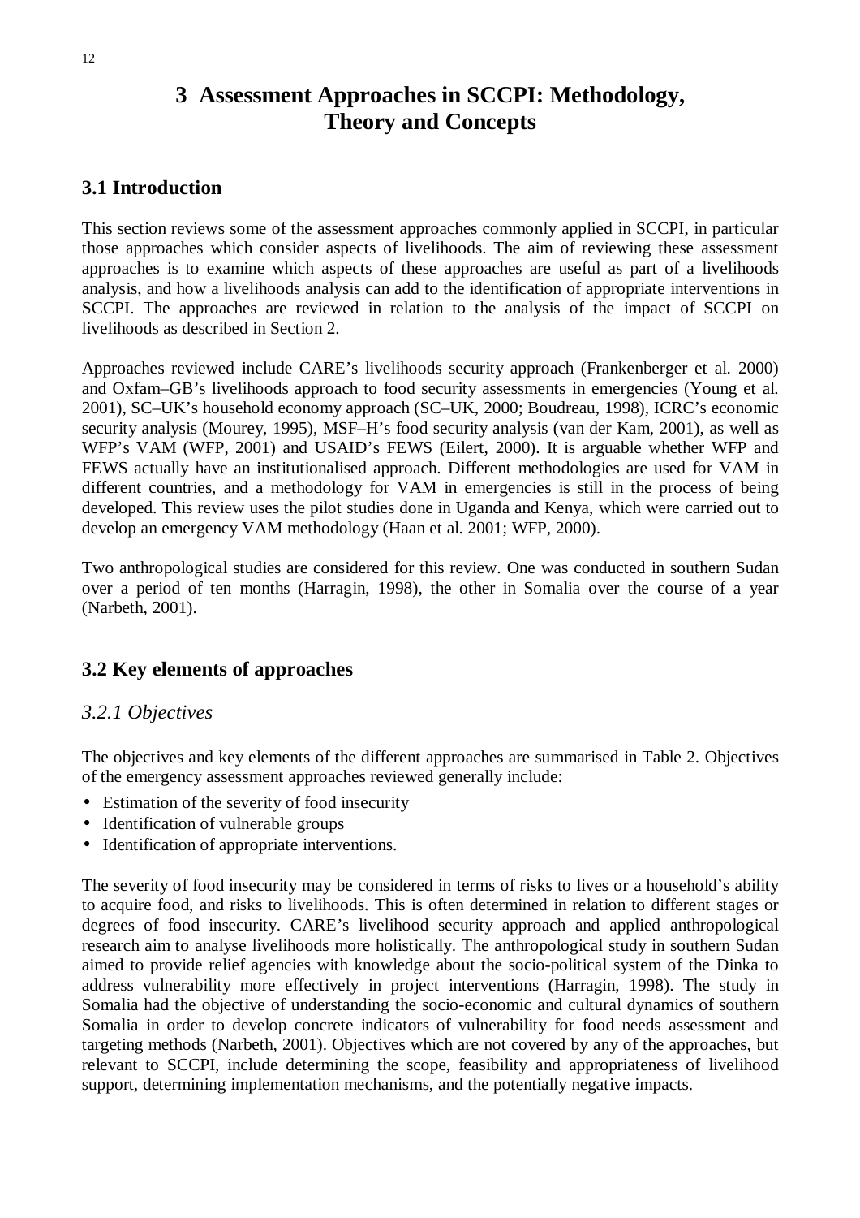# 3 Assessment Approaches in SCCPI: Methodology, Theory and Concepts

## 3.1 Introduction

This section reviews some of the assessment approaches commonly applied in SCCPI, in particular those approaches which consider aspects of livelihoods. The aim of reviewing these assessment approaches is to examine which aspects of these approaches are useful as part of a livelihoods analysis, and how a livelihoods analysis can add to the identification of appropriate interventions in SCCPI. The approaches are reviewed in relation to the analysis of the impact of SCCPI on livelihoods as described in Section 2.

Approaches reviewed include CARE's livelihoods security approach (Frankenberger et al. 2000) and Oxfam–GB's livelihoods approach to food security assessments in emergencies (Young et al. 2001), SC–UK's household economy approach (SC–UK, 2000; Boudreau, 1998), ICRC's economic security analysis (Mourey, 1995), MSF–H's food security analysis (van der Kam, 2001), as well as WFP's VAM (WFP, 2001) and USAID's FEWS (Eilert, 2000). It is arguable whether WFP and FEWS actually have an institutionalised approach. Different methodologies are used for VAM in different countries, and a methodology for VAM in emergencies is still in the process of being developed. This review uses the pilot studies done in Uganda and Kenya, which were carried out to develop an emergency VAM methodology (Haan et al. 2001; WFP, 2000).

Two anthropological studies are considered for this review. One was conducted in southern Sudan over a period of ten months (Harragin, 1998), the other in Somalia over the course of a year (Narbeth, 2001).

## 3.2 Key elements of approaches

### *3.2.1 Objectives*

The objectives and key elements of the different approaches are summarised in Table 2. Objectives of the emergency assessment approaches reviewed generally include:

- Estimation of the severity of food insecurity
- Identification of vulnerable groups
- Identification of appropriate interventions.

The severity of food insecurity may be considered in terms of risks to lives or a household's ability to acquire food, and risks to livelihoods. This is often determined in relation to different stages or degrees of food insecurity. CARE's livelihood security approach and applied anthropological research aim to analyse livelihoods more holistically. The anthropological study in southern Sudan aimed to provide relief agencies with knowledge about the socio-political system of the Dinka to address vulnerability more effectively in project interventions (Harragin, 1998). The study in Somalia had the objective of understanding the socio-economic and cultural dynamics of southern Somalia in order to develop concrete indicators of vulnerability for food needs assessment and targeting methods (Narbeth, 2001). Objectives which are not covered by any of the approaches, but relevant to SCCPI, include determining the scope, feasibility and appropriateness of livelihood support, determining implementation mechanisms, and the potentially negative impacts.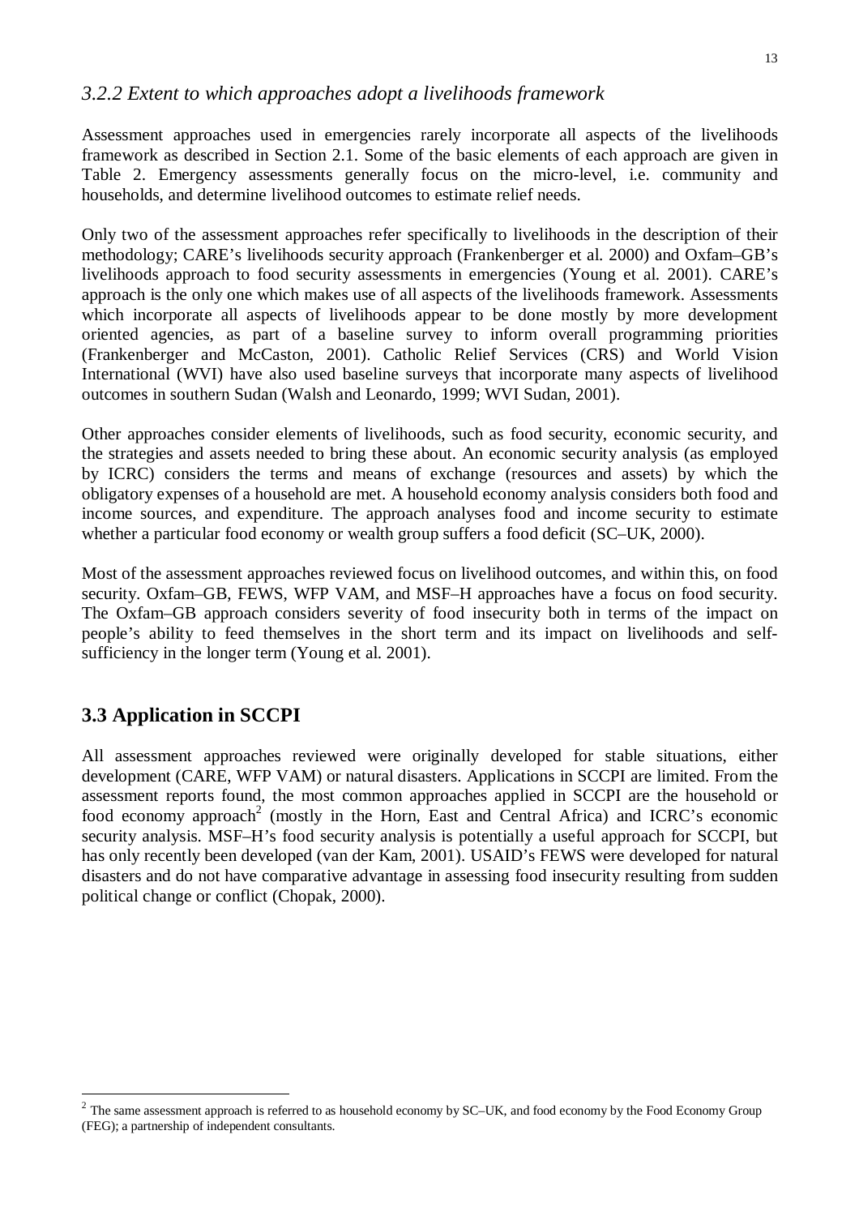### *3.2.2 Extent to which approaches adopt a livelihoods framework*

Assessment approaches used in emergencies rarely incorporate all aspects of the livelihoods framework as described in Section 2.1. Some of the basic elements of each approach are given in Table 2. Emergency assessments generally focus on the micro-level, i.e. community and households, and determine livelihood outcomes to estimate relief needs.

Only two of the assessment approaches refer specifically to livelihoods in the description of their methodology; CARE's livelihoods security approach (Frankenberger et al. 2000) and Oxfam–GB's livelihoods approach to food security assessments in emergencies (Young et al. 2001). CARE's approach is the only one which makes use of all aspects of the livelihoods framework. Assessments which incorporate all aspects of livelihoods appear to be done mostly by more development oriented agencies, as part of a baseline survey to inform overall programming priorities (Frankenberger and McCaston, 2001). Catholic Relief Services (CRS) and World Vision International (WVI) have also used baseline surveys that incorporate many aspects of livelihood outcomes in southern Sudan (Walsh and Leonardo, 1999; WVI Sudan, 2001).

Other approaches consider elements of livelihoods, such as food security, economic security, and the strategies and assets needed to bring these about. An economic security analysis (as employed by ICRC) considers the terms and means of exchange (resources and assets) by which the obligatory expenses of a household are met. A household economy analysis considers both food and income sources, and expenditure. The approach analyses food and income security to estimate whether a particular food economy or wealth group suffers a food deficit (SC–UK, 2000).

Most of the assessment approaches reviewed focus on livelihood outcomes, and within this, on food security. Oxfam–GB, FEWS, WFP VAM, and MSF–H approaches have a focus on food security. The Oxfam–GB approach considers severity of food insecurity both in terms of the impact on people's ability to feed themselves in the short term and its impact on livelihoods and self-sufficiency in the longer term (Young et al. 2001).

## 3.3 Application in SCCPI

All assessment approaches reviewed were originally developed for stable situations, either development (CARE, WFP VAM) or natural disasters. Applications in SCCPI are limited. From the assessment reports found, the most common approaches applied in SCCPI are the household or food economy approach[2] (mostly in the Horn, East and Central Africa) and ICRC's economic security analysis. MSF–H's food security analysis is potentially a useful approach for SCCPI, but has only recently been developed (van der Kam, 2001). USAID's FEWS were developed for natural disasters and do not have comparative advantage in assessing food insecurity resulting from sudden political change or conflict (Chopak, 2000).

---

[2] The same assessment approach is referred to as household economy by SC–UK, and food economy by the Food Economy Group (FEG); a partnership of independent consultants.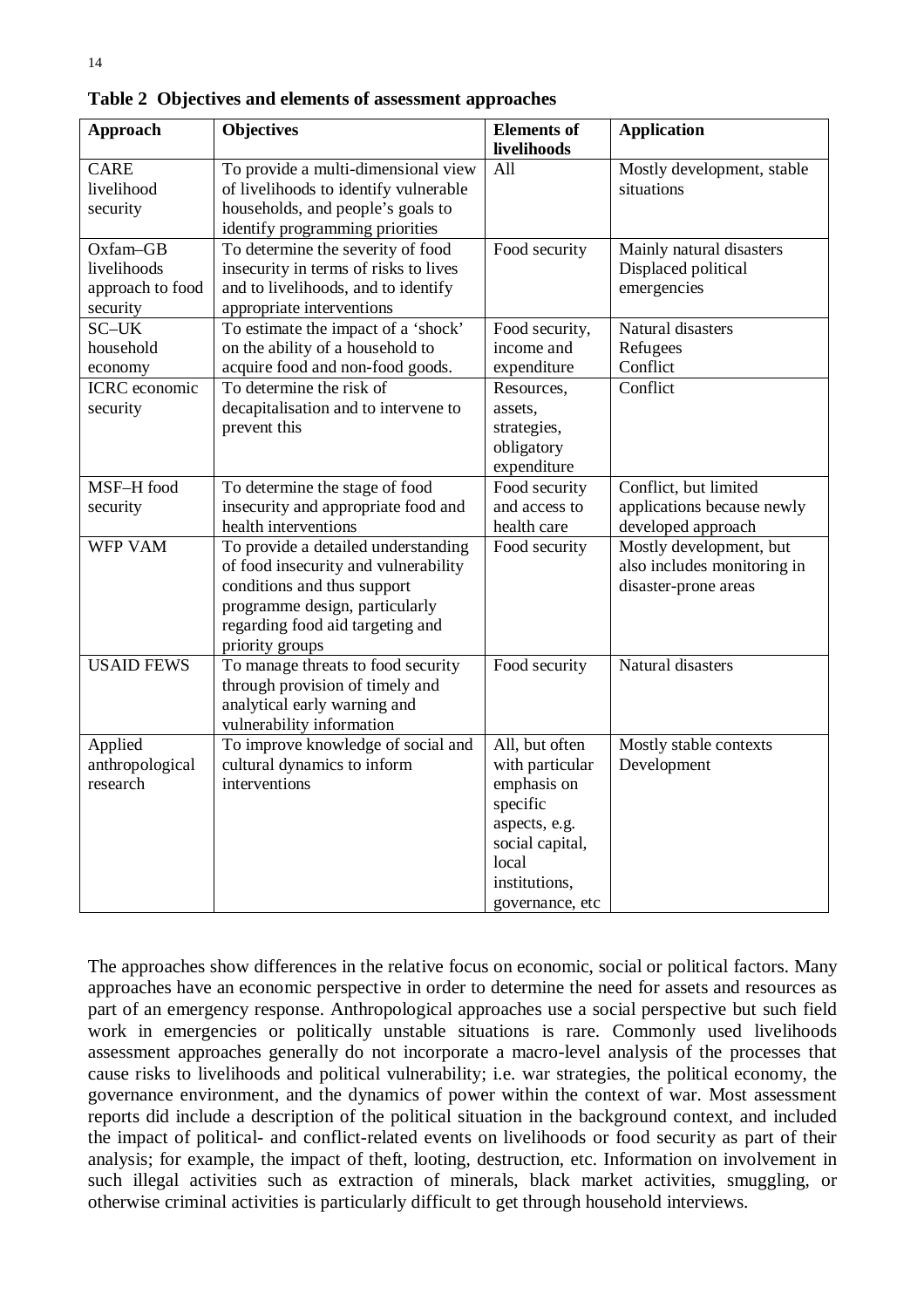**Table 2 Objectives and elements of assessment approaches**

| Approach | Objectives | Elements of livelihoods | Application |
|---|---|---|---|
| CARE livelihood security | To provide a multi-dimensional view of livelihoods to identify vulnerable households, and people's goals to identify programming priorities | All | Mostly development, stable situations |
| Oxfam–GB livelihoods approach to food security | To determine the severity of food insecurity in terms of risks to lives and to livelihoods, and to identify appropriate interventions | Food security | Mainly natural disasters Displaced political emergencies |
| SC–UK household economy | To estimate the impact of a 'shock' on the ability of a household to acquire food and non-food goods. | Food security, income and expenditure | Natural disasters Refugees Conflict |
| ICRC economic security | To determine the risk of decapitalisation and to intervene to prevent this | Resources, assets, strategies, obligatory expenditure | Conflict |
| MSF–H food security | To determine the stage of food insecurity and appropriate food and health interventions | Food security and access to health care | Conflict, but limited applications because newly developed approach |
| WFP VAM | To provide a detailed understanding of food insecurity and vulnerability conditions and thus support programme design, particularly regarding food aid targeting and priority groups | Food security | Mostly development, but also includes monitoring in disaster-prone areas |
| USAID FEWS | To manage threats to food security through provision of timely and analytical early warning and vulnerability information | Food security | Natural disasters |
| Applied anthropological research | To improve knowledge of social and cultural dynamics to inform interventions | All, but often with particular emphasis on specific aspects, e.g. social capital, local institutions, governance, etc | Mostly stable contexts Development |

The approaches show differences in the relative focus on economic, social or political factors. Many approaches have an economic perspective in order to determine the need for assets and resources as part of an emergency response. Anthropological approaches use a social perspective but such field work in emergencies or politically unstable situations is rare. Commonly used livelihoods assessment approaches generally do not incorporate a macro-level analysis of the processes that cause risks to livelihoods and political vulnerability; i.e. war strategies, the political economy, the governance environment, and the dynamics of power within the context of war. Most assessment reports did include a description of the political situation in the background context, and included the impact of political- and conflict-related events on livelihoods or food security as part of their analysis; for example, the impact of theft, looting, destruction, etc. Information on involvement in such illegal activities such as extraction of minerals, black market activities, smuggling, or otherwise criminal activities is particularly difficult to get through household interviews.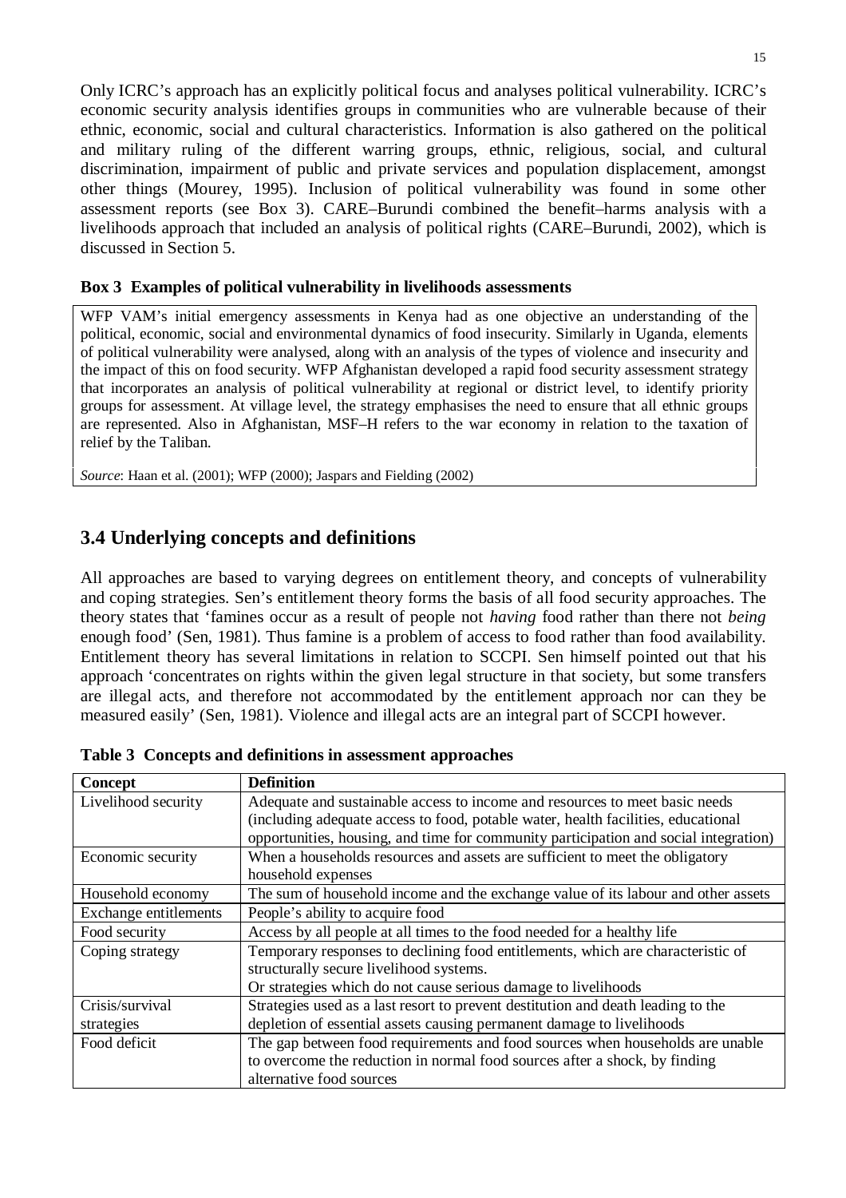Only ICRC's approach has an explicitly political focus and analyses political vulnerability. ICRC's economic security analysis identifies groups in communities who are vulnerable because of their ethnic, economic, social and cultural characteristics. Information is also gathered on the political and military ruling of the different warring groups, ethnic, religious, social, and cultural discrimination, impairment of public and private services and population displacement, amongst other things (Mourey, 1995). Inclusion of political vulnerability was found in some other assessment reports (see Box 3). CARE–Burundi combined the benefit–harms analysis with a livelihoods approach that included an analysis of political rights (CARE–Burundi, 2002), which is discussed in Section 5.

**Box 3 Examples of political vulnerability in livelihoods assessments**

WFP VAM's initial emergency assessments in Kenya had as one objective an understanding of the political, economic, social and environmental dynamics of food insecurity. Similarly in Uganda, elements of political vulnerability were analysed, along with an analysis of the types of violence and insecurity and the impact of this on food security. WFP Afghanistan developed a rapid food security assessment strategy that incorporates an analysis of political vulnerability at regional or district level, to identify priority groups for assessment. At village level, the strategy emphasises the need to ensure that all ethnic groups are represented. Also in Afghanistan, MSF–H refers to the war economy in relation to the taxation of relief by the Taliban.

*Source*: Haan et al. (2001); WFP (2000); Jaspars and Fielding (2002)

## 3.4 Underlying concepts and definitions

All approaches are based to varying degrees on entitlement theory, and concepts of vulnerability and coping strategies. Sen's entitlement theory forms the basis of all food security approaches. The theory states that 'famines occur as a result of people not *having* food rather than there not *being* enough food' (Sen, 1981). Thus famine is a problem of access to food rather than food availability. Entitlement theory has several limitations in relation to SCCPI. Sen himself pointed out that his approach 'concentrates on rights within the given legal structure in that society, but some transfers are illegal acts, and therefore not accommodated by the entitlement approach nor can they be measured easily' (Sen, 1981). Violence and illegal acts are an integral part of SCCPI however.

**Table 3 Concepts and definitions in assessment approaches**

| Concept | Definition |
|---|---|
| Livelihood security | Adequate and sustainable access to income and resources to meet basic needs (including adequate access to food, potable water, health facilities, educational opportunities, housing, and time for community participation and social integration) |
| Economic security | When a households resources and assets are sufficient to meet the obligatory household expenses |
| Household economy | The sum of household income and the exchange value of its labour and other assets |
| Exchange entitlements | People's ability to acquire food |
| Food security | Access by all people at all times to the food needed for a healthy life |
| Coping strategy | Temporary responses to declining food entitlements, which are characteristic of structurally secure livelihood systems.<br>Or strategies which do not cause serious damage to livelihoods |
| Crisis/survival strategies | Strategies used as a last resort to prevent destitution and death leading to the depletion of essential assets causing permanent damage to livelihoods |
| Food deficit | The gap between food requirements and food sources when households are unable to overcome the reduction in normal food sources after a shock, by finding alternative food sources |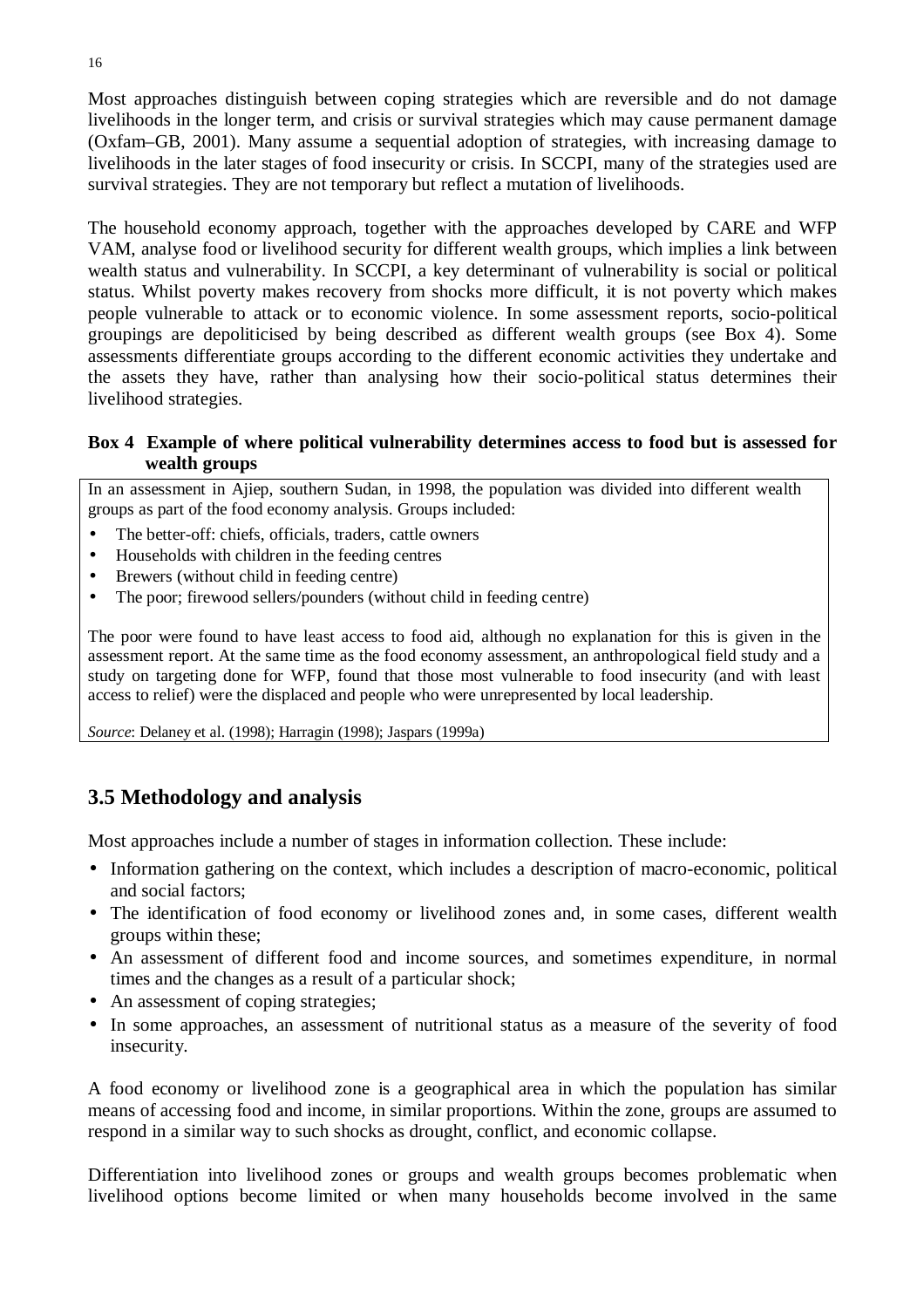Most approaches distinguish between coping strategies which are reversible and do not damage livelihoods in the longer term, and crisis or survival strategies which may cause permanent damage (Oxfam–GB, 2001). Many assume a sequential adoption of strategies, with increasing damage to livelihoods in the later stages of food insecurity or crisis. In SCCPI, many of the strategies used are survival strategies. They are not temporary but reflect a mutation of livelihoods.

The household economy approach, together with the approaches developed by CARE and WFP VAM, analyse food or livelihood security for different wealth groups, which implies a link between wealth status and vulnerability. In SCCPI, a key determinant of vulnerability is social or political status. Whilst poverty makes recovery from shocks more difficult, it is not poverty which makes people vulnerable to attack or to economic violence. In some assessment reports, socio-political groupings are depoliticised by being described as different wealth groups (see Box 4). Some assessments differentiate groups according to the different economic activities they undertake and the assets they have, rather than analysing how their socio-political status determines their livelihood strategies.

**Box 4 Example of where political vulnerability determines access to food but is assessed for wealth groups**

In an assessment in Ajiep, southern Sudan, in 1998, the population was divided into different wealth groups as part of the food economy analysis. Groups included:

- The better-off: chiefs, officials, traders, cattle owners
- Households with children in the feeding centres
- Brewers (without child in feeding centre)
- The poor; firewood sellers/pounders (without child in feeding centre)

The poor were found to have least access to food aid, although no explanation for this is given in the assessment report. At the same time as the food economy assessment, an anthropological field study and a study on targeting done for WFP, found that those most vulnerable to food insecurity (and with least access to relief) were the displaced and people who were unrepresented by local leadership.

*Source*: Delaney et al. (1998); Harragin (1998); Jaspars (1999a)

## 3.5 Methodology and analysis

Most approaches include a number of stages in information collection. These include:

- Information gathering on the context, which includes a description of macro-economic, political and social factors;
- The identification of food economy or livelihood zones and, in some cases, different wealth groups within these;
- An assessment of different food and income sources, and sometimes expenditure, in normal times and the changes as a result of a particular shock;
- An assessment of coping strategies;
- In some approaches, an assessment of nutritional status as a measure of the severity of food insecurity.

A food economy or livelihood zone is a geographical area in which the population has similar means of accessing food and income, in similar proportions. Within the zone, groups are assumed to respond in a similar way to such shocks as drought, conflict, and economic collapse.

Differentiation into livelihood zones or groups and wealth groups becomes problematic when livelihood options become limited or when many households become involved in the same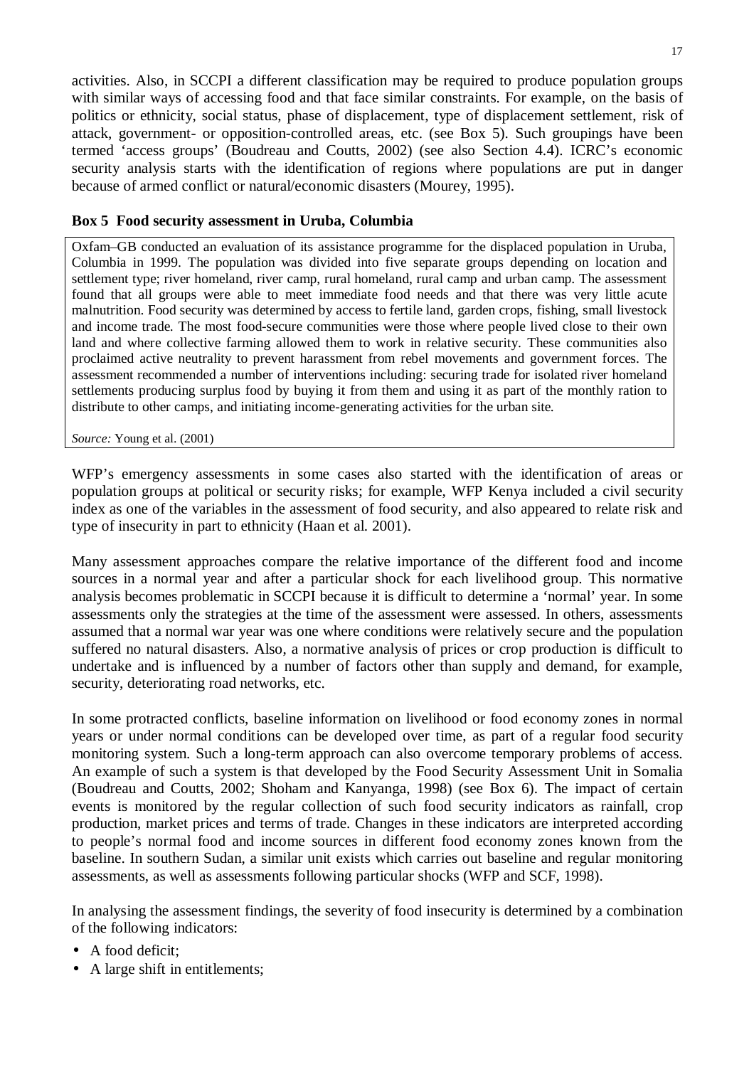activities. Also, in SCCPI a different classification may be required to produce population groups with similar ways of accessing food and that face similar constraints. For example, on the basis of politics or ethnicity, social status, phase of displacement, type of displacement settlement, risk of attack, government- or opposition-controlled areas, etc. (see Box 5). Such groupings have been termed 'access groups' (Boudreau and Coutts, 2002) (see also Section 4.4). ICRC's economic security analysis starts with the identification of regions where populations are put in danger because of armed conflict or natural/economic disasters (Mourey, 1995).

**Box 5 Food security assessment in Uruba, Columbia**

Oxfam–GB conducted an evaluation of its assistance programme for the displaced population in Uruba, Columbia in 1999. The population was divided into five separate groups depending on location and settlement type; river homeland, river camp, rural homeland, rural camp and urban camp. The assessment found that all groups were able to meet immediate food needs and that there was very little acute malnutrition. Food security was determined by access to fertile land, garden crops, fishing, small livestock and income trade. The most food-secure communities were those where people lived close to their own land and where collective farming allowed them to work in relative security. These communities also proclaimed active neutrality to prevent harassment from rebel movements and government forces. The assessment recommended a number of interventions including: securing trade for isolated river homeland settlements producing surplus food by buying it from them and using it as part of the monthly ration to distribute to other camps, and initiating income-generating activities for the urban site.

*Source:* Young et al. (2001)

WFP's emergency assessments in some cases also started with the identification of areas or population groups at political or security risks; for example, WFP Kenya included a civil security index as one of the variables in the assessment of food security, and also appeared to relate risk and type of insecurity in part to ethnicity (Haan et al. 2001).

Many assessment approaches compare the relative importance of the different food and income sources in a normal year and after a particular shock for each livelihood group. This normative analysis becomes problematic in SCCPI because it is difficult to determine a 'normal' year. In some assessments only the strategies at the time of the assessment were assessed. In others, assessments assumed that a normal war year was one where conditions were relatively secure and the population suffered no natural disasters. Also, a normative analysis of prices or crop production is difficult to undertake and is influenced by a number of factors other than supply and demand, for example, security, deteriorating road networks, etc.

In some protracted conflicts, baseline information on livelihood or food economy zones in normal years or under normal conditions can be developed over time, as part of a regular food security monitoring system. Such a long-term approach can also overcome temporary problems of access. An example of such a system is that developed by the Food Security Assessment Unit in Somalia (Boudreau and Coutts, 2002; Shoham and Kanyanga, 1998) (see Box 6). The impact of certain events is monitored by the regular collection of such food security indicators as rainfall, crop production, market prices and terms of trade. Changes in these indicators are interpreted according to people's normal food and income sources in different food economy zones known from the baseline. In southern Sudan, a similar unit exists which carries out baseline and regular monitoring assessments, as well as assessments following particular shocks (WFP and SCF, 1998).

In analysing the assessment findings, the severity of food insecurity is determined by a combination of the following indicators:

- A food deficit;
- A large shift in entitlements;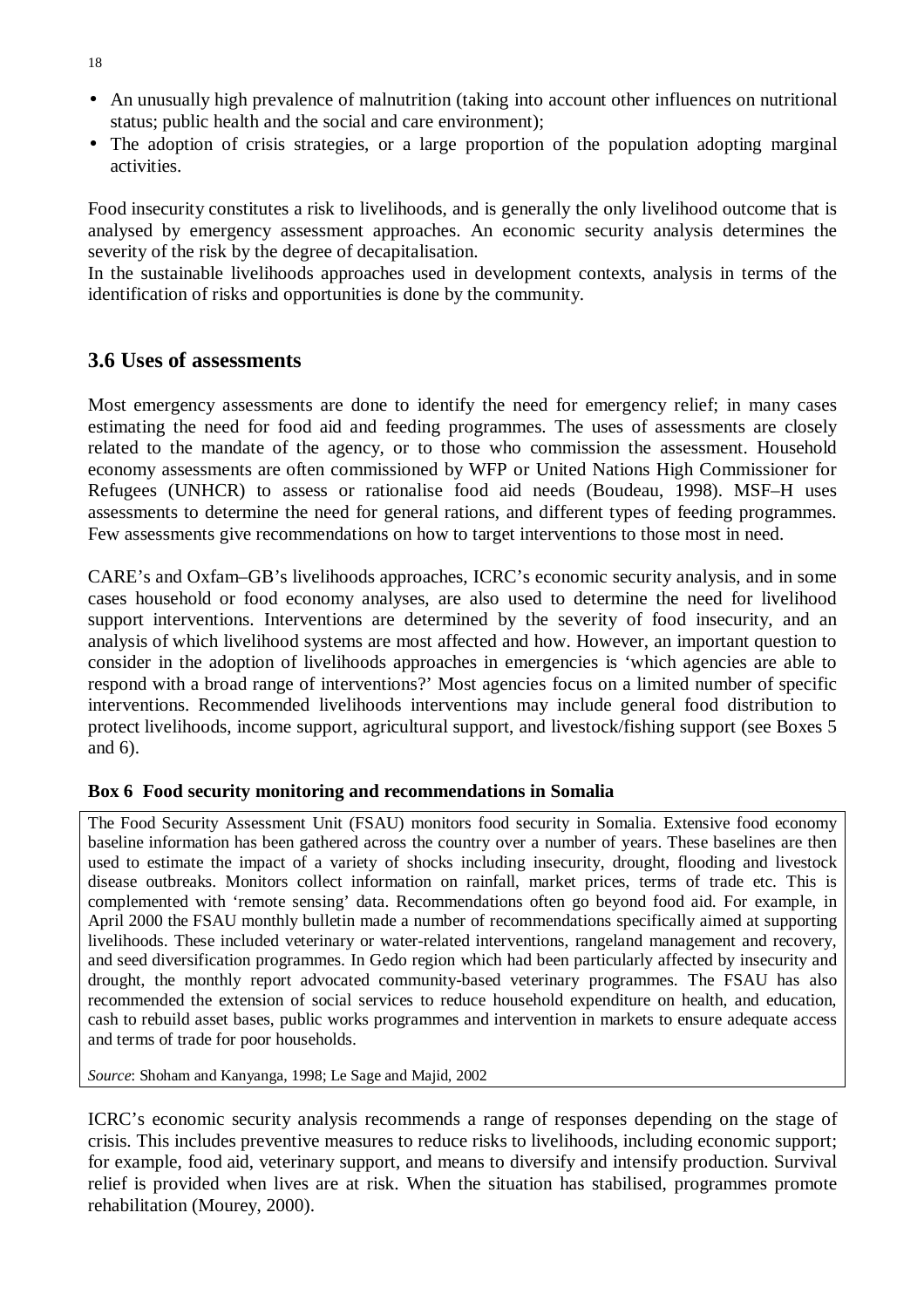- An unusually high prevalence of malnutrition (taking into account other influences on nutritional status; public health and the social and care environment);
- The adoption of crisis strategies, or a large proportion of the population adopting marginal activities.

Food insecurity constitutes a risk to livelihoods, and is generally the only livelihood outcome that is analysed by emergency assessment approaches. An economic security analysis determines the severity of the risk by the degree of decapitalisation.
In the sustainable livelihoods approaches used in development contexts, analysis in terms of the identification of risks and opportunities is done by the community.

## 3.6 Uses of assessments

Most emergency assessments are done to identify the need for emergency relief; in many cases estimating the need for food aid and feeding programmes. The uses of assessments are closely related to the mandate of the agency, or to those who commission the assessment. Household economy assessments are often commissioned by WFP or United Nations High Commissioner for Refugees (UNHCR) to assess or rationalise food aid needs (Boudeau, 1998). MSF–H uses assessments to determine the need for general rations, and different types of feeding programmes. Few assessments give recommendations on how to target interventions to those most in need.

CARE's and Oxfam–GB's livelihoods approaches, ICRC's economic security analysis, and in some cases household or food economy analyses, are also used to determine the need for livelihood support interventions. Interventions are determined by the severity of food insecurity, and an analysis of which livelihood systems are most affected and how. However, an important question to consider in the adoption of livelihoods approaches in emergencies is 'which agencies are able to respond with a broad range of interventions?' Most agencies focus on a limited number of specific interventions. Recommended livelihoods interventions may include general food distribution to protect livelihoods, income support, agricultural support, and livestock/fishing support (see Boxes 5 and 6).

**Box 6 Food security monitoring and recommendations in Somalia**

The Food Security Assessment Unit (FSAU) monitors food security in Somalia. Extensive food economy baseline information has been gathered across the country over a number of years. These baselines are then used to estimate the impact of a variety of shocks including insecurity, drought, flooding and livestock disease outbreaks. Monitors collect information on rainfall, market prices, terms of trade etc. This is complemented with 'remote sensing' data. Recommendations often go beyond food aid. For example, in April 2000 the FSAU monthly bulletin made a number of recommendations specifically aimed at supporting livelihoods. These included veterinary or water-related interventions, rangeland management and recovery, and seed diversification programmes. In Gedo region which had been particularly affected by insecurity and drought, the monthly report advocated community-based veterinary programmes. The FSAU has also recommended the extension of social services to reduce household expenditure on health, and education, cash to rebuild asset bases, public works programmes and intervention in markets to ensure adequate access and terms of trade for poor households.

*Source*: Shoham and Kanyanga, 1998; Le Sage and Majid, 2002

ICRC's economic security analysis recommends a range of responses depending on the stage of crisis. This includes preventive measures to reduce risks to livelihoods, including economic support; for example, food aid, veterinary support, and means to diversify and intensify production. Survival relief is provided when lives are at risk. When the situation has stabilised, programmes promote rehabilitation (Mourey, 2000).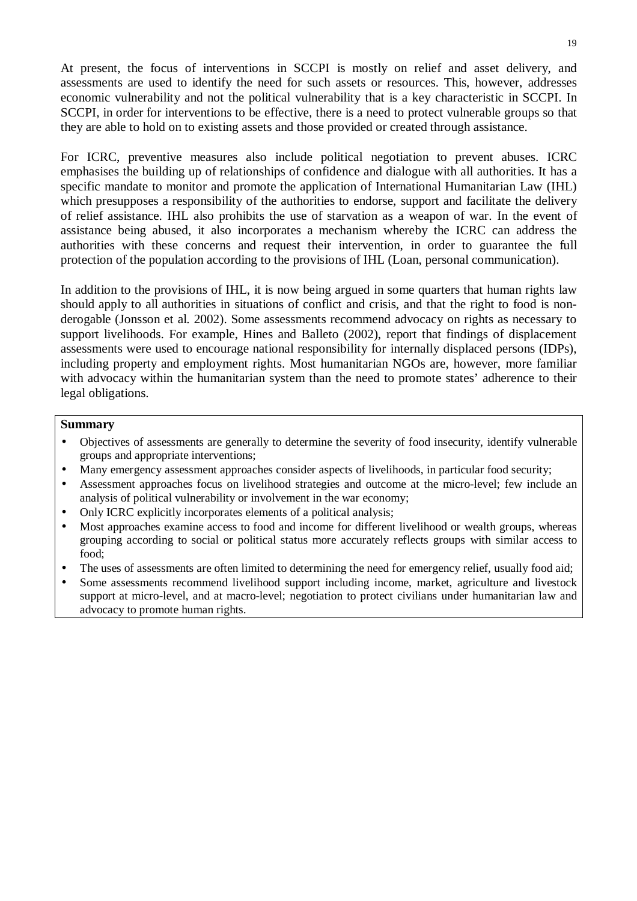At present, the focus of interventions in SCCPI is mostly on relief and asset delivery, and assessments are used to identify the need for such assets or resources. This, however, addresses economic vulnerability and not the political vulnerability that is a key characteristic in SCCPI. In SCCPI, in order for interventions to be effective, there is a need to protect vulnerable groups so that they are able to hold on to existing assets and those provided or created through assistance.

For ICRC, preventive measures also include political negotiation to prevent abuses. ICRC emphasises the building up of relationships of confidence and dialogue with all authorities. It has a specific mandate to monitor and promote the application of International Humanitarian Law (IHL) which presupposes a responsibility of the authorities to endorse, support and facilitate the delivery of relief assistance. IHL also prohibits the use of starvation as a weapon of war. In the event of assistance being abused, it also incorporates a mechanism whereby the ICRC can address the authorities with these concerns and request their intervention, in order to guarantee the full protection of the population according to the provisions of IHL (Loan, personal communication).

In addition to the provisions of IHL, it is now being argued in some quarters that human rights law should apply to all authorities in situations of conflict and crisis, and that the right to food is non-derogable (Jonsson et al. 2002). Some assessments recommend advocacy on rights as necessary to support livelihoods. For example, Hines and Balleto (2002), report that findings of displacement assessments were used to encourage national responsibility for internally displaced persons (IDPs), including property and employment rights. Most humanitarian NGOs are, however, more familiar with advocacy within the humanitarian system than the need to promote states' adherence to their legal obligations.

**Summary**

- Objectives of assessments are generally to determine the severity of food insecurity, identify vulnerable groups and appropriate interventions;
- Many emergency assessment approaches consider aspects of livelihoods, in particular food security;
- Assessment approaches focus on livelihood strategies and outcome at the micro-level; few include an analysis of political vulnerability or involvement in the war economy;
- Only ICRC explicitly incorporates elements of a political analysis;
- Most approaches examine access to food and income for different livelihood or wealth groups, whereas grouping according to social or political status more accurately reflects groups with similar access to food;
- The uses of assessments are often limited to determining the need for emergency relief, usually food aid;
- Some assessments recommend livelihood support including income, market, agriculture and livestock support at micro-level, and at macro-level; negotiation to protect civilians under humanitarian law and advocacy to promote human rights.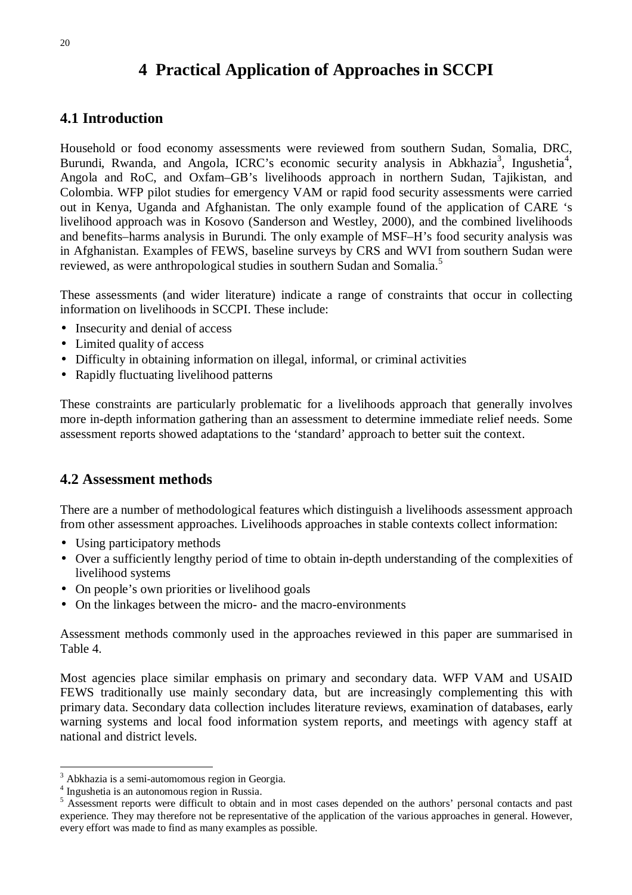# 4 Practical Application of Approaches in SCCPI

## 4.1 Introduction

Household or food economy assessments were reviewed from southern Sudan, Somalia, DRC, Burundi, Rwanda, and Angola, ICRC's economic security analysis in Abkhazia[3], Ingushetia[4], Angola and RoC, and Oxfam–GB's livelihoods approach in northern Sudan, Tajikistan, and Colombia. WFP pilot studies for emergency VAM or rapid food security assessments were carried out in Kenya, Uganda and Afghanistan. The only example found of the application of CARE 's livelihood approach was in Kosovo (Sanderson and Westley, 2000), and the combined livelihoods and benefits–harms analysis in Burundi. The only example of MSF–H's food security analysis was in Afghanistan. Examples of FEWS, baseline surveys by CRS and WVI from southern Sudan were reviewed, as were anthropological studies in southern Sudan and Somalia.[5]

These assessments (and wider literature) indicate a range of constraints that occur in collecting information on livelihoods in SCCPI. These include:

- Insecurity and denial of access
- Limited quality of access
- Difficulty in obtaining information on illegal, informal, or criminal activities
- Rapidly fluctuating livelihood patterns

These constraints are particularly problematic for a livelihoods approach that generally involves more in-depth information gathering than an assessment to determine immediate relief needs. Some assessment reports showed adaptations to the 'standard' approach to better suit the context.

## 4.2 Assessment methods

There are a number of methodological features which distinguish a livelihoods assessment approach from other assessment approaches. Livelihoods approaches in stable contexts collect information:

- Using participatory methods
- Over a sufficiently lengthy period of time to obtain in-depth understanding of the complexities of livelihood systems
- On people's own priorities or livelihood goals
- On the linkages between the micro- and the macro-environments

Assessment methods commonly used in the approaches reviewed in this paper are summarised in Table 4.

Most agencies place similar emphasis on primary and secondary data. WFP VAM and USAID FEWS traditionally use mainly secondary data, but are increasingly complementing this with primary data. Secondary data collection includes literature reviews, examination of databases, early warning systems and local food information system reports, and meetings with agency staff at national and district levels.

---

[3] Abkhazia is a semi-automomous region in Georgia.

[4] Ingushetia is an autonomous region in Russia.

[5] Assessment reports were difficult to obtain and in most cases depended on the authors' personal contacts and past experience. They may therefore not be representative of the application of the various approaches in general. However, every effort was made to find as many examples as possible.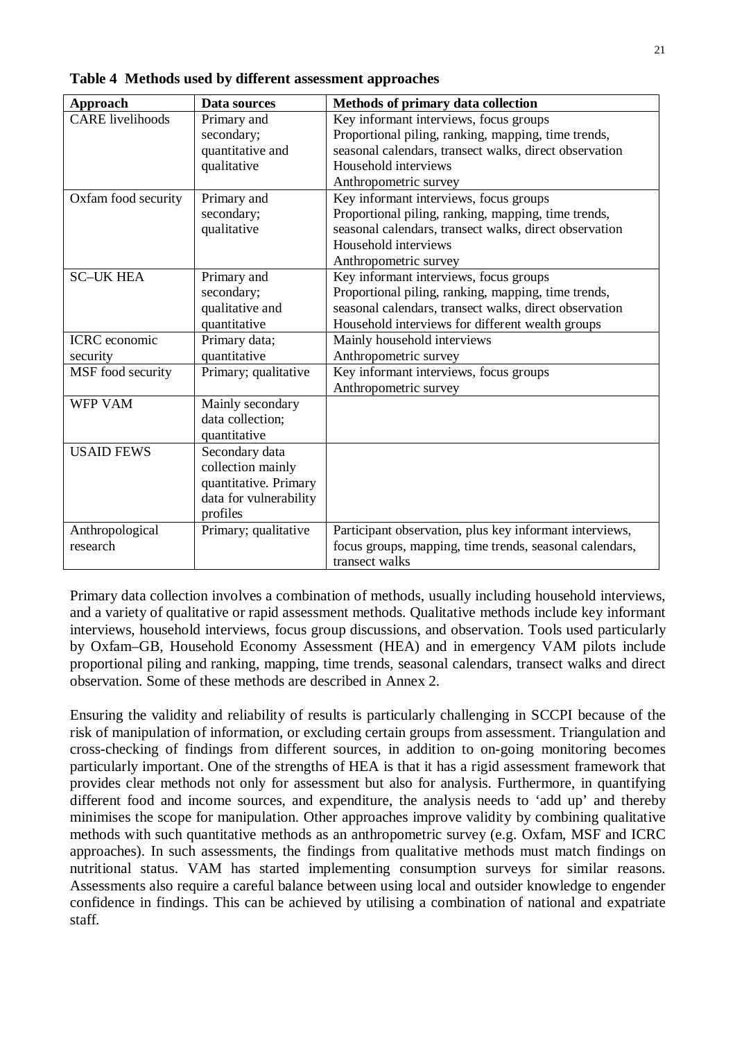**Table 4 Methods used by different assessment approaches**

| Approach | Data sources | Methods of primary data collection |
|---|---|---|
| CARE livelihoods | Primary and secondary; quantitative and qualitative | Key informant interviews, focus groups<br>Proportional piling, ranking, mapping, time trends, seasonal calendars, transect walks, direct observation<br>Household interviews<br>Anthropometric survey |
| Oxfam food security | Primary and secondary; qualitative | Key informant interviews, focus groups<br>Proportional piling, ranking, mapping, time trends, seasonal calendars, transect walks, direct observation<br>Household interviews<br>Anthropometric survey |
| SC–UK HEA | Primary and secondary; qualitative and quantitative | Key informant interviews, focus groups<br>Proportional piling, ranking, mapping, time trends, seasonal calendars, transect walks, direct observation<br>Household interviews for different wealth groups |
| ICRC economic security | Primary data; quantitative | Mainly household interviews<br>Anthropometric survey |
| MSF food security | Primary; qualitative | Key informant interviews, focus groups<br>Anthropometric survey |
| WFP VAM | Mainly secondary data collection; quantitative | |
| USAID FEWS | Secondary data collection mainly quantitative. Primary data for vulnerability profiles | |
| Anthropological research | Primary; qualitative | Participant observation, plus key informant interviews, focus groups, mapping, time trends, seasonal calendars, transect walks |

Primary data collection involves a combination of methods, usually including household interviews, and a variety of qualitative or rapid assessment methods. Qualitative methods include key informant interviews, household interviews, focus group discussions, and observation. Tools used particularly by Oxfam–GB, Household Economy Assessment (HEA) and in emergency VAM pilots include proportional piling and ranking, mapping, time trends, seasonal calendars, transect walks and direct observation. Some of these methods are described in Annex 2.

Ensuring the validity and reliability of results is particularly challenging in SCCPI because of the risk of manipulation of information, or excluding certain groups from assessment. Triangulation and cross-checking of findings from different sources, in addition to on-going monitoring becomes particularly important. One of the strengths of HEA is that it has a rigid assessment framework that provides clear methods not only for assessment but also for analysis. Furthermore, in quantifying different food and income sources, and expenditure, the analysis needs to 'add up' and thereby minimises the scope for manipulation. Other approaches improve validity by combining qualitative methods with such quantitative methods as an anthropometric survey (e.g. Oxfam, MSF and ICRC approaches). In such assessments, the findings from qualitative methods must match findings on nutritional status. VAM has started implementing consumption surveys for similar reasons. Assessments also require a careful balance between using local and outsider knowledge to engender confidence in findings. This can be achieved by utilising a combination of national and expatriate staff.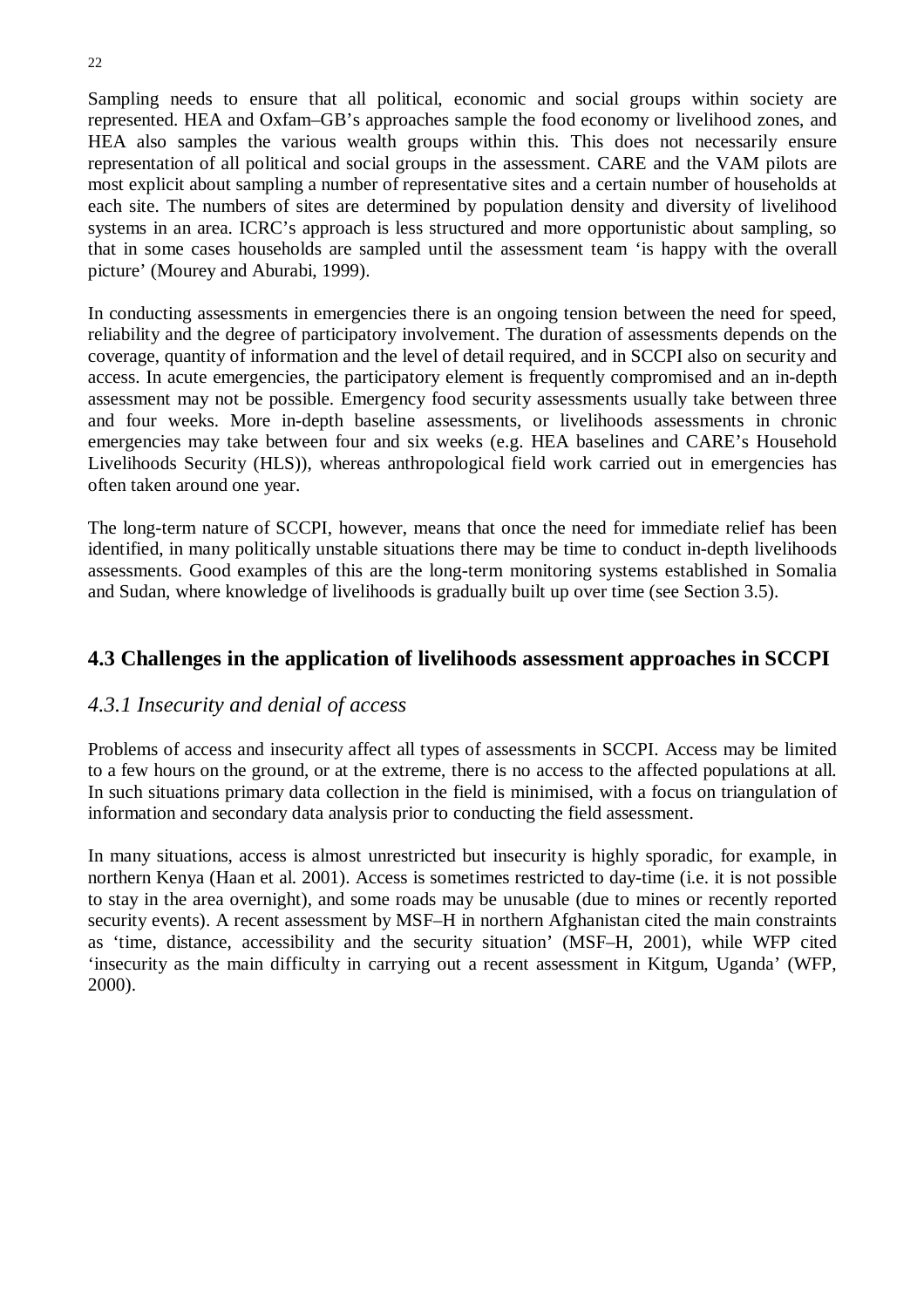Sampling needs to ensure that all political, economic and social groups within society are represented. HEA and Oxfam–GB's approaches sample the food economy or livelihood zones, and HEA also samples the various wealth groups within this. This does not necessarily ensure representation of all political and social groups in the assessment. CARE and the VAM pilots are most explicit about sampling a number of representative sites and a certain number of households at each site. The numbers of sites are determined by population density and diversity of livelihood systems in an area. ICRC's approach is less structured and more opportunistic about sampling, so that in some cases households are sampled until the assessment team 'is happy with the overall picture' (Mourey and Aburabi, 1999).

In conducting assessments in emergencies there is an ongoing tension between the need for speed, reliability and the degree of participatory involvement. The duration of assessments depends on the coverage, quantity of information and the level of detail required, and in SCCPI also on security and access. In acute emergencies, the participatory element is frequently compromised and an in-depth assessment may not be possible. Emergency food security assessments usually take between three and four weeks. More in-depth baseline assessments, or livelihoods assessments in chronic emergencies may take between four and six weeks (e.g. HEA baselines and CARE's Household Livelihoods Security (HLS)), whereas anthropological field work carried out in emergencies has often taken around one year.

The long-term nature of SCCPI, however, means that once the need for immediate relief has been identified, in many politically unstable situations there may be time to conduct in-depth livelihoods assessments. Good examples of this are the long-term monitoring systems established in Somalia and Sudan, where knowledge of livelihoods is gradually built up over time (see Section 3.5).

## 4.3 Challenges in the application of livelihoods assessment approaches in SCCPI

### *4.3.1 Insecurity and denial of access*

Problems of access and insecurity affect all types of assessments in SCCPI. Access may be limited to a few hours on the ground, or at the extreme, there is no access to the affected populations at all. In such situations primary data collection in the field is minimised, with a focus on triangulation of information and secondary data analysis prior to conducting the field assessment.

In many situations, access is almost unrestricted but insecurity is highly sporadic, for example, in northern Kenya (Haan et al. 2001). Access is sometimes restricted to day-time (i.e. it is not possible to stay in the area overnight), and some roads may be unusable (due to mines or recently reported security events). A recent assessment by MSF–H in northern Afghanistan cited the main constraints as 'time, distance, accessibility and the security situation' (MSF–H, 2001), while WFP cited 'insecurity as the main difficulty in carrying out a recent assessment in Kitgum, Uganda' (WFP, 2000).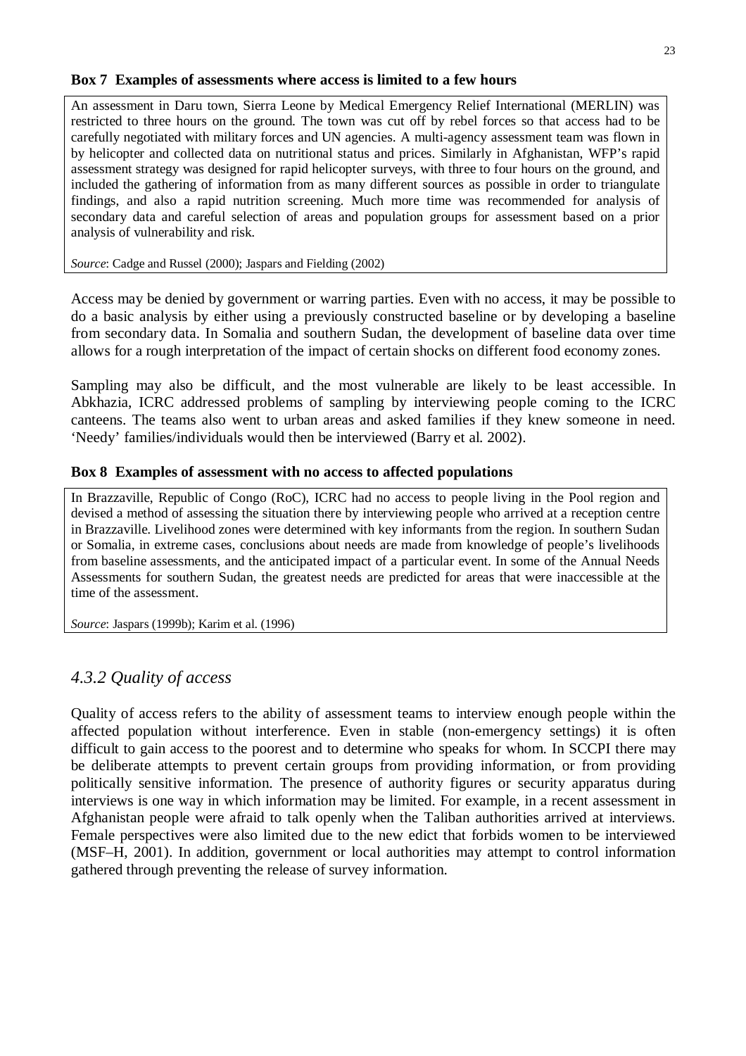**Box 7 Examples of assessments where access is limited to a few hours**

An assessment in Daru town, Sierra Leone by Medical Emergency Relief International (MERLIN) was restricted to three hours on the ground. The town was cut off by rebel forces so that access had to be carefully negotiated with military forces and UN agencies. A multi-agency assessment team was flown in by helicopter and collected data on nutritional status and prices. Similarly in Afghanistan, WFP's rapid assessment strategy was designed for rapid helicopter surveys, with three to four hours on the ground, and included the gathering of information from as many different sources as possible in order to triangulate findings, and also a rapid nutrition screening. Much more time was recommended for analysis of secondary data and careful selection of areas and population groups for assessment based on a prior analysis of vulnerability and risk.

*Source*: Cadge and Russel (2000); Jaspars and Fielding (2002)

Access may be denied by government or warring parties. Even with no access, it may be possible to do a basic analysis by either using a previously constructed baseline or by developing a baseline from secondary data. In Somalia and southern Sudan, the development of baseline data over time allows for a rough interpretation of the impact of certain shocks on different food economy zones.

Sampling may also be difficult, and the most vulnerable are likely to be least accessible. In Abkhazia, ICRC addressed problems of sampling by interviewing people coming to the ICRC canteens. The teams also went to urban areas and asked families if they knew someone in need. 'Needy' families/individuals would then be interviewed (Barry et al. 2002).

**Box 8 Examples of assessment with no access to affected populations**

In Brazzaville, Republic of Congo (RoC), ICRC had no access to people living in the Pool region and devised a method of assessing the situation there by interviewing people who arrived at a reception centre in Brazzaville. Livelihood zones were determined with key informants from the region. In southern Sudan or Somalia, in extreme cases, conclusions about needs are made from knowledge of people's livelihoods from baseline assessments, and the anticipated impact of a particular event. In some of the Annual Needs Assessments for southern Sudan, the greatest needs are predicted for areas that were inaccessible at the time of the assessment.

*Source*: Jaspars (1999b); Karim et al. (1996)

### *4.3.2 Quality of access*

Quality of access refers to the ability of assessment teams to interview enough people within the affected population without interference. Even in stable (non-emergency settings) it is often difficult to gain access to the poorest and to determine who speaks for whom. In SCCPI there may be deliberate attempts to prevent certain groups from providing information, or from providing politically sensitive information. The presence of authority figures or security apparatus during interviews is one way in which information may be limited. For example, in a recent assessment in Afghanistan people were afraid to talk openly when the Taliban authorities arrived at interviews. Female perspectives were also limited due to the new edict that forbids women to be interviewed (MSF–H, 2001). In addition, government or local authorities may attempt to control information gathered through preventing the release of survey information.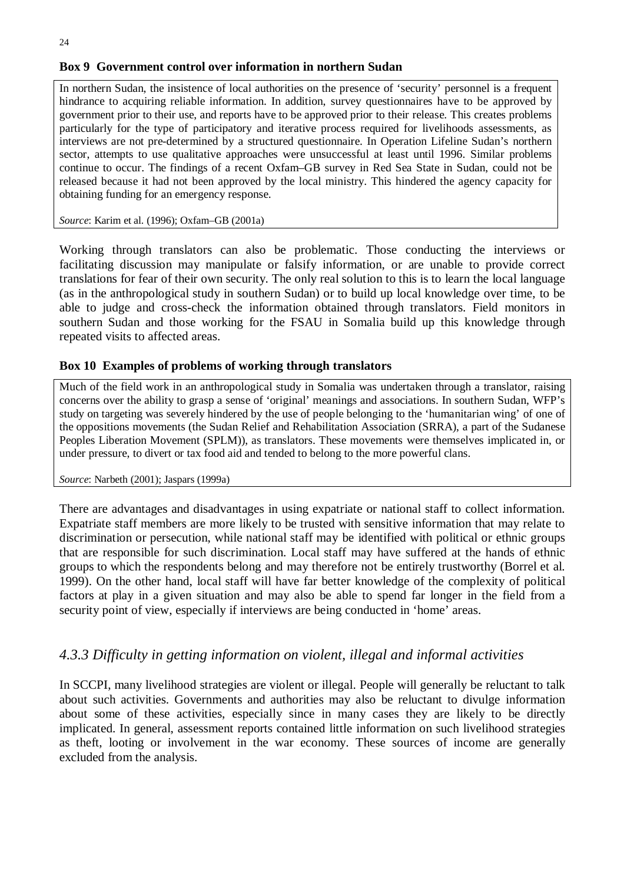**Box 9 Government control over information in northern Sudan**

In northern Sudan, the insistence of local authorities on the presence of 'security' personnel is a frequent hindrance to acquiring reliable information. In addition, survey questionnaires have to be approved by government prior to their use, and reports have to be approved prior to their release. This creates problems particularly for the type of participatory and iterative process required for livelihoods assessments, as interviews are not pre-determined by a structured questionnaire. In Operation Lifeline Sudan's northern sector, attempts to use qualitative approaches were unsuccessful at least until 1996. Similar problems continue to occur. The findings of a recent Oxfam–GB survey in Red Sea State in Sudan, could not be released because it had not been approved by the local ministry. This hindered the agency capacity for obtaining funding for an emergency response.

*Source*: Karim et al. (1996); Oxfam–GB (2001a)

Working through translators can also be problematic. Those conducting the interviews or facilitating discussion may manipulate or falsify information, or are unable to provide correct translations for fear of their own security. The only real solution to this is to learn the local language (as in the anthropological study in southern Sudan) or to build up local knowledge over time, to be able to judge and cross-check the information obtained through translators. Field monitors in southern Sudan and those working for the FSAU in Somalia build up this knowledge through repeated visits to affected areas.

**Box 10 Examples of problems of working through translators**

Much of the field work in an anthropological study in Somalia was undertaken through a translator, raising concerns over the ability to grasp a sense of 'original' meanings and associations. In southern Sudan, WFP's study on targeting was severely hindered by the use of people belonging to the 'humanitarian wing' of one of the oppositions movements (the Sudan Relief and Rehabilitation Association (SRRA), a part of the Sudanese Peoples Liberation Movement (SPLM)), as translators. These movements were themselves implicated in, or under pressure, to divert or tax food aid and tended to belong to the more powerful clans.

*Source*: Narbeth (2001); Jaspars (1999a)

There are advantages and disadvantages in using expatriate or national staff to collect information. Expatriate staff members are more likely to be trusted with sensitive information that may relate to discrimination or persecution, while national staff may be identified with political or ethnic groups that are responsible for such discrimination. Local staff may have suffered at the hands of ethnic groups to which the respondents belong and may therefore not be entirely trustworthy (Borrel et al. 1999). On the other hand, local staff will have far better knowledge of the complexity of political factors at play in a given situation and may also be able to spend far longer in the field from a security point of view, especially if interviews are being conducted in 'home' areas.

### *4.3.3 Difficulty in getting information on violent, illegal and informal activities*

In SCCPI, many livelihood strategies are violent or illegal. People will generally be reluctant to talk about such activities. Governments and authorities may also be reluctant to divulge information about some of these activities, especially since in many cases they are likely to be directly implicated. In general, assessment reports contained little information on such livelihood strategies as theft, looting or involvement in the war economy. These sources of income are generally excluded from the analysis.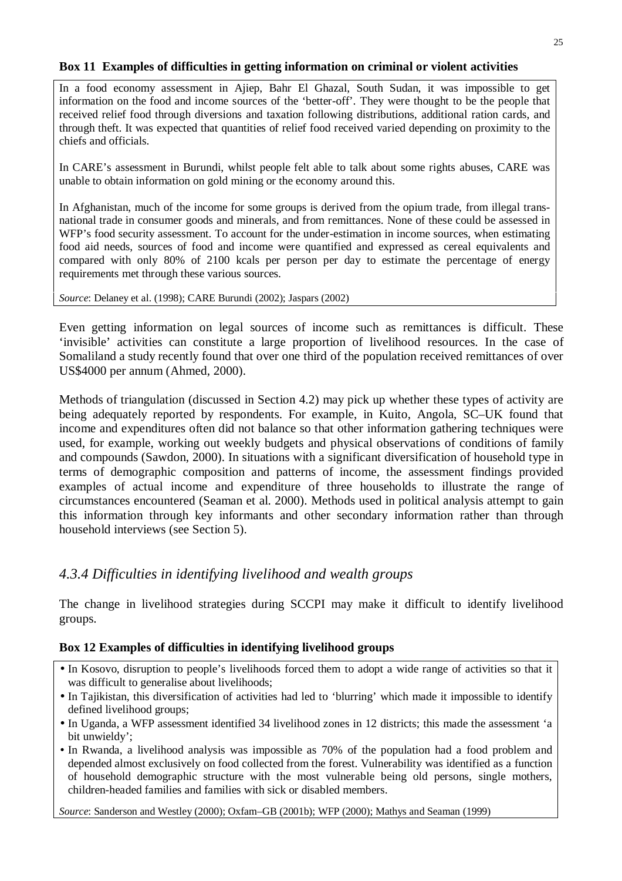**Box 11 Examples of difficulties in getting information on criminal or violent activities**

In a food economy assessment in Ajiep, Bahr El Ghazal, South Sudan, it was impossible to get information on the food and income sources of the 'better-off'. They were thought to be the people that received relief food through diversions and taxation following distributions, additional ration cards, and through theft. It was expected that quantities of relief food received varied depending on proximity to the chiefs and officials.

In CARE's assessment in Burundi, whilst people felt able to talk about some rights abuses, CARE was unable to obtain information on gold mining or the economy around this.

In Afghanistan, much of the income for some groups is derived from the opium trade, from illegal trans-national trade in consumer goods and minerals, and from remittances. None of these could be assessed in WFP's food security assessment. To account for the under-estimation in income sources, when estimating food aid needs, sources of food and income were quantified and expressed as cereal equivalents and compared with only 80% of 2100 kcals per person per day to estimate the percentage of energy requirements met through these various sources.

*Source*: Delaney et al. (1998); CARE Burundi (2002); Jaspars (2002)

Even getting information on legal sources of income such as remittances is difficult. These 'invisible' activities can constitute a large proportion of livelihood resources. In the case of Somaliland a study recently found that over one third of the population received remittances of over US$4000 per annum (Ahmed, 2000).

Methods of triangulation (discussed in Section 4.2) may pick up whether these types of activity are being adequately reported by respondents. For example, in Kuito, Angola, SC–UK found that income and expenditures often did not balance so that other information gathering techniques were used, for example, working out weekly budgets and physical observations of conditions of family and compounds (Sawdon, 2000). In situations with a significant diversification of household type in terms of demographic composition and patterns of income, the assessment findings provided examples of actual income and expenditure of three households to illustrate the range of circumstances encountered (Seaman et al. 2000). Methods used in political analysis attempt to gain this information through key informants and other secondary information rather than through household interviews (see Section 5).

### *4.3.4 Difficulties in identifying livelihood and wealth groups*

The change in livelihood strategies during SCCPI may make it difficult to identify livelihood groups.

**Box 12 Examples of difficulties in identifying livelihood groups**

- In Kosovo, disruption to people's livelihoods forced them to adopt a wide range of activities so that it was difficult to generalise about livelihoods;
- In Tajikistan, this diversification of activities had led to 'blurring' which made it impossible to identify defined livelihood groups;
- In Uganda, a WFP assessment identified 34 livelihood zones in 12 districts; this made the assessment 'a bit unwieldy';
- In Rwanda, a livelihood analysis was impossible as 70% of the population had a food problem and depended almost exclusively on food collected from the forest. Vulnerability was identified as a function of household demographic structure with the most vulnerable being old persons, single mothers, children-headed families and families with sick or disabled members.

*Source*: Sanderson and Westley (2000); Oxfam–GB (2001b); WFP (2000); Mathys and Seaman (1999)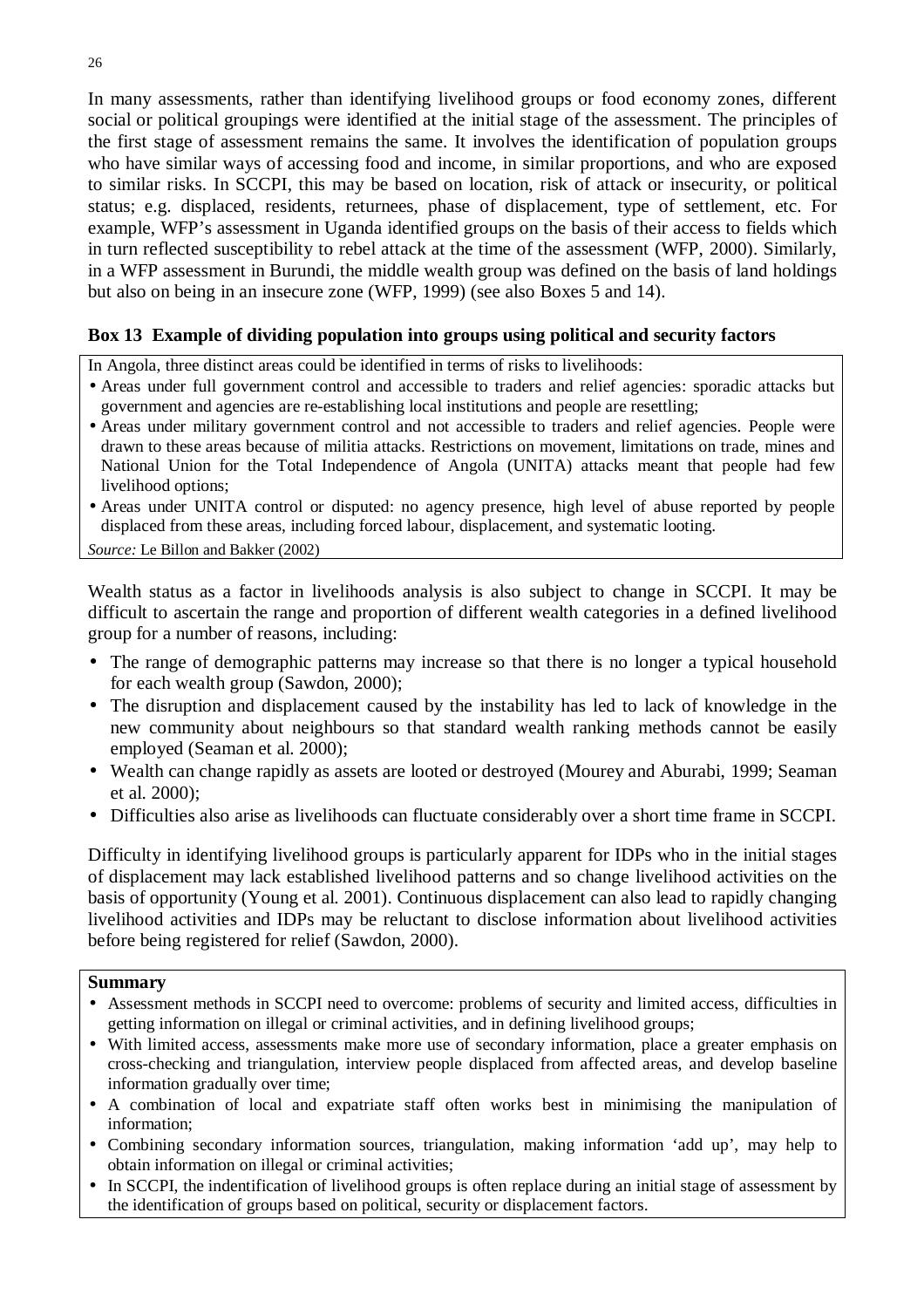In many assessments, rather than identifying livelihood groups or food economy zones, different social or political groupings were identified at the initial stage of the assessment. The principles of the first stage of assessment remains the same. It involves the identification of population groups who have similar ways of accessing food and income, in similar proportions, and who are exposed to similar risks. In SCCPI, this may be based on location, risk of attack or insecurity, or political status; e.g. displaced, residents, returnees, phase of displacement, type of settlement, etc. For example, WFP's assessment in Uganda identified groups on the basis of their access to fields which in turn reflected susceptibility to rebel attack at the time of the assessment (WFP, 2000). Similarly, in a WFP assessment in Burundi, the middle wealth group was defined on the basis of land holdings but also on being in an insecure zone (WFP, 1999) (see also Boxes 5 and 14).

**Box 13 Example of dividing population into groups using political and security factors**

In Angola, three distinct areas could be identified in terms of risks to livelihoods:

- Areas under full government control and accessible to traders and relief agencies: sporadic attacks but government and agencies are re-establishing local institutions and people are resettling;
- Areas under military government control and not accessible to traders and relief agencies. People were drawn to these areas because of militia attacks. Restrictions on movement, limitations on trade, mines and National Union for the Total Independence of Angola (UNITA) attacks meant that people had few livelihood options;
- Areas under UNITA control or disputed: no agency presence, high level of abuse reported by people displaced from these areas, including forced labour, displacement, and systematic looting.

*Source:* Le Billon and Bakker (2002)

Wealth status as a factor in livelihoods analysis is also subject to change in SCCPI. It may be difficult to ascertain the range and proportion of different wealth categories in a defined livelihood group for a number of reasons, including:

- The range of demographic patterns may increase so that there is no longer a typical household for each wealth group (Sawdon, 2000);
- The disruption and displacement caused by the instability has led to lack of knowledge in the new community about neighbours so that standard wealth ranking methods cannot be easily employed (Seaman et al. 2000);
- Wealth can change rapidly as assets are looted or destroyed (Mourey and Aburabi, 1999; Seaman et al. 2000);
- Difficulties also arise as livelihoods can fluctuate considerably over a short time frame in SCCPI.

Difficulty in identifying livelihood groups is particularly apparent for IDPs who in the initial stages of displacement may lack established livelihood patterns and so change livelihood activities on the basis of opportunity (Young et al. 2001). Continuous displacement can also lead to rapidly changing livelihood activities and IDPs may be reluctant to disclose information about livelihood activities before being registered for relief (Sawdon, 2000).

**Summary**

- Assessment methods in SCCPI need to overcome: problems of security and limited access, difficulties in getting information on illegal or criminal activities, and in defining livelihood groups;
- With limited access, assessments make more use of secondary information, place a greater emphasis on cross-checking and triangulation, interview people displaced from affected areas, and develop baseline information gradually over time;
- A combination of local and expatriate staff often works best in minimising the manipulation of information;
- Combining secondary information sources, triangulation, making information 'add up', may help to obtain information on illegal or criminal activities;
- In SCCPI, the indentification of livelihood groups is often replace during an initial stage of assessment by the identification of groups based on political, security or displacement factors.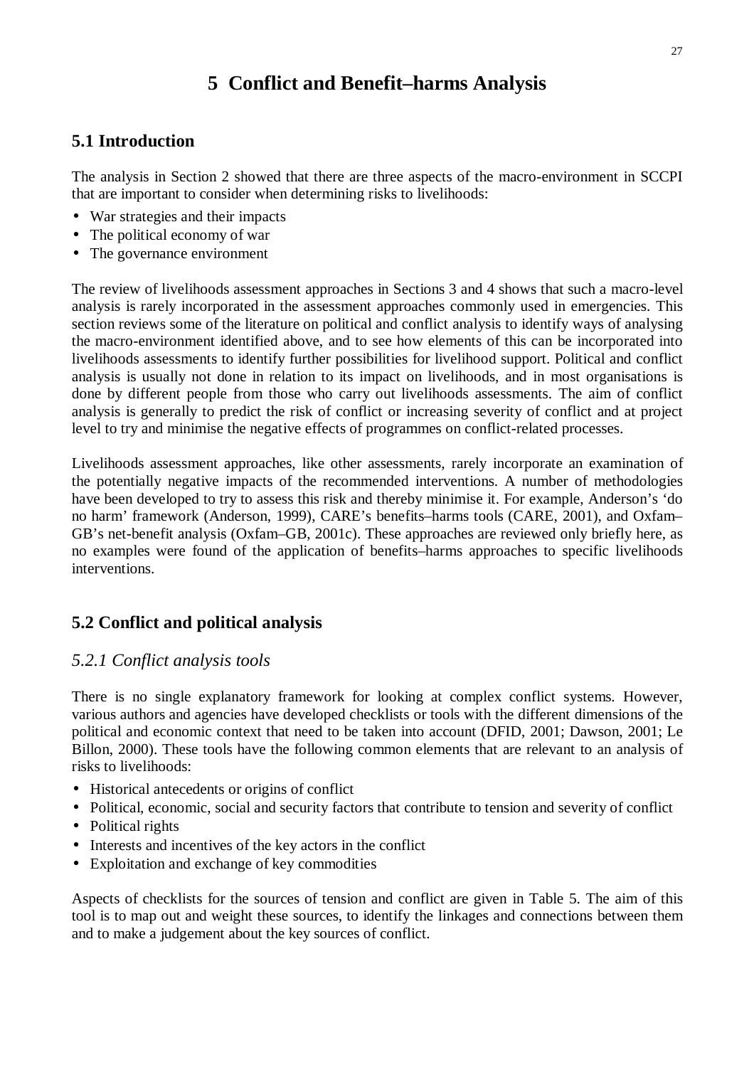# 5 Conflict and Benefit–harms Analysis

## 5.1 Introduction

The analysis in Section 2 showed that there are three aspects of the macro-environment in SCCPI that are important to consider when determining risks to livelihoods:

- War strategies and their impacts
- The political economy of war
- The governance environment

The review of livelihoods assessment approaches in Sections 3 and 4 shows that such a macro-level analysis is rarely incorporated in the assessment approaches commonly used in emergencies. This section reviews some of the literature on political and conflict analysis to identify ways of analysing the macro-environment identified above, and to see how elements of this can be incorporated into livelihoods assessments to identify further possibilities for livelihood support. Political and conflict analysis is usually not done in relation to its impact on livelihoods, and in most organisations is done by different people from those who carry out livelihoods assessments. The aim of conflict analysis is generally to predict the risk of conflict or increasing severity of conflict and at project level to try and minimise the negative effects of programmes on conflict-related processes.

Livelihoods assessment approaches, like other assessments, rarely incorporate an examination of the potentially negative impacts of the recommended interventions. A number of methodologies have been developed to try to assess this risk and thereby minimise it. For example, Anderson's 'do no harm' framework (Anderson, 1999), CARE's benefits–harms tools (CARE, 2001), and Oxfam–GB's net-benefit analysis (Oxfam–GB, 2001c). These approaches are reviewed only briefly here, as no examples were found of the application of benefits–harms approaches to specific livelihoods interventions.

## 5.2 Conflict and political analysis

### *5.2.1 Conflict analysis tools*

There is no single explanatory framework for looking at complex conflict systems. However, various authors and agencies have developed checklists or tools with the different dimensions of the political and economic context that need to be taken into account (DFID, 2001; Dawson, 2001; Le Billon, 2000). These tools have the following common elements that are relevant to an analysis of risks to livelihoods:

- Historical antecedents or origins of conflict
- Political, economic, social and security factors that contribute to tension and severity of conflict
- Political rights
- Interests and incentives of the key actors in the conflict
- Exploitation and exchange of key commodities

Aspects of checklists for the sources of tension and conflict are given in Table 5. The aim of this tool is to map out and weight these sources, to identify the linkages and connections between them and to make a judgement about the key sources of conflict.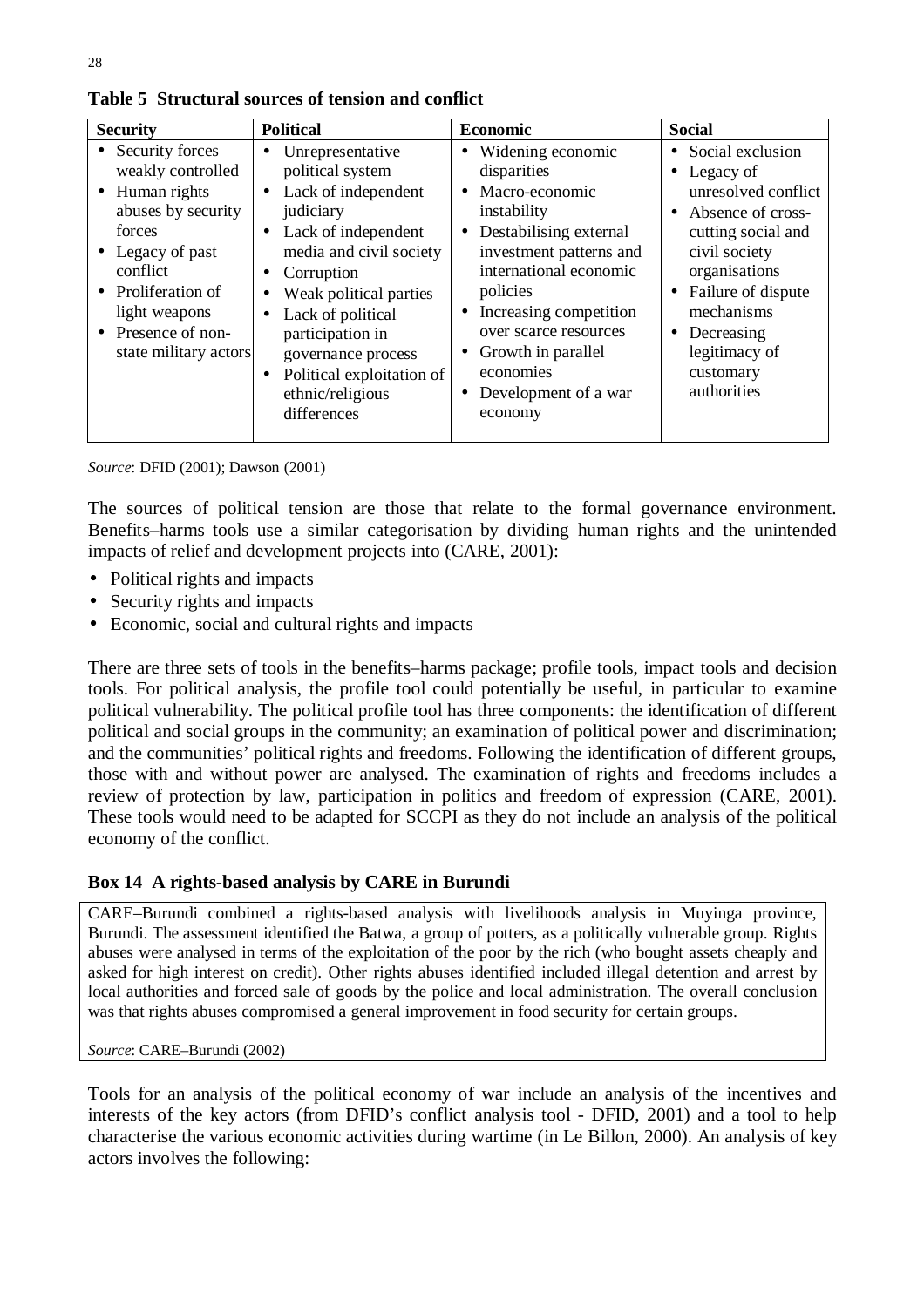**Table 5 Structural sources of tension and conflict**

| Security | Political | Economic | Social |
|---|---|---|---|
| • Security forces weakly controlled<br>• Human rights abuses by security forces<br>• Legacy of past conflict<br>• Proliferation of light weapons<br>• Presence of non-state military actors | • Unrepresentative political system<br>• Lack of independent judiciary<br>• Lack of independent media and civil society<br>• Corruption<br>• Weak political parties<br>• Lack of political participation in governance process<br>• Political exploitation of ethnic/religious differences | • Widening economic disparities<br>• Macro-economic instability<br>• Destabilising external investment patterns and international economic policies<br>• Increasing competition over scarce resources<br>• Growth in parallel economies<br>• Development of a war economy | • Social exclusion<br>• Legacy of unresolved conflict<br>• Absence of cross-cutting social and civil society organisations<br>• Failure of dispute mechanisms<br>• Decreasing legitimacy of customary authorities |

*Source*: DFID (2001); Dawson (2001)

The sources of political tension are those that relate to the formal governance environment. Benefits–harms tools use a similar categorisation by dividing human rights and the unintended impacts of relief and development projects into (CARE, 2001):

- Political rights and impacts
- Security rights and impacts
- Economic, social and cultural rights and impacts

There are three sets of tools in the benefits–harms package; profile tools, impact tools and decision tools. For political analysis, the profile tool could potentially be useful, in particular to examine political vulnerability. The political profile tool has three components: the identification of different political and social groups in the community; an examination of political power and discrimination; and the communities' political rights and freedoms. Following the identification of different groups, those with and without power are analysed. The examination of rights and freedoms includes a review of protection by law, participation in politics and freedom of expression (CARE, 2001). These tools would need to be adapted for SCCPI as they do not include an analysis of the political economy of the conflict.

**Box 14 A rights-based analysis by CARE in Burundi**

CARE–Burundi combined a rights-based analysis with livelihoods analysis in Muyinga province, Burundi. The assessment identified the Batwa, a group of potters, as a politically vulnerable group. Rights abuses were analysed in terms of the exploitation of the poor by the rich (who bought assets cheaply and asked for high interest on credit). Other rights abuses identified included illegal detention and arrest by local authorities and forced sale of goods by the police and local administration. The overall conclusion was that rights abuses compromised a general improvement in food security for certain groups.

*Source*: CARE–Burundi (2002)

Tools for an analysis of the political economy of war include an analysis of the incentives and interests of the key actors (from DFID's conflict analysis tool - DFID, 2001) and a tool to help characterise the various economic activities during wartime (in Le Billon, 2000). An analysis of key actors involves the following: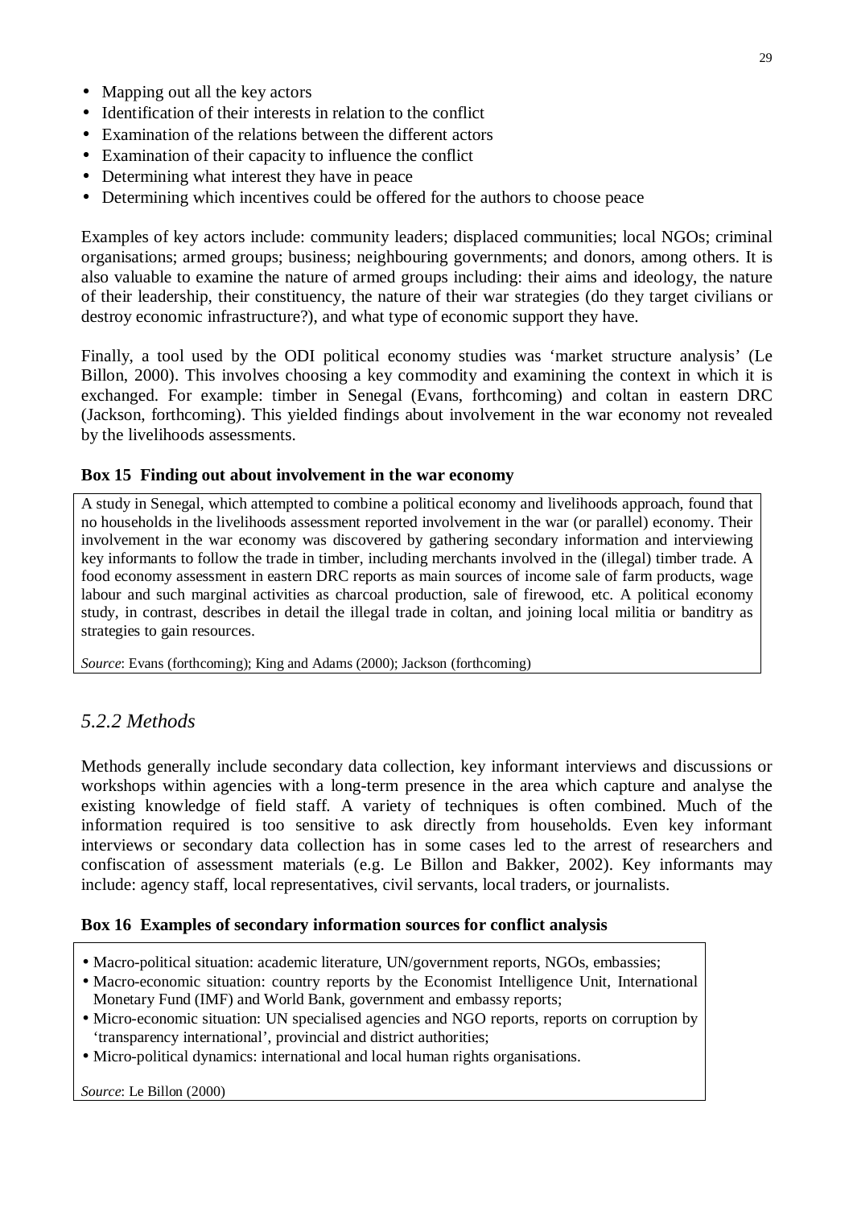- Mapping out all the key actors
- Identification of their interests in relation to the conflict
- Examination of the relations between the different actors
- Examination of their capacity to influence the conflict
- Determining what interest they have in peace
- Determining which incentives could be offered for the authors to choose peace

Examples of key actors include: community leaders; displaced communities; local NGOs; criminal organisations; armed groups; business; neighbouring governments; and donors, among others. It is also valuable to examine the nature of armed groups including: their aims and ideology, the nature of their leadership, their constituency, the nature of their war strategies (do they target civilians or destroy economic infrastructure?), and what type of economic support they have.

Finally, a tool used by the ODI political economy studies was 'market structure analysis' (Le Billon, 2000). This involves choosing a key commodity and examining the context in which it is exchanged. For example: timber in Senegal (Evans, forthcoming) and coltan in eastern DRC (Jackson, forthcoming). This yielded findings about involvement in the war economy not revealed by the livelihoods assessments.

**Box 15 Finding out about involvement in the war economy**

A study in Senegal, which attempted to combine a political economy and livelihoods approach, found that no households in the livelihoods assessment reported involvement in the war (or parallel) economy. Their involvement in the war economy was discovered by gathering secondary information and interviewing key informants to follow the trade in timber, including merchants involved in the (illegal) timber trade. A food economy assessment in eastern DRC reports as main sources of income sale of farm products, wage labour and such marginal activities as charcoal production, sale of firewood, etc. A political economy study, in contrast, describes in detail the illegal trade in coltan, and joining local militia or banditry as strategies to gain resources.

*Source*: Evans (forthcoming); King and Adams (2000); Jackson (forthcoming)

### *5.2.2 Methods*

Methods generally include secondary data collection, key informant interviews and discussions or workshops within agencies with a long-term presence in the area which capture and analyse the existing knowledge of field staff. A variety of techniques is often combined. Much of the information required is too sensitive to ask directly from households. Even key informant interviews or secondary data collection has in some cases led to the arrest of researchers and confiscation of assessment materials (e.g. Le Billon and Bakker, 2002). Key informants may include: agency staff, local representatives, civil servants, local traders, or journalists.

**Box 16 Examples of secondary information sources for conflict analysis**

- Macro-political situation: academic literature, UN/government reports, NGOs, embassies;
- Macro-economic situation: country reports by the Economist Intelligence Unit, International Monetary Fund (IMF) and World Bank, government and embassy reports;
- Micro-economic situation: UN specialised agencies and NGO reports, reports on corruption by 'transparency international', provincial and district authorities;
- Micro-political dynamics: international and local human rights organisations.

*Source*: Le Billon (2000)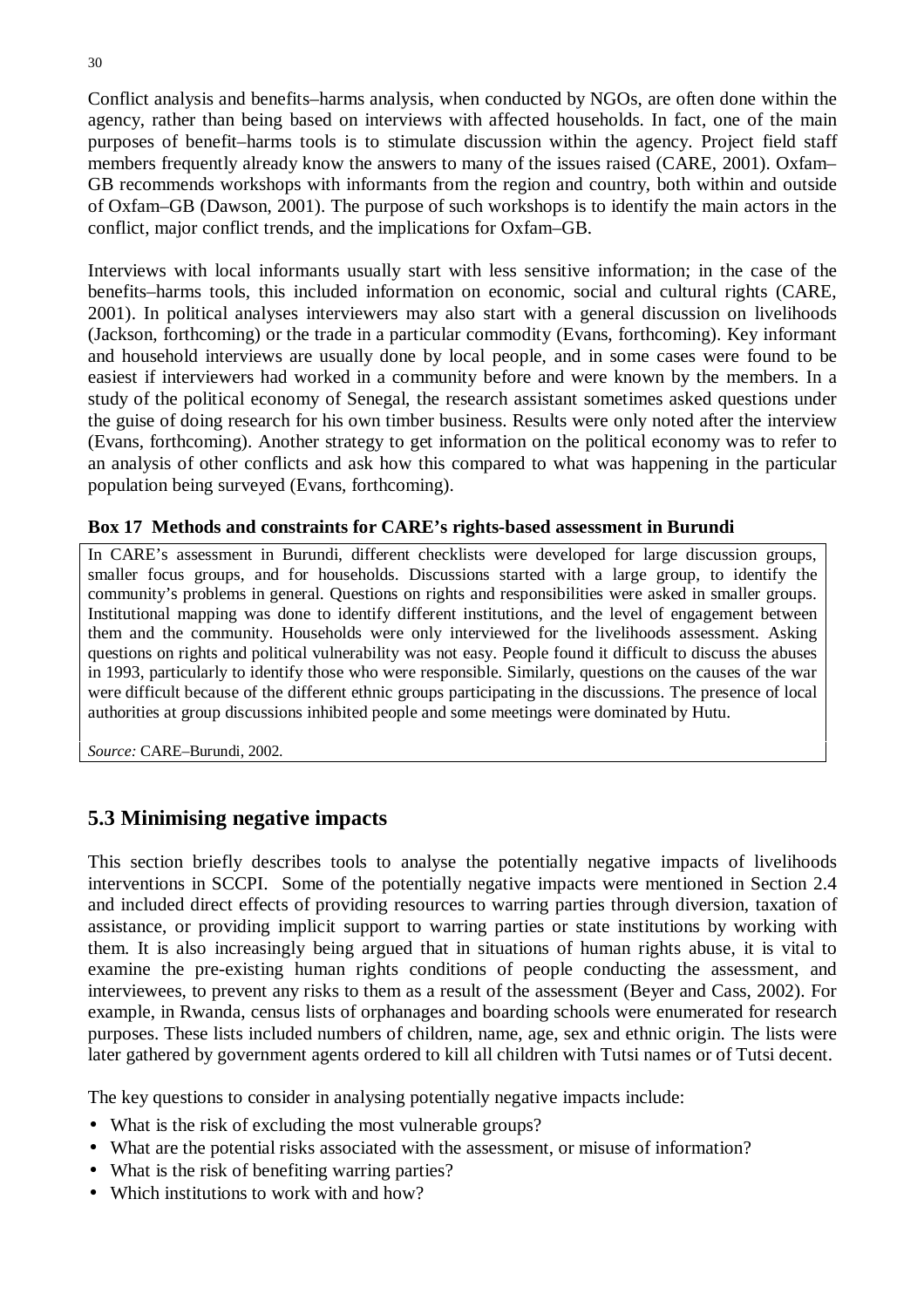Conflict analysis and benefits–harms analysis, when conducted by NGOs, are often done within the agency, rather than being based on interviews with affected households. In fact, one of the main purposes of benefit–harms tools is to stimulate discussion within the agency. Project field staff members frequently already know the answers to many of the issues raised (CARE, 2001). Oxfam–GB recommends workshops with informants from the region and country, both within and outside of Oxfam–GB (Dawson, 2001). The purpose of such workshops is to identify the main actors in the conflict, major conflict trends, and the implications for Oxfam–GB.

Interviews with local informants usually start with less sensitive information; in the case of the benefits–harms tools, this included information on economic, social and cultural rights (CARE, 2001). In political analyses interviewers may also start with a general discussion on livelihoods (Jackson, forthcoming) or the trade in a particular commodity (Evans, forthcoming). Key informant and household interviews are usually done by local people, and in some cases were found to be easiest if interviewers had worked in a community before and were known by the members. In a study of the political economy of Senegal, the research assistant sometimes asked questions under the guise of doing research for his own timber business. Results were only noted after the interview (Evans, forthcoming). Another strategy to get information on the political economy was to refer to an analysis of other conflicts and ask how this compared to what was happening in the particular population being surveyed (Evans, forthcoming).

**Box 17 Methods and constraints for CARE's rights-based assessment in Burundi**

In CARE's assessment in Burundi, different checklists were developed for large discussion groups, smaller focus groups, and for households. Discussions started with a large group, to identify the community's problems in general. Questions on rights and responsibilities were asked in smaller groups. Institutional mapping was done to identify different institutions, and the level of engagement between them and the community. Households were only interviewed for the livelihoods assessment. Asking questions on rights and political vulnerability was not easy. People found it difficult to discuss the abuses in 1993, particularly to identify those who were responsible. Similarly, questions on the causes of the war were difficult because of the different ethnic groups participating in the discussions. The presence of local authorities at group discussions inhibited people and some meetings were dominated by Hutu.

*Source:* CARE–Burundi, 2002.

## 5.3 Minimising negative impacts

This section briefly describes tools to analyse the potentially negative impacts of livelihoods interventions in SCCPI. Some of the potentially negative impacts were mentioned in Section 2.4 and included direct effects of providing resources to warring parties through diversion, taxation of assistance, or providing implicit support to warring parties or state institutions by working with them. It is also increasingly being argued that in situations of human rights abuse, it is vital to examine the pre-existing human rights conditions of people conducting the assessment, and interviewees, to prevent any risks to them as a result of the assessment (Beyer and Cass, 2002). For example, in Rwanda, census lists of orphanages and boarding schools were enumerated for research purposes. These lists included numbers of children, name, age, sex and ethnic origin. The lists were later gathered by government agents ordered to kill all children with Tutsi names or of Tutsi decent.

The key questions to consider in analysing potentially negative impacts include:

- What is the risk of excluding the most vulnerable groups?
- What are the potential risks associated with the assessment, or misuse of information?
- What is the risk of benefiting warring parties?
- Which institutions to work with and how?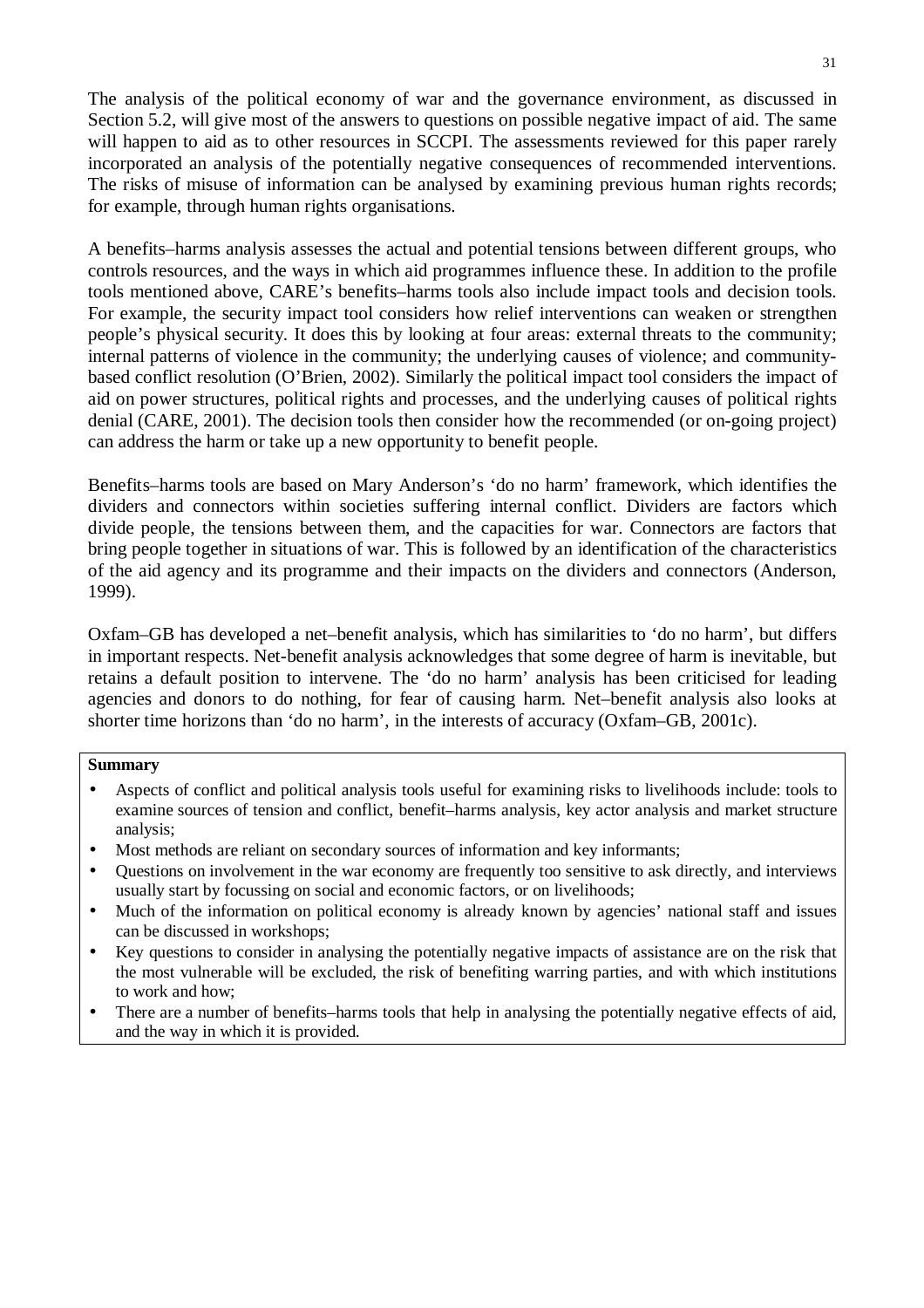The analysis of the political economy of war and the governance environment, as discussed in Section 5.2, will give most of the answers to questions on possible negative impact of aid. The same will happen to aid as to other resources in SCCPI. The assessments reviewed for this paper rarely incorporated an analysis of the potentially negative consequences of recommended interventions. The risks of misuse of information can be analysed by examining previous human rights records; for example, through human rights organisations.

A benefits–harms analysis assesses the actual and potential tensions between different groups, who controls resources, and the ways in which aid programmes influence these. In addition to the profile tools mentioned above, CARE's benefits–harms tools also include impact tools and decision tools. For example, the security impact tool considers how relief interventions can weaken or strengthen people's physical security. It does this by looking at four areas: external threats to the community; internal patterns of violence in the community; the underlying causes of violence; and community-based conflict resolution (O'Brien, 2002). Similarly the political impact tool considers the impact of aid on power structures, political rights and processes, and the underlying causes of political rights denial (CARE, 2001). The decision tools then consider how the recommended (or on-going project) can address the harm or take up a new opportunity to benefit people.

Benefits–harms tools are based on Mary Anderson's 'do no harm' framework, which identifies the dividers and connectors within societies suffering internal conflict. Dividers are factors which divide people, the tensions between them, and the capacities for war. Connectors are factors that bring people together in situations of war. This is followed by an identification of the characteristics of the aid agency and its programme and their impacts on the dividers and connectors (Anderson, 1999).

Oxfam–GB has developed a net–benefit analysis, which has similarities to 'do no harm', but differs in important respects. Net-benefit analysis acknowledges that some degree of harm is inevitable, but retains a default position to intervene. The 'do no harm' analysis has been criticised for leading agencies and donors to do nothing, for fear of causing harm. Net–benefit analysis also looks at shorter time horizons than 'do no harm', in the interests of accuracy (Oxfam–GB, 2001c).

**Summary**

- Aspects of conflict and political analysis tools useful for examining risks to livelihoods include: tools to examine sources of tension and conflict, benefit–harms analysis, key actor analysis and market structure analysis;
- Most methods are reliant on secondary sources of information and key informants;
- Questions on involvement in the war economy are frequently too sensitive to ask directly, and interviews usually start by focussing on social and economic factors, or on livelihoods;
- Much of the information on political economy is already known by agencies' national staff and issues can be discussed in workshops;
- Key questions to consider in analysing the potentially negative impacts of assistance are on the risk that the most vulnerable will be excluded, the risk of benefiting warring parties, and with which institutions to work and how;
- There are a number of benefits–harms tools that help in analysing the potentially negative effects of aid, and the way in which it is provided.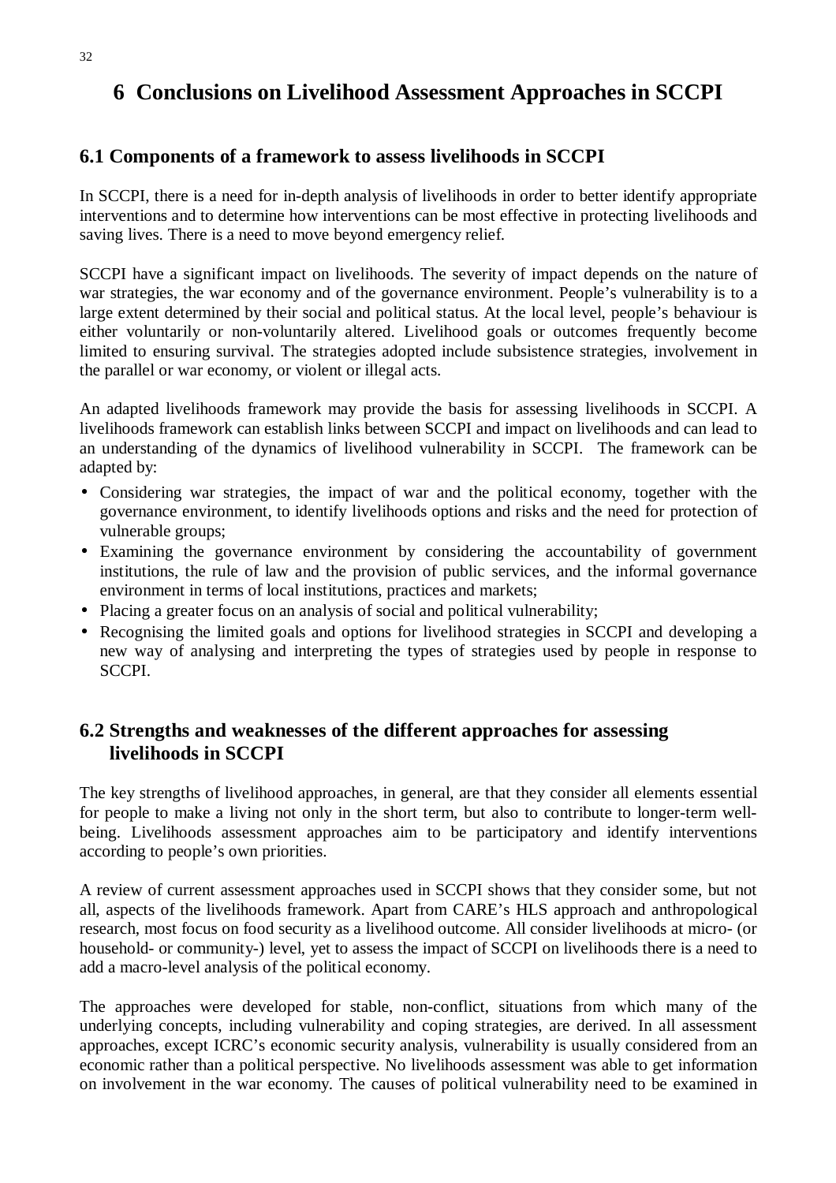# 6 Conclusions on Livelihood Assessment Approaches in SCCPI

## 6.1 Components of a framework to assess livelihoods in SCCPI

In SCCPI, there is a need for in-depth analysis of livelihoods in order to better identify appropriate interventions and to determine how interventions can be most effective in protecting livelihoods and saving lives. There is a need to move beyond emergency relief.

SCCPI have a significant impact on livelihoods. The severity of impact depends on the nature of war strategies, the war economy and of the governance environment. People's vulnerability is to a large extent determined by their social and political status. At the local level, people's behaviour is either voluntarily or non-voluntarily altered. Livelihood goals or outcomes frequently become limited to ensuring survival. The strategies adopted include subsistence strategies, involvement in the parallel or war economy, or violent or illegal acts.

An adapted livelihoods framework may provide the basis for assessing livelihoods in SCCPI. A livelihoods framework can establish links between SCCPI and impact on livelihoods and can lead to an understanding of the dynamics of livelihood vulnerability in SCCPI. The framework can be adapted by:

- Considering war strategies, the impact of war and the political economy, together with the governance environment, to identify livelihoods options and risks and the need for protection of vulnerable groups;
- Examining the governance environment by considering the accountability of government institutions, the rule of law and the provision of public services, and the informal governance environment in terms of local institutions, practices and markets;
- Placing a greater focus on an analysis of social and political vulnerability;
- Recognising the limited goals and options for livelihood strategies in SCCPI and developing a new way of analysing and interpreting the types of strategies used by people in response to SCCPI.

## 6.2 Strengths and weaknesses of the different approaches for assessing livelihoods in SCCPI

The key strengths of livelihood approaches, in general, are that they consider all elements essential for people to make a living not only in the short term, but also to contribute to longer-term well-being. Livelihoods assessment approaches aim to be participatory and identify interventions according to people's own priorities.

A review of current assessment approaches used in SCCPI shows that they consider some, but not all, aspects of the livelihoods framework. Apart from CARE's HLS approach and anthropological research, most focus on food security as a livelihood outcome. All consider livelihoods at micro- (or household- or community-) level, yet to assess the impact of SCCPI on livelihoods there is a need to add a macro-level analysis of the political economy.

The approaches were developed for stable, non-conflict, situations from which many of the underlying concepts, including vulnerability and coping strategies, are derived. In all assessment approaches, except ICRC's economic security analysis, vulnerability is usually considered from an economic rather than a political perspective. No livelihoods assessment was able to get information on involvement in the war economy. The causes of political vulnerability need to be examined in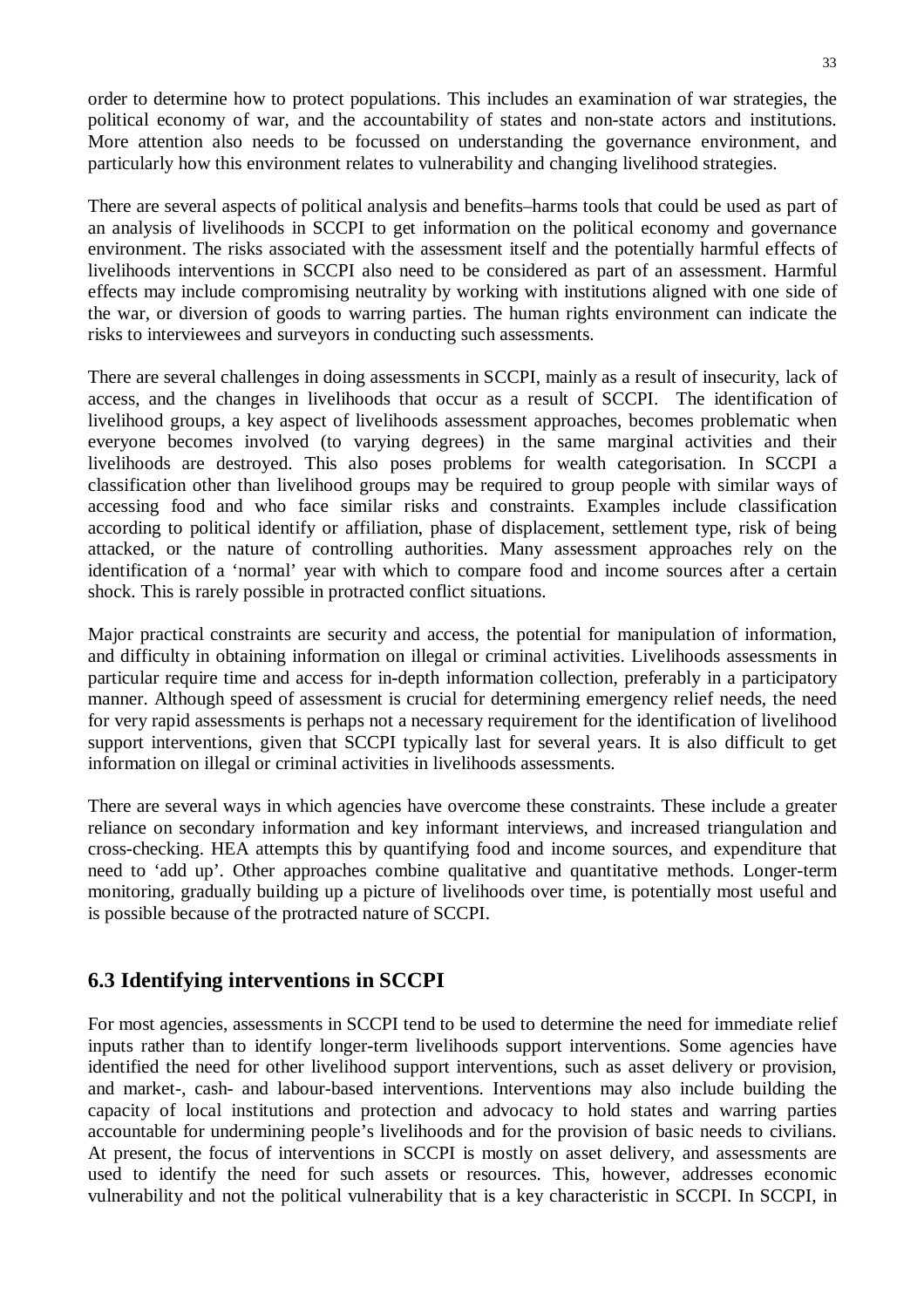order to determine how to protect populations. This includes an examination of war strategies, the political economy of war, and the accountability of states and non-state actors and institutions. More attention also needs to be focussed on understanding the governance environment, and particularly how this environment relates to vulnerability and changing livelihood strategies.

There are several aspects of political analysis and benefits–harms tools that could be used as part of an analysis of livelihoods in SCCPI to get information on the political economy and governance environment. The risks associated with the assessment itself and the potentially harmful effects of livelihoods interventions in SCCPI also need to be considered as part of an assessment. Harmful effects may include compromising neutrality by working with institutions aligned with one side of the war, or diversion of goods to warring parties. The human rights environment can indicate the risks to interviewees and surveyors in conducting such assessments.

There are several challenges in doing assessments in SCCPI, mainly as a result of insecurity, lack of access, and the changes in livelihoods that occur as a result of SCCPI. The identification of livelihood groups, a key aspect of livelihoods assessment approaches, becomes problematic when everyone becomes involved (to varying degrees) in the same marginal activities and their livelihoods are destroyed. This also poses problems for wealth categorisation. In SCCPI a classification other than livelihood groups may be required to group people with similar ways of accessing food and who face similar risks and constraints. Examples include classification according to political identify or affiliation, phase of displacement, settlement type, risk of being attacked, or the nature of controlling authorities. Many assessment approaches rely on the identification of a 'normal' year with which to compare food and income sources after a certain shock. This is rarely possible in protracted conflict situations.

Major practical constraints are security and access, the potential for manipulation of information, and difficulty in obtaining information on illegal or criminal activities. Livelihoods assessments in particular require time and access for in-depth information collection, preferably in a participatory manner. Although speed of assessment is crucial for determining emergency relief needs, the need for very rapid assessments is perhaps not a necessary requirement for the identification of livelihood support interventions, given that SCCPI typically last for several years. It is also difficult to get information on illegal or criminal activities in livelihoods assessments.

There are several ways in which agencies have overcome these constraints. These include a greater reliance on secondary information and key informant interviews, and increased triangulation and cross-checking. HEA attempts this by quantifying food and income sources, and expenditure that need to 'add up'. Other approaches combine qualitative and quantitative methods. Longer-term monitoring, gradually building up a picture of livelihoods over time, is potentially most useful and is possible because of the protracted nature of SCCPI.

## 6.3 Identifying interventions in SCCPI

For most agencies, assessments in SCCPI tend to be used to determine the need for immediate relief inputs rather than to identify longer-term livelihoods support interventions. Some agencies have identified the need for other livelihood support interventions, such as asset delivery or provision, and market-, cash- and labour-based interventions. Interventions may also include building the capacity of local institutions and protection and advocacy to hold states and warring parties accountable for undermining people's livelihoods and for the provision of basic needs to civilians. At present, the focus of interventions in SCCPI is mostly on asset delivery, and assessments are used to identify the need for such assets or resources. This, however, addresses economic vulnerability and not the political vulnerability that is a key characteristic in SCCPI. In SCCPI, in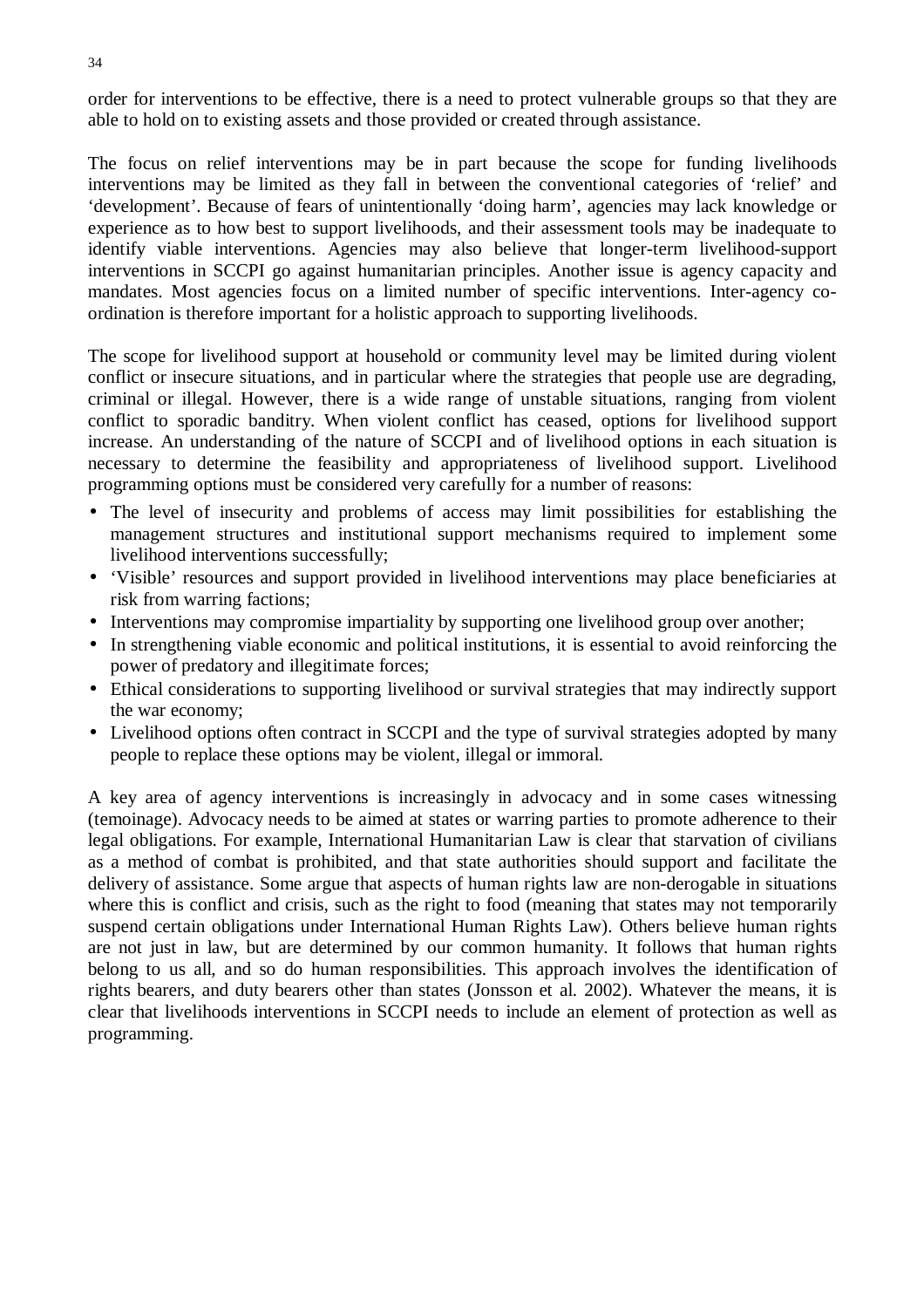order for interventions to be effective, there is a need to protect vulnerable groups so that they are able to hold on to existing assets and those provided or created through assistance.

The focus on relief interventions may be in part because the scope for funding livelihoods interventions may be limited as they fall in between the conventional categories of 'relief' and 'development'. Because of fears of unintentionally 'doing harm', agencies may lack knowledge or experience as to how best to support livelihoods, and their assessment tools may be inadequate to identify viable interventions. Agencies may also believe that longer-term livelihood-support interventions in SCCPI go against humanitarian principles. Another issue is agency capacity and mandates. Most agencies focus on a limited number of specific interventions. Inter-agency co-ordination is therefore important for a holistic approach to supporting livelihoods.

The scope for livelihood support at household or community level may be limited during violent conflict or insecure situations, and in particular where the strategies that people use are degrading, criminal or illegal. However, there is a wide range of unstable situations, ranging from violent conflict to sporadic banditry. When violent conflict has ceased, options for livelihood support increase. An understanding of the nature of SCCPI and of livelihood options in each situation is necessary to determine the feasibility and appropriateness of livelihood support. Livelihood programming options must be considered very carefully for a number of reasons:

- The level of insecurity and problems of access may limit possibilities for establishing the management structures and institutional support mechanisms required to implement some livelihood interventions successfully;
- 'Visible' resources and support provided in livelihood interventions may place beneficiaries at risk from warring factions;
- Interventions may compromise impartiality by supporting one livelihood group over another;
- In strengthening viable economic and political institutions, it is essential to avoid reinforcing the power of predatory and illegitimate forces;
- Ethical considerations to supporting livelihood or survival strategies that may indirectly support the war economy;
- Livelihood options often contract in SCCPI and the type of survival strategies adopted by many people to replace these options may be violent, illegal or immoral.

A key area of agency interventions is increasingly in advocacy and in some cases witnessing (temoinage). Advocacy needs to be aimed at states or warring parties to promote adherence to their legal obligations. For example, International Humanitarian Law is clear that starvation of civilians as a method of combat is prohibited, and that state authorities should support and facilitate the delivery of assistance. Some argue that aspects of human rights law are non-derogable in situations where this is conflict and crisis, such as the right to food (meaning that states may not temporarily suspend certain obligations under International Human Rights Law). Others believe human rights are not just in law, but are determined by our common humanity. It follows that human rights belong to us all, and so do human responsibilities. This approach involves the identification of rights bearers, and duty bearers other than states (Jonsson et al. 2002). Whatever the means, it is clear that livelihoods interventions in SCCPI needs to include an element of protection as well as programming.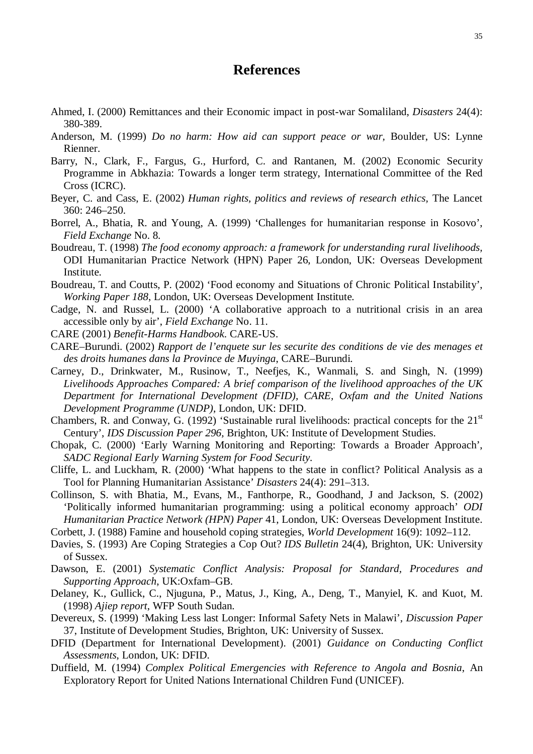# References

Ahmed, I. (2000) Remittances and their Economic impact in post-war Somaliland, *Disasters* 24(4): 380-389.

Anderson, M. (1999) *Do no harm: How aid can support peace or war*, Boulder, US: Lynne Rienner.

Barry, N., Clark, F., Fargus, G., Hurford, C. and Rantanen, M. (2002) Economic Security Programme in Abkhazia: Towards a longer term strategy, International Committee of the Red Cross (ICRC).

Beyer, C. and Cass, E. (2002) *Human rights, politics and reviews of research ethics*, The Lancet 360: 246–250.

Borrel, A., Bhatia, R. and Young, A. (1999) 'Challenges for humanitarian response in Kosovo', *Field Exchange* No. 8.

Boudreau, T. (1998) *The food economy approach: a framework for understanding rural livelihoods*, ODI Humanitarian Practice Network (HPN) Paper 26, London, UK: Overseas Development Institute.

Boudreau, T. and Coutts, P. (2002) 'Food economy and Situations of Chronic Political Instability', *Working Paper 188*, London, UK: Overseas Development Institute.

Cadge, N. and Russel, L. (2000) 'A collaborative approach to a nutritional crisis in an area accessible only by air', *Field Exchange* No. 11.

CARE (2001) *Benefit-Harms Handbook*. CARE-US.

CARE–Burundi. (2002) *Rapport de l'enquete sur les securite des conditions de vie des menages et des droits humanes dans la Province de Muyinga*, CARE–Burundi.

Carney, D., Drinkwater, M., Rusinow, T., Neefjes, K., Wanmali, S. and Singh, N. (1999) *Livelihoods Approaches Compared: A brief comparison of the livelihood approaches of the UK Department for International Development (DFID), CARE, Oxfam and the United Nations Development Programme (UNDP)*, London, UK: DFID.

Chambers, R. and Conway, G. (1992) 'Sustainable rural livelihoods: practical concepts for the 21st Century', *IDS Discussion Paper 296*, Brighton, UK: Institute of Development Studies.

Chopak, C. (2000) 'Early Warning Monitoring and Reporting: Towards a Broader Approach', *SADC Regional Early Warning System for Food Security*.

Cliffe, L. and Luckham, R. (2000) 'What happens to the state in conflict? Political Analysis as a Tool for Planning Humanitarian Assistance' *Disasters* 24(4): 291–313.

Collinson, S. with Bhatia, M., Evans, M., Fanthorpe, R., Goodhand, J and Jackson, S. (2002) 'Politically informed humanitarian programming: using a political economy approach' *ODI Humanitarian Practice Network (HPN) Paper* 41, London, UK: Overseas Development Institute.

Corbett, J. (1988) Famine and household coping strategies, *World Development* 16(9): 1092–112.

Davies, S. (1993) Are Coping Strategies a Cop Out? *IDS Bulletin* 24(4), Brighton, UK: University of Sussex.

Dawson, E. (2001) *Systematic Conflict Analysis: Proposal for Standard, Procedures and Supporting Approach*, UK:Oxfam–GB.

Delaney, K., Gullick, C., Njuguna, P., Matus, J., King, A., Deng, T., Manyiel, K. and Kuot, M. (1998) *Ajiep report*, WFP South Sudan.

Devereux, S. (1999) 'Making Less last Longer: Informal Safety Nets in Malawi', *Discussion Paper* 37, Institute of Development Studies, Brighton, UK: University of Sussex.

DFID (Department for International Development). (2001) *Guidance on Conducting Conflict Assessments*, London, UK: DFID.

Duffield, M. (1994) *Complex Political Emergencies with Reference to Angola and Bosnia*, An Exploratory Report for United Nations International Children Fund (UNICEF).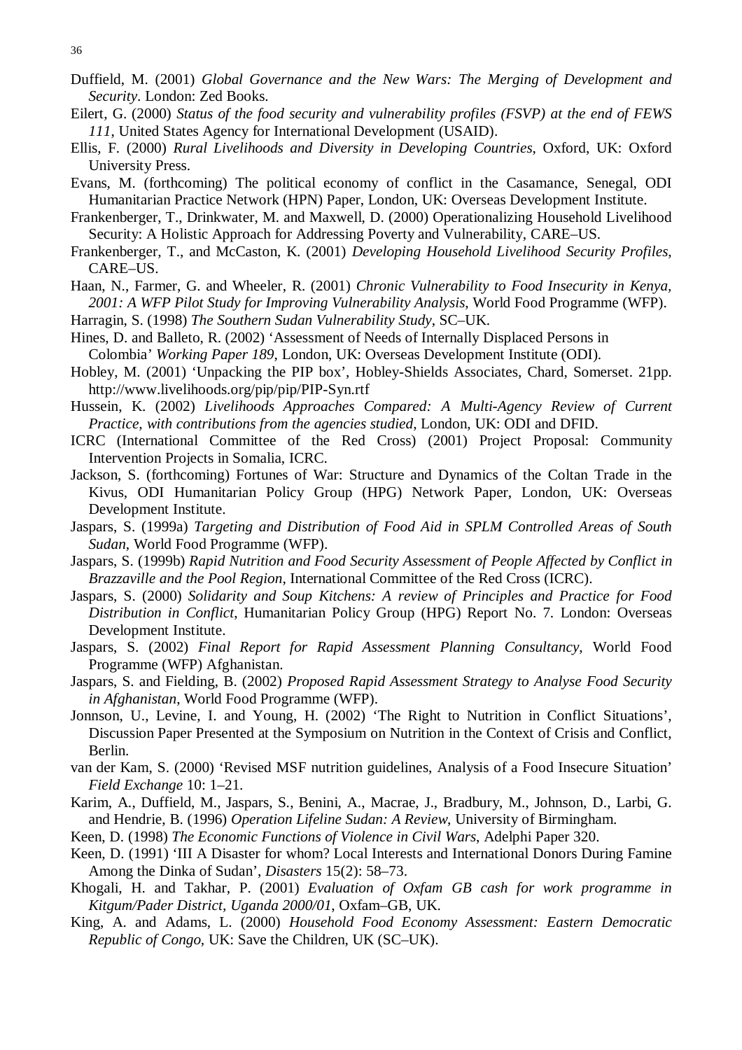Duffield, M. (2001) *Global Governance and the New Wars: The Merging of Development and Security*. London: Zed Books.

Eilert, G. (2000) *Status of the food security and vulnerability profiles (FSVP) at the end of FEWS 111*, United States Agency for International Development (USAID).

Ellis, F. (2000) *Rural Livelihoods and Diversity in Developing Countries*, Oxford, UK: Oxford University Press.

Evans, M. (forthcoming) The political economy of conflict in the Casamance, Senegal, ODI Humanitarian Practice Network (HPN) Paper, London, UK: Overseas Development Institute.

Frankenberger, T., Drinkwater, M. and Maxwell, D. (2000) Operationalizing Household Livelihood Security: A Holistic Approach for Addressing Poverty and Vulnerability, CARE–US.

Frankenberger, T., and McCaston, K. (2001) *Developing Household Livelihood Security Profiles*, CARE–US.

Haan, N., Farmer, G. and Wheeler, R. (2001) *Chronic Vulnerability to Food Insecurity in Kenya, 2001: A WFP Pilot Study for Improving Vulnerability Analysis,* World Food Programme (WFP).

Harragin, S. (1998) *The Southern Sudan Vulnerability Study*, SC–UK.

Hines, D. and Balleto, R. (2002) 'Assessment of Needs of Internally Displaced Persons in Colombia' *Working Paper 189*, London, UK: Overseas Development Institute (ODI).

Hobley, M. (2001) 'Unpacking the PIP box', Hobley-Shields Associates, Chard, Somerset. 21pp. http://www.livelihoods.org/pip/pip/PIP-Syn.rtf

Hussein, K. (2002) *Livelihoods Approaches Compared: A Multi-Agency Review of Current Practice, with contributions from the agencies studied*, London, UK: ODI and DFID.

ICRC (International Committee of the Red Cross) (2001) Project Proposal: Community Intervention Projects in Somalia, ICRC.

Jackson, S. (forthcoming) Fortunes of War: Structure and Dynamics of the Coltan Trade in the Kivus, ODI Humanitarian Policy Group (HPG) Network Paper, London, UK: Overseas Development Institute.

Jaspars, S. (1999a) *Targeting and Distribution of Food Aid in SPLM Controlled Areas of South Sudan*, World Food Programme (WFP).

Jaspars, S. (1999b) *Rapid Nutrition and Food Security Assessment of People Affected by Conflict in Brazzaville and the Pool Region*, International Committee of the Red Cross (ICRC).

Jaspars, S. (2000) *Solidarity and Soup Kitchens: A review of Principles and Practice for Food Distribution in Conflict*, Humanitarian Policy Group (HPG) Report No. 7. London: Overseas Development Institute.

Jaspars, S. (2002) *Final Report for Rapid Assessment Planning Consultancy*, World Food Programme (WFP) Afghanistan.

Jaspars, S. and Fielding, B. (2002) *Proposed Rapid Assessment Strategy to Analyse Food Security in Afghanistan*, World Food Programme (WFP).

Jonnson, U., Levine, I. and Young, H. (2002) 'The Right to Nutrition in Conflict Situations', Discussion Paper Presented at the Symposium on Nutrition in the Context of Crisis and Conflict, Berlin.

van der Kam, S. (2000) 'Revised MSF nutrition guidelines, Analysis of a Food Insecure Situation' *Field Exchange* 10: 1–21.

Karim, A., Duffield, M., Jaspars, S., Benini, A., Macrae, J., Bradbury, M., Johnson, D., Larbi, G. and Hendrie, B. (1996) *Operation Lifeline Sudan: A Review*, University of Birmingham.

Keen, D. (1998) *The Economic Functions of Violence in Civil Wars*, Adelphi Paper 320.

Keen, D. (1991) 'III A Disaster for whom? Local Interests and International Donors During Famine Among the Dinka of Sudan', *Disasters* 15(2): 58–73.

Khogali, H. and Takhar, P. (2001) *Evaluation of Oxfam GB cash for work programme in Kitgum/Pader District, Uganda 2000/01*, Oxfam–GB, UK.

King, A. and Adams, L. (2000) *Household Food Economy Assessment: Eastern Democratic Republic of Congo,* UK: Save the Children, UK (SC–UK).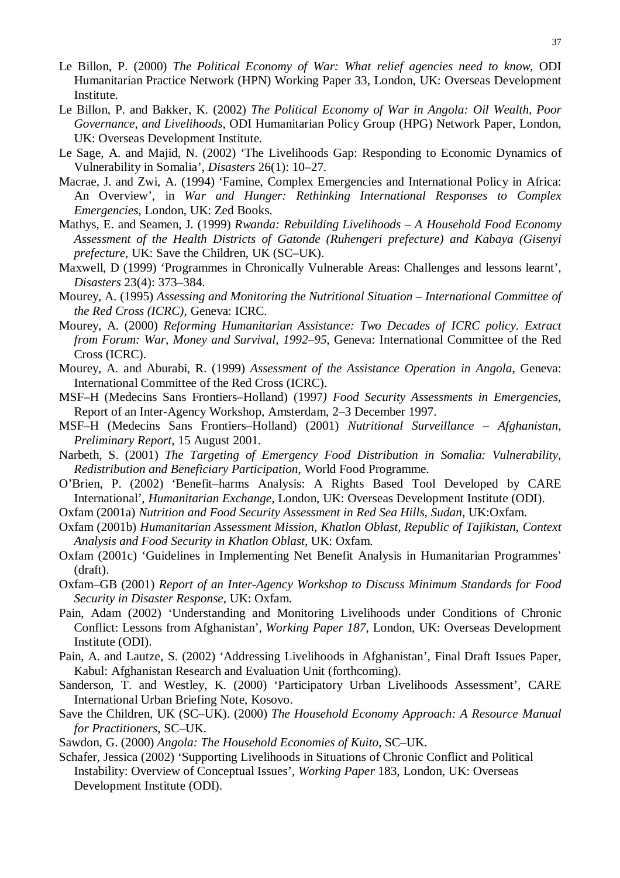Le Billon, P. (2000) *The Political Economy of War: What relief agencies need to know*, ODI Humanitarian Practice Network (HPN) Working Paper 33, London, UK: Overseas Development Institute.

Le Billon, P. and Bakker, K. (2002) *The Political Economy of War in Angola: Oil Wealth, Poor Governance, and Livelihoods*, ODI Humanitarian Policy Group (HPG) Network Paper, London, UK: Overseas Development Institute.

Le Sage, A. and Majid, N. (2002) 'The Livelihoods Gap: Responding to Economic Dynamics of Vulnerability in Somalia', *Disasters* 26(1): 10–27.

Macrae, J. and Zwi, A. (1994) 'Famine, Complex Emergencies and International Policy in Africa: An Overview', in *War and Hunger: Rethinking International Responses to Complex Emergencies*, London, UK: Zed Books.

Mathys, E. and Seamen, J. (1999) *Rwanda: Rebuilding Livelihoods – A Household Food Economy Assessment of the Health Districts of Gatonde (Ruhengeri prefecture) and Kabaya (Gisenyi prefecture*, UK: Save the Children, UK (SC–UK).

Maxwell, D (1999) 'Programmes in Chronically Vulnerable Areas: Challenges and lessons learnt', *Disasters* 23(4): 373–384.

Mourey, A. (1995) *Assessing and Monitoring the Nutritional Situation – International Committee of the Red Cross (ICRC)*, Geneva: ICRC.

Mourey, A. (2000) *Reforming Humanitarian Assistance: Two Decades of ICRC policy. Extract from Forum: War, Money and Survival, 1992–95*, Geneva: International Committee of the Red Cross (ICRC).

Mourey, A. and Aburabi, R. (1999) *Assessment of the Assistance Operation in Angola*, Geneva: International Committee of the Red Cross (ICRC).

MSF–H (Medecins Sans Frontiers–Holland) (1997*) Food Security Assessments in Emergencies*, Report of an Inter-Agency Workshop, Amsterdam, 2–3 December 1997.

MSF–H (Medecins Sans Frontiers–Holland) (2001) *Nutritional Surveillance – Afghanistan, Preliminary Report*, 15 August 2001.

Narbeth, S. (2001) *The Targeting of Emergency Food Distribution in Somalia: Vulnerability, Redistribution and Beneficiary Participation*, World Food Programme.

O'Brien, P. (2002) 'Benefit–harms Analysis: A Rights Based Tool Developed by CARE International', *Humanitarian Exchange*, London, UK: Overseas Development Institute (ODI).

Oxfam (2001a) *Nutrition and Food Security Assessment in Red Sea Hills, Sudan*, UK:Oxfam.

Oxfam (2001b) *Humanitarian Assessment Mission, Khatlon Oblast, Republic of Tajikistan, Context Analysis and Food Security in Khatlon Oblast*, UK: Oxfam.

Oxfam (2001c) 'Guidelines in Implementing Net Benefit Analysis in Humanitarian Programmes' (draft).

Oxfam–GB (2001) *Report of an Inter-Agency Workshop to Discuss Minimum Standards for Food Security in Disaster Response*, UK: Oxfam.

Pain, Adam (2002) 'Understanding and Monitoring Livelihoods under Conditions of Chronic Conflict: Lessons from Afghanistan', *Working Paper 187*, London, UK: Overseas Development Institute (ODI).

Pain, A. and Lautze, S. (2002) 'Addressing Livelihoods in Afghanistan', Final Draft Issues Paper, Kabul: Afghanistan Research and Evaluation Unit (forthcoming).

Sanderson, T. and Westley, K. (2000) 'Participatory Urban Livelihoods Assessment', CARE International Urban Briefing Note, Kosovo.

Save the Children, UK (SC–UK). (2000) *The Household Economy Approach: A Resource Manual for Practitioners*, SC–UK.

Sawdon, G. (2000) *Angola: The Household Economies of Kuito*, SC–UK.

Schafer, Jessica (2002) 'Supporting Livelihoods in Situations of Chronic Conflict and Political Instability: Overview of Conceptual Issues', *Working Paper* 183, London, UK: Overseas Development Institute (ODI).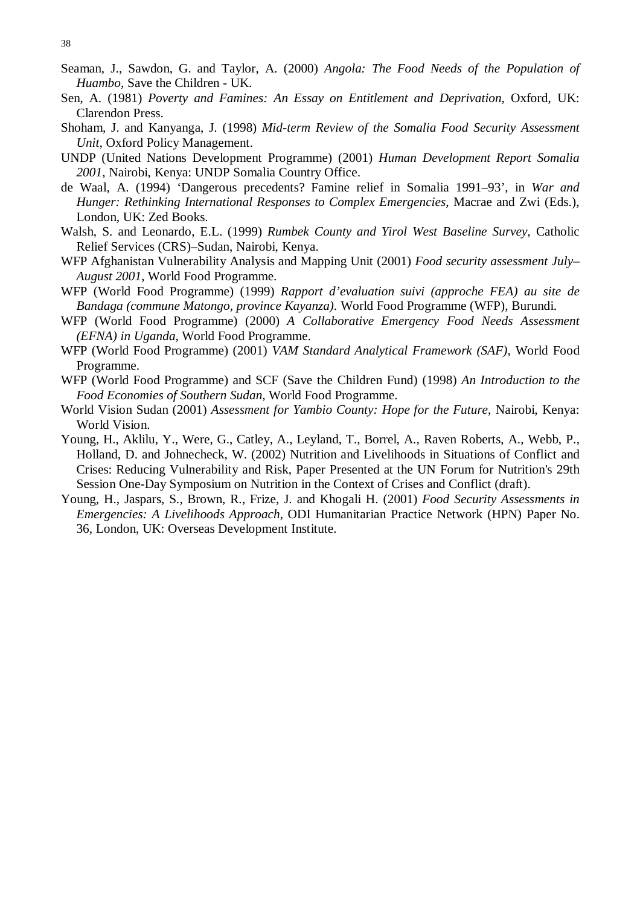Seaman, J., Sawdon, G. and Taylor, A. (2000) *Angola: The Food Needs of the Population of Huambo*, Save the Children - UK.

Sen, A. (1981) *Poverty and Famines: An Essay on Entitlement and Deprivation*, Oxford, UK: Clarendon Press.

Shoham, J. and Kanyanga, J. (1998) *Mid-term Review of the Somalia Food Security Assessment Unit*, Oxford Policy Management.

UNDP (United Nations Development Programme) (2001) *Human Development Report Somalia 2001*, Nairobi, Kenya: UNDP Somalia Country Office.

de Waal, A. (1994) 'Dangerous precedents? Famine relief in Somalia 1991–93', in *War and Hunger: Rethinking International Responses to Complex Emergencies*, Macrae and Zwi (Eds.), London, UK: Zed Books.

Walsh, S. and Leonardo, E.L. (1999) *Rumbek County and Yirol West Baseline Survey*, Catholic Relief Services (CRS)–Sudan, Nairobi, Kenya.

WFP Afghanistan Vulnerability Analysis and Mapping Unit (2001) *Food security assessment July–August 2001*, World Food Programme.

WFP (World Food Programme) (1999) *Rapport d'evaluation suivi (approche FEA) au site de Bandaga (commune Matongo, province Kayanza)*. World Food Programme (WFP), Burundi.

WFP (World Food Programme) (2000) *A Collaborative Emergency Food Needs Assessment (EFNA) in Uganda*, World Food Programme.

WFP (World Food Programme) (2001) *VAM Standard Analytical Framework (SAF)*, World Food Programme.

WFP (World Food Programme) and SCF (Save the Children Fund) (1998) *An Introduction to the Food Economies of Southern Sudan*, World Food Programme.

World Vision Sudan (2001) *Assessment for Yambio County: Hope for the Future*, Nairobi, Kenya: World Vision.

Young, H., Aklilu, Y., Were, G., Catley, A., Leyland, T., Borrel, A., Raven Roberts, A., Webb, P., Holland, D. and Johnecheck, W. (2002) Nutrition and Livelihoods in Situations of Conflict and Crises: Reducing Vulnerability and Risk, Paper Presented at the UN Forum for Nutrition's 29th Session One-Day Symposium on Nutrition in the Context of Crises and Conflict (draft).

Young, H., Jaspars, S., Brown, R., Frize, J. and Khogali H. (2001) *Food Security Assessments in Emergencies: A Livelihoods Approach*, ODI Humanitarian Practice Network (HPN) Paper No. 36, London, UK: Overseas Development Institute.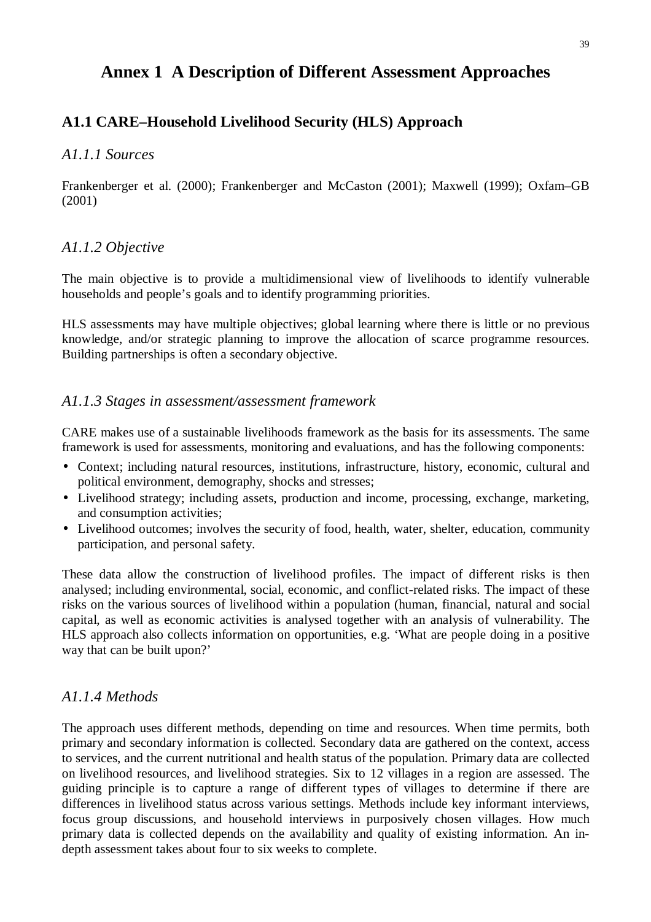# Annex 1  A Description of Different Assessment Approaches

## A1.1 CARE–Household Livelihood Security (HLS) Approach

### *A1.1.1 Sources*

Frankenberger et al. (2000); Frankenberger and McCaston (2001); Maxwell (1999); Oxfam–GB (2001)

### *A1.1.2 Objective*

The main objective is to provide a multidimensional view of livelihoods to identify vulnerable households and people's goals and to identify programming priorities.

HLS assessments may have multiple objectives; global learning where there is little or no previous knowledge, and/or strategic planning to improve the allocation of scarce programme resources. Building partnerships is often a secondary objective.

### *A1.1.3 Stages in assessment/assessment framework*

CARE makes use of a sustainable livelihoods framework as the basis for its assessments. The same framework is used for assessments, monitoring and evaluations, and has the following components:

- Context; including natural resources, institutions, infrastructure, history, economic, cultural and political environment, demography, shocks and stresses;
- Livelihood strategy; including assets, production and income, processing, exchange, marketing, and consumption activities;
- Livelihood outcomes; involves the security of food, health, water, shelter, education, community participation, and personal safety.

These data allow the construction of livelihood profiles. The impact of different risks is then analysed; including environmental, social, economic, and conflict-related risks. The impact of these risks on the various sources of livelihood within a population (human, financial, natural and social capital, as well as economic activities is analysed together with an analysis of vulnerability. The HLS approach also collects information on opportunities, e.g. 'What are people doing in a positive way that can be built upon?'

### *A1.1.4 Methods*

The approach uses different methods, depending on time and resources. When time permits, both primary and secondary information is collected. Secondary data are gathered on the context, access to services, and the current nutritional and health status of the population. Primary data are collected on livelihood resources, and livelihood strategies. Six to 12 villages in a region are assessed. The guiding principle is to capture a range of different types of villages to determine if there are differences in livelihood status across various settings. Methods include key informant interviews, focus group discussions, and household interviews in purposively chosen villages. How much primary data is collected depends on the availability and quality of existing information. An in-depth assessment takes about four to six weeks to complete.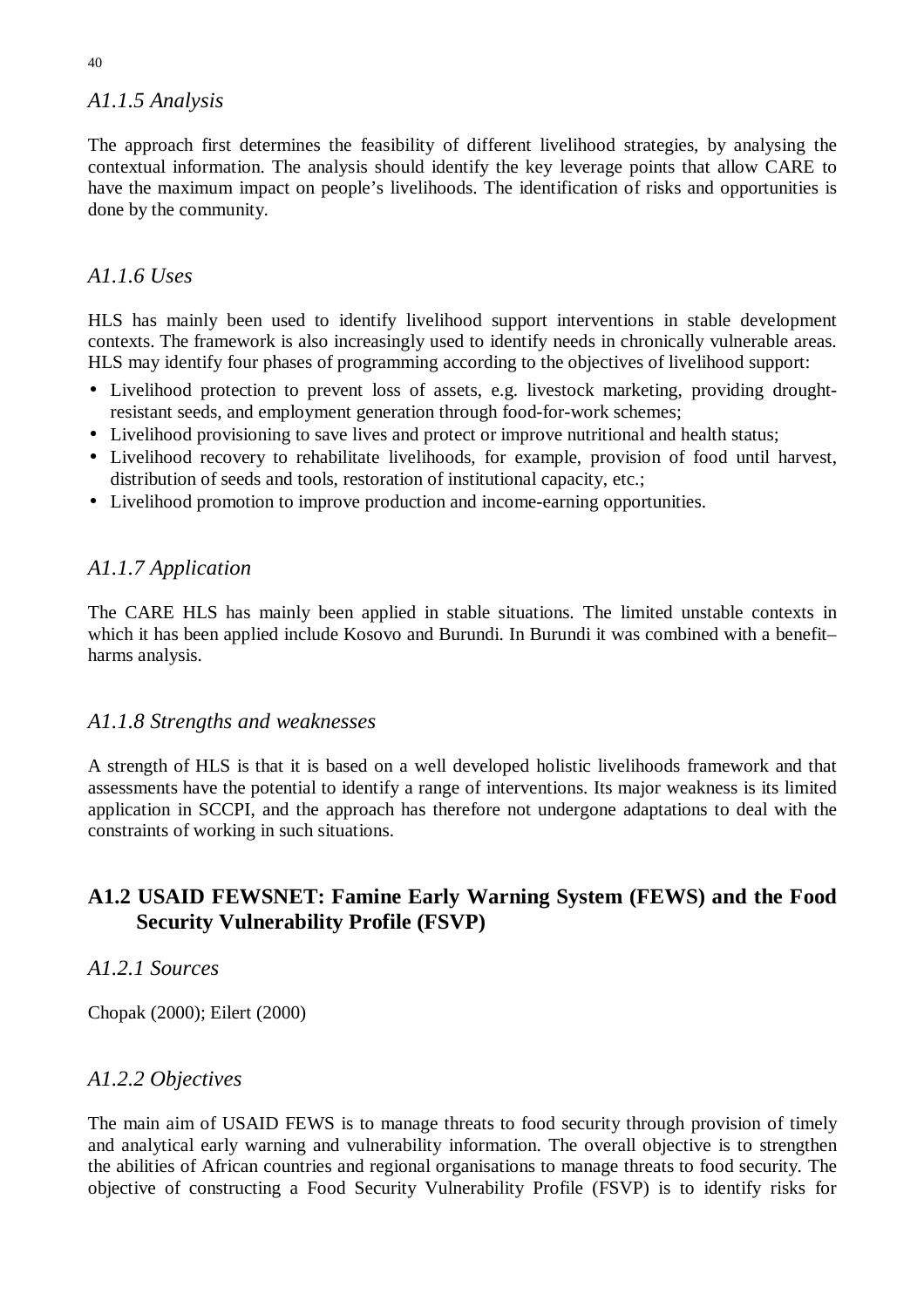### *A1.1.5 Analysis*

The approach first determines the feasibility of different livelihood strategies, by analysing the contextual information. The analysis should identify the key leverage points that allow CARE to have the maximum impact on people's livelihoods. The identification of risks and opportunities is done by the community.

### *A1.1.6 Uses*

HLS has mainly been used to identify livelihood support interventions in stable development contexts. The framework is also increasingly used to identify needs in chronically vulnerable areas. HLS may identify four phases of programming according to the objectives of livelihood support:

- Livelihood protection to prevent loss of assets, e.g. livestock marketing, providing drought-resistant seeds, and employment generation through food-for-work schemes;
- Livelihood provisioning to save lives and protect or improve nutritional and health status;
- Livelihood recovery to rehabilitate livelihoods, for example, provision of food until harvest, distribution of seeds and tools, restoration of institutional capacity, etc.;
- Livelihood promotion to improve production and income-earning opportunities.

### *A1.1.7 Application*

The CARE HLS has mainly been applied in stable situations. The limited unstable contexts in which it has been applied include Kosovo and Burundi. In Burundi it was combined with a benefit–harms analysis.

### *A1.1.8 Strengths and weaknesses*

A strength of HLS is that it is based on a well developed holistic livelihoods framework and that assessments have the potential to identify a range of interventions. Its major weakness is its limited application in SCCPI, and the approach has therefore not undergone adaptations to deal with the constraints of working in such situations.

## A1.2 USAID FEWSNET: Famine Early Warning System (FEWS) and the Food Security Vulnerability Profile (FSVP)

### *A1.2.1 Sources*

Chopak (2000); Eilert (2000)

### *A1.2.2 Objectives*

The main aim of USAID FEWS is to manage threats to food security through provision of timely and analytical early warning and vulnerability information. The overall objective is to strengthen the abilities of African countries and regional organisations to manage threats to food security. The objective of constructing a Food Security Vulnerability Profile (FSVP) is to identify risks for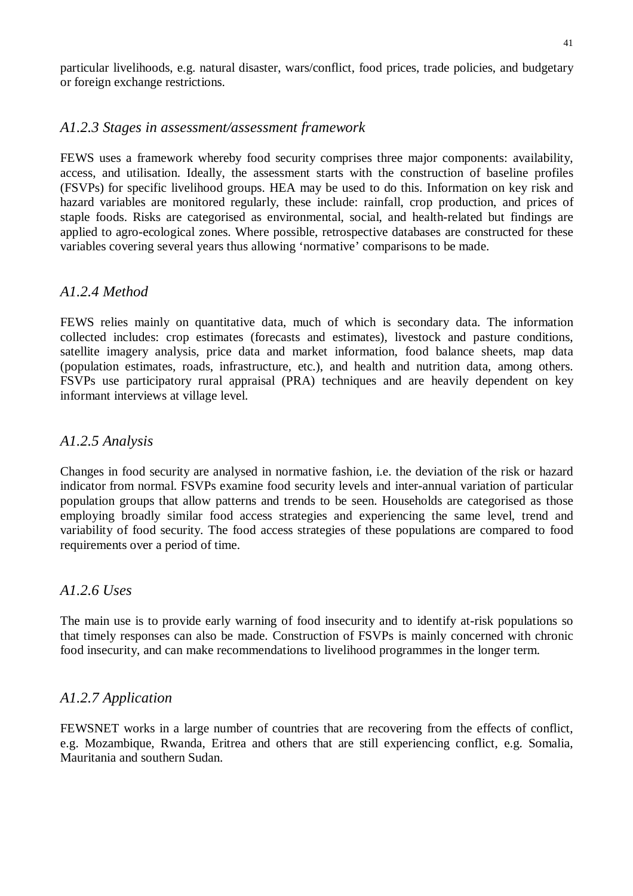particular livelihoods, e.g. natural disaster, wars/conflict, food prices, trade policies, and budgetary or foreign exchange restrictions.

### *A1.2.3 Stages in assessment/assessment framework*

FEWS uses a framework whereby food security comprises three major components: availability, access, and utilisation. Ideally, the assessment starts with the construction of baseline profiles (FSVPs) for specific livelihood groups. HEA may be used to do this. Information on key risk and hazard variables are monitored regularly, these include: rainfall, crop production, and prices of staple foods. Risks are categorised as environmental, social, and health-related but findings are applied to agro-ecological zones. Where possible, retrospective databases are constructed for these variables covering several years thus allowing 'normative' comparisons to be made.

### *A1.2.4 Method*

FEWS relies mainly on quantitative data, much of which is secondary data. The information collected includes: crop estimates (forecasts and estimates), livestock and pasture conditions, satellite imagery analysis, price data and market information, food balance sheets, map data (population estimates, roads, infrastructure, etc.), and health and nutrition data, among others. FSVPs use participatory rural appraisal (PRA) techniques and are heavily dependent on key informant interviews at village level.

### *A1.2.5 Analysis*

Changes in food security are analysed in normative fashion, i.e. the deviation of the risk or hazard indicator from normal. FSVPs examine food security levels and inter-annual variation of particular population groups that allow patterns and trends to be seen. Households are categorised as those employing broadly similar food access strategies and experiencing the same level, trend and variability of food security. The food access strategies of these populations are compared to food requirements over a period of time.

### *A1.2.6 Uses*

The main use is to provide early warning of food insecurity and to identify at-risk populations so that timely responses can also be made. Construction of FSVPs is mainly concerned with chronic food insecurity, and can make recommendations to livelihood programmes in the longer term.

### *A1.2.7 Application*

FEWSNET works in a large number of countries that are recovering from the effects of conflict, e.g. Mozambique, Rwanda, Eritrea and others that are still experiencing conflict, e.g. Somalia, Mauritania and southern Sudan.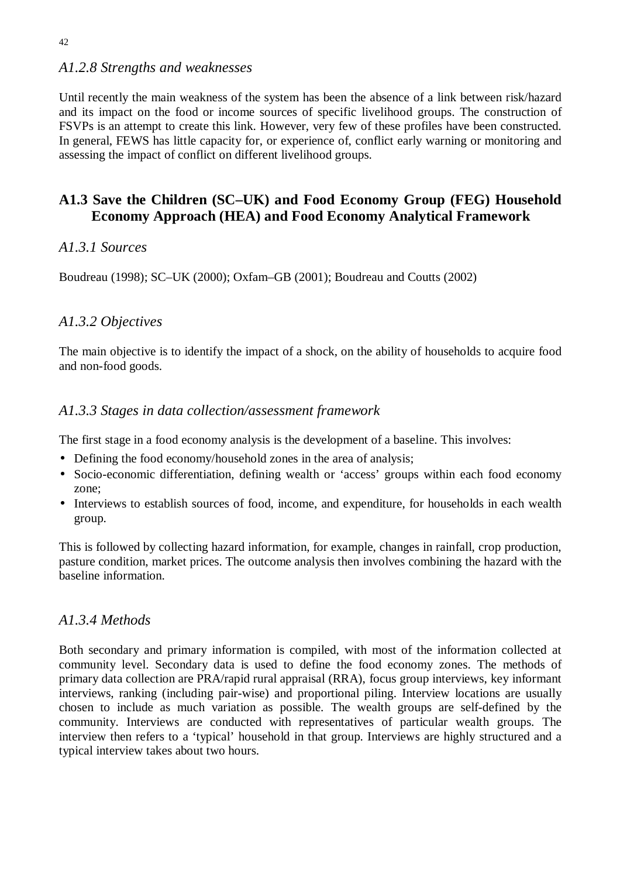### *A1.2.8 Strengths and weaknesses*

Until recently the main weakness of the system has been the absence of a link between risk/hazard and its impact on the food or income sources of specific livelihood groups. The construction of FSVPs is an attempt to create this link. However, very few of these profiles have been constructed. In general, FEWS has little capacity for, or experience of, conflict early warning or monitoring and assessing the impact of conflict on different livelihood groups.

## A1.3 Save the Children (SC–UK) and Food Economy Group (FEG) Household Economy Approach (HEA) and Food Economy Analytical Framework

### *A1.3.1 Sources*

Boudreau (1998); SC–UK (2000); Oxfam–GB (2001); Boudreau and Coutts (2002)

### *A1.3.2 Objectives*

The main objective is to identify the impact of a shock, on the ability of households to acquire food and non-food goods.

### *A1.3.3 Stages in data collection/assessment framework*

The first stage in a food economy analysis is the development of a baseline. This involves:

- Defining the food economy/household zones in the area of analysis;
- Socio-economic differentiation, defining wealth or 'access' groups within each food economy zone;
- Interviews to establish sources of food, income, and expenditure, for households in each wealth group.

This is followed by collecting hazard information, for example, changes in rainfall, crop production, pasture condition, market prices. The outcome analysis then involves combining the hazard with the baseline information.

### *A1.3.4 Methods*

Both secondary and primary information is compiled, with most of the information collected at community level. Secondary data is used to define the food economy zones. The methods of primary data collection are PRA/rapid rural appraisal (RRA), focus group interviews, key informant interviews, ranking (including pair-wise) and proportional piling. Interview locations are usually chosen to include as much variation as possible. The wealth groups are self-defined by the community. Interviews are conducted with representatives of particular wealth groups. The interview then refers to a 'typical' household in that group. Interviews are highly structured and a typical interview takes about two hours.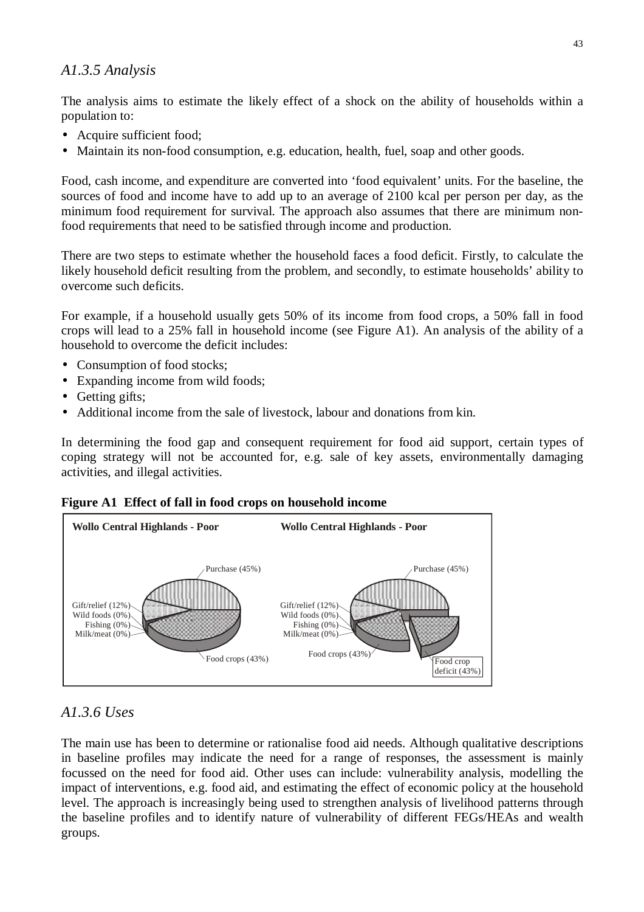### *A1.3.5 Analysis*

The analysis aims to estimate the likely effect of a shock on the ability of households within a population to:

- Acquire sufficient food;
- Maintain its non-food consumption, e.g. education, health, fuel, soap and other goods.

Food, cash income, and expenditure are converted into 'food equivalent' units. For the baseline, the sources of food and income have to add up to an average of 2100 kcal per person per day, as the minimum food requirement for survival. The approach also assumes that there are minimum non-food requirements that need to be satisfied through income and production.

There are two steps to estimate whether the household faces a food deficit. Firstly, to calculate the likely household deficit resulting from the problem, and secondly, to estimate households' ability to overcome such deficits.

For example, if a household usually gets 50% of its income from food crops, a 50% fall in food crops will lead to a 25% fall in household income (see Figure A1). An analysis of the ability of a household to overcome the deficit includes:

- Consumption of food stocks;
- Expanding income from wild foods;
- Getting gifts;
- Additional income from the sale of livestock, labour and donations from kin.

In determining the food gap and consequent requirement for food aid support, certain types of coping strategy will not be accounted for, e.g. sale of key assets, environmentally damaging activities, and illegal activities.

**Figure A1 Effect of fall in food crops on household income**

**Wollo Central Highlands - Poor**

Purchase (45%)
Gift/relief (12%)
Wild foods (0%)
Fishing (0%)
Milk/meat (0%)
Food crops (43%)

**Wollo Central Highlands - Poor**

Purchase (45%)
Gift/relief (12%)
Wild foods (0%)
Fishing (0%)
Milk/meat (0%)
Food crops (43%)
Food crop deficit (43%)

### *A1.3.6 Uses*

The main use has been to determine or rationalise food aid needs. Although qualitative descriptions in baseline profiles may indicate the need for a range of responses, the assessment is mainly focussed on the need for food aid. Other uses can include: vulnerability analysis, modelling the impact of interventions, e.g. food aid, and estimating the effect of economic policy at the household level. The approach is increasingly being used to strengthen analysis of livelihood patterns through the baseline profiles and to identify nature of vulnerability of different FEGs/HEAs and wealth groups.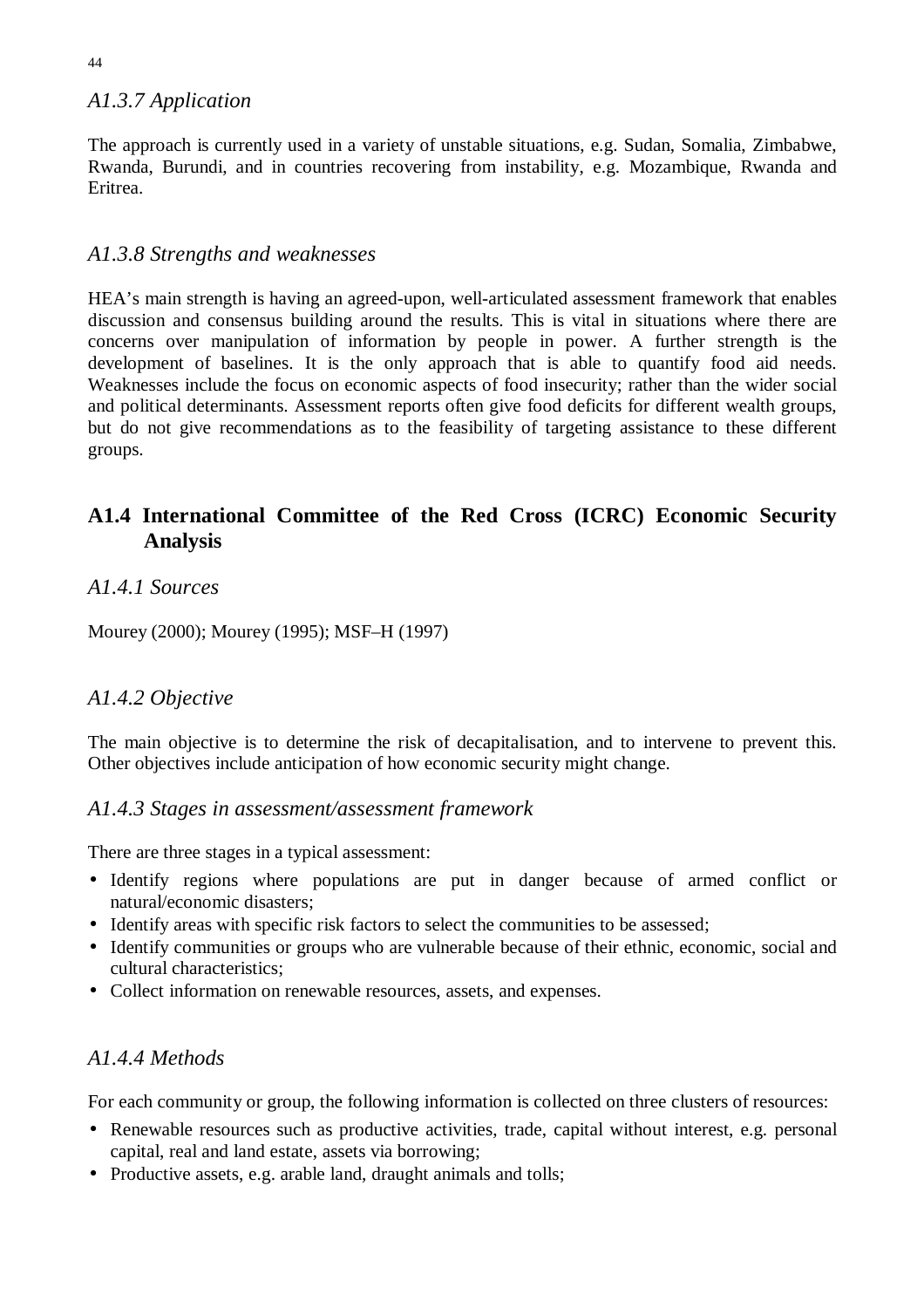### *A1.3.7 Application*

The approach is currently used in a variety of unstable situations, e.g. Sudan, Somalia, Zimbabwe, Rwanda, Burundi, and in countries recovering from instability, e.g. Mozambique, Rwanda and Eritrea.

### *A1.3.8 Strengths and weaknesses*

HEA's main strength is having an agreed-upon, well-articulated assessment framework that enables discussion and consensus building around the results. This is vital in situations where there are concerns over manipulation of information by people in power. A further strength is the development of baselines. It is the only approach that is able to quantify food aid needs. Weaknesses include the focus on economic aspects of food insecurity; rather than the wider social and political determinants. Assessment reports often give food deficits for different wealth groups, but do not give recommendations as to the feasibility of targeting assistance to these different groups.

## **A1.4 International Committee of the Red Cross (ICRC) Economic Security Analysis**

### *A1.4.1 Sources*

Mourey (2000); Mourey (1995); MSF–H (1997)

### *A1.4.2 Objective*

The main objective is to determine the risk of decapitalisation, and to intervene to prevent this. Other objectives include anticipation of how economic security might change.

### *A1.4.3 Stages in assessment/assessment framework*

There are three stages in a typical assessment:

- Identify regions where populations are put in danger because of armed conflict or natural/economic disasters;
- Identify areas with specific risk factors to select the communities to be assessed;
- Identify communities or groups who are vulnerable because of their ethnic, economic, social and cultural characteristics;
- Collect information on renewable resources, assets, and expenses.

### *A1.4.4 Methods*

For each community or group, the following information is collected on three clusters of resources:

- Renewable resources such as productive activities, trade, capital without interest, e.g. personal capital, real and land estate, assets via borrowing;
- Productive assets, e.g. arable land, draught animals and tolls;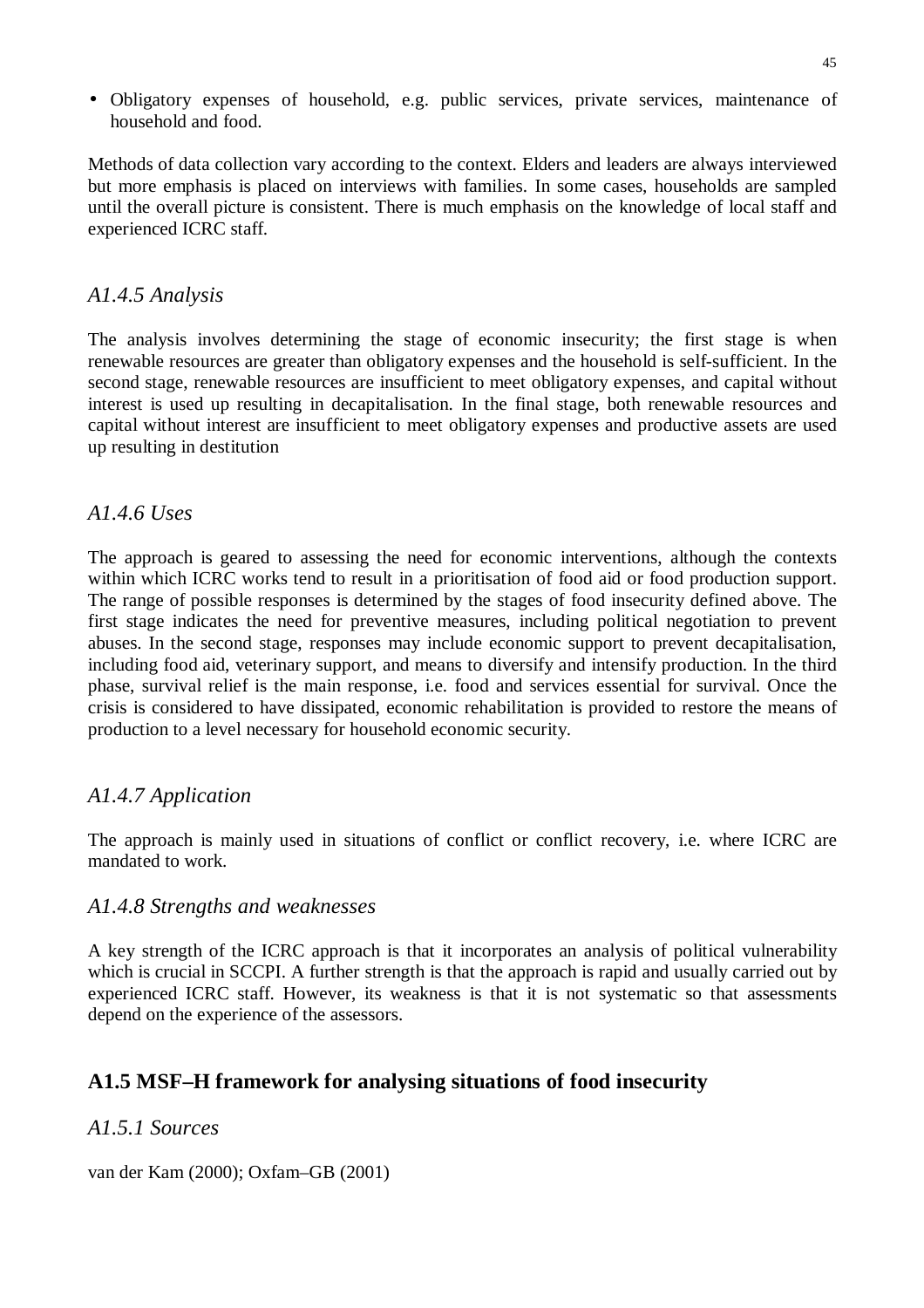- Obligatory expenses of household, e.g. public services, private services, maintenance of household and food.

Methods of data collection vary according to the context. Elders and leaders are always interviewed but more emphasis is placed on interviews with families. In some cases, households are sampled until the overall picture is consistent. There is much emphasis on the knowledge of local staff and experienced ICRC staff.

### *A1.4.5 Analysis*

The analysis involves determining the stage of economic insecurity; the first stage is when renewable resources are greater than obligatory expenses and the household is self-sufficient. In the second stage, renewable resources are insufficient to meet obligatory expenses, and capital without interest is used up resulting in decapitalisation. In the final stage, both renewable resources and capital without interest are insufficient to meet obligatory expenses and productive assets are used up resulting in destitution

### *A1.4.6 Uses*

The approach is geared to assessing the need for economic interventions, although the contexts within which ICRC works tend to result in a prioritisation of food aid or food production support. The range of possible responses is determined by the stages of food insecurity defined above. The first stage indicates the need for preventive measures, including political negotiation to prevent abuses. In the second stage, responses may include economic support to prevent decapitalisation, including food aid, veterinary support, and means to diversify and intensify production. In the third phase, survival relief is the main response, i.e. food and services essential for survival. Once the crisis is considered to have dissipated, economic rehabilitation is provided to restore the means of production to a level necessary for household economic security.

### *A1.4.7 Application*

The approach is mainly used in situations of conflict or conflict recovery, i.e. where ICRC are mandated to work.

### *A1.4.8 Strengths and weaknesses*

A key strength of the ICRC approach is that it incorporates an analysis of political vulnerability which is crucial in SCCPI. A further strength is that the approach is rapid and usually carried out by experienced ICRC staff. However, its weakness is that it is not systematic so that assessments depend on the experience of the assessors.

## A1.5 MSF–H framework for analysing situations of food insecurity

### *A1.5.1 Sources*

van der Kam (2000); Oxfam–GB (2001)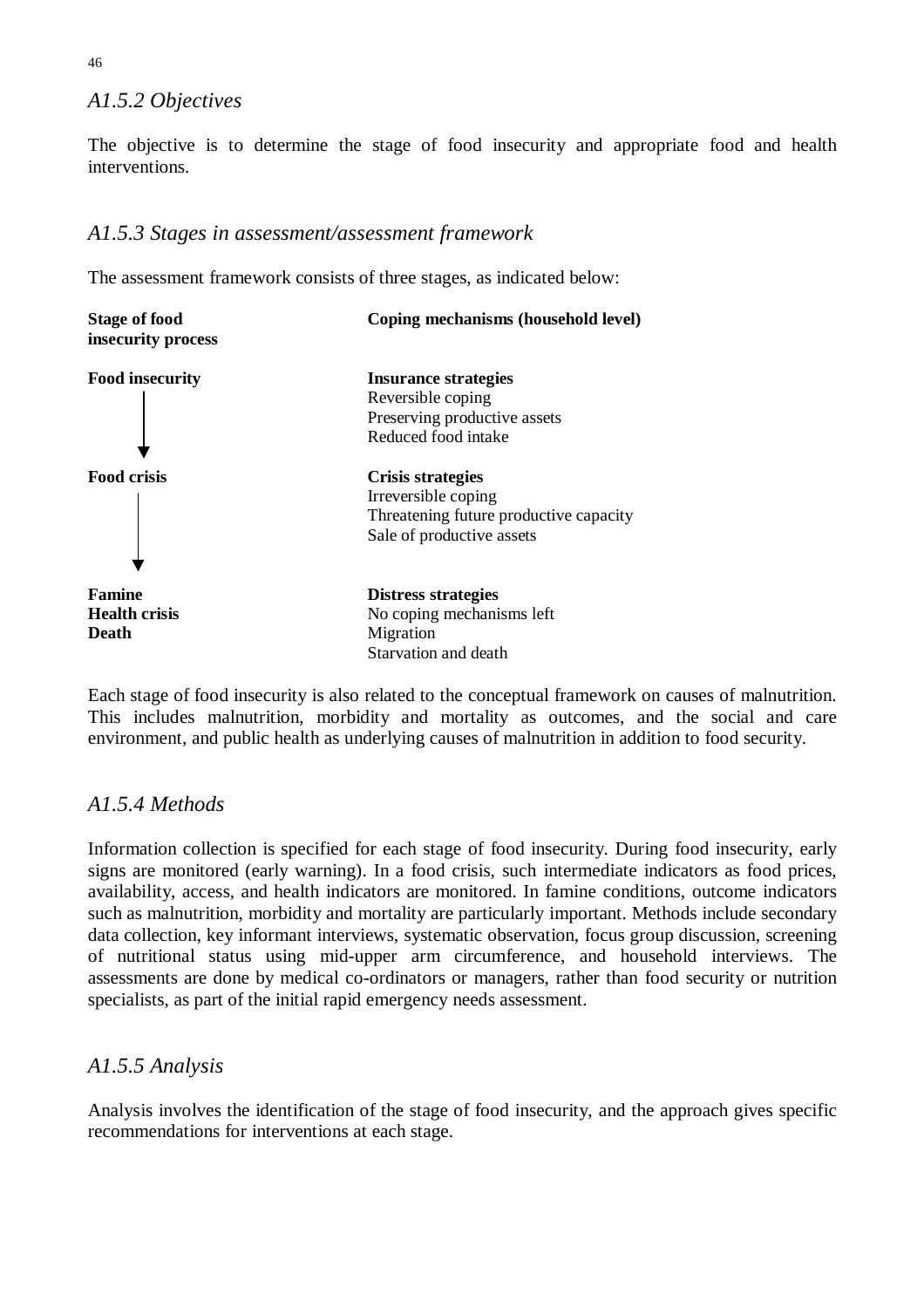### *A1.5.2 Objectives*

The objective is to determine the stage of food insecurity and appropriate food and health interventions.

### *A1.5.3 Stages in assessment/assessment framework*

The assessment framework consists of three stages, as indicated below:

| Stage of food insecurity process | Coping mechanisms (household level) |
|---|---|
| **Food insecurity** ↓ | **Insurance strategies**<br>Reversible coping<br>Preserving productive assets<br>Reduced food intake |
| **Food crisis** ↓ | **Crisis strategies**<br>Irreversible coping<br>Threatening future productive capacity<br>Sale of productive assets |
| **Famine**<br>**Health crisis**<br>**Death** | **Distress strategies**<br>No coping mechanisms left<br>Migration<br>Starvation and death |

Each stage of food insecurity is also related to the conceptual framework on causes of malnutrition. This includes malnutrition, morbidity and mortality as outcomes, and the social and care environment, and public health as underlying causes of malnutrition in addition to food security.

### *A1.5.4 Methods*

Information collection is specified for each stage of food insecurity. During food insecurity, early signs are monitored (early warning). In a food crisis, such intermediate indicators as food prices, availability, access, and health indicators are monitored. In famine conditions, outcome indicators such as malnutrition, morbidity and mortality are particularly important. Methods include secondary data collection, key informant interviews, systematic observation, focus group discussion, screening of nutritional status using mid-upper arm circumference, and household interviews. The assessments are done by medical co-ordinators or managers, rather than food security or nutrition specialists, as part of the initial rapid emergency needs assessment.

### *A1.5.5 Analysis*

Analysis involves the identification of the stage of food insecurity, and the approach gives specific recommendations for interventions at each stage.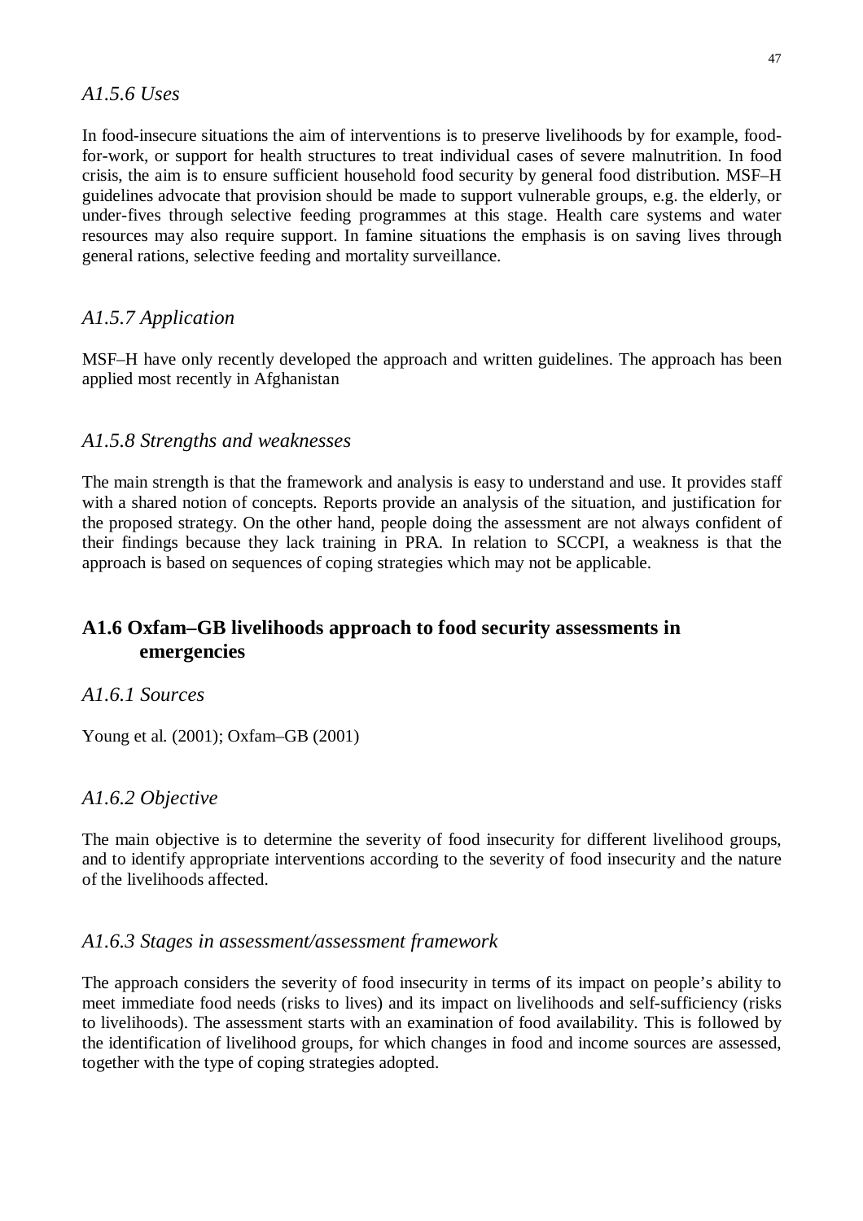### *A1.5.6 Uses*

In food-insecure situations the aim of interventions is to preserve livelihoods by for example, food-for-work, or support for health structures to treat individual cases of severe malnutrition. In food crisis, the aim is to ensure sufficient household food security by general food distribution. MSF–H guidelines advocate that provision should be made to support vulnerable groups, e.g. the elderly, or under-fives through selective feeding programmes at this stage. Health care systems and water resources may also require support. In famine situations the emphasis is on saving lives through general rations, selective feeding and mortality surveillance.

### *A1.5.7 Application*

MSF–H have only recently developed the approach and written guidelines. The approach has been applied most recently in Afghanistan

### *A1.5.8 Strengths and weaknesses*

The main strength is that the framework and analysis is easy to understand and use. It provides staff with a shared notion of concepts. Reports provide an analysis of the situation, and justification for the proposed strategy. On the other hand, people doing the assessment are not always confident of their findings because they lack training in PRA. In relation to SCCPI, a weakness is that the approach is based on sequences of coping strategies which may not be applicable.

## A1.6 Oxfam–GB livelihoods approach to food security assessments in emergencies

### *A1.6.1 Sources*

Young et al. (2001); Oxfam–GB (2001)

### *A1.6.2 Objective*

The main objective is to determine the severity of food insecurity for different livelihood groups, and to identify appropriate interventions according to the severity of food insecurity and the nature of the livelihoods affected.

### *A1.6.3 Stages in assessment/assessment framework*

The approach considers the severity of food insecurity in terms of its impact on people's ability to meet immediate food needs (risks to lives) and its impact on livelihoods and self-sufficiency (risks to livelihoods). The assessment starts with an examination of food availability. This is followed by the identification of livelihood groups, for which changes in food and income sources are assessed, together with the type of coping strategies adopted.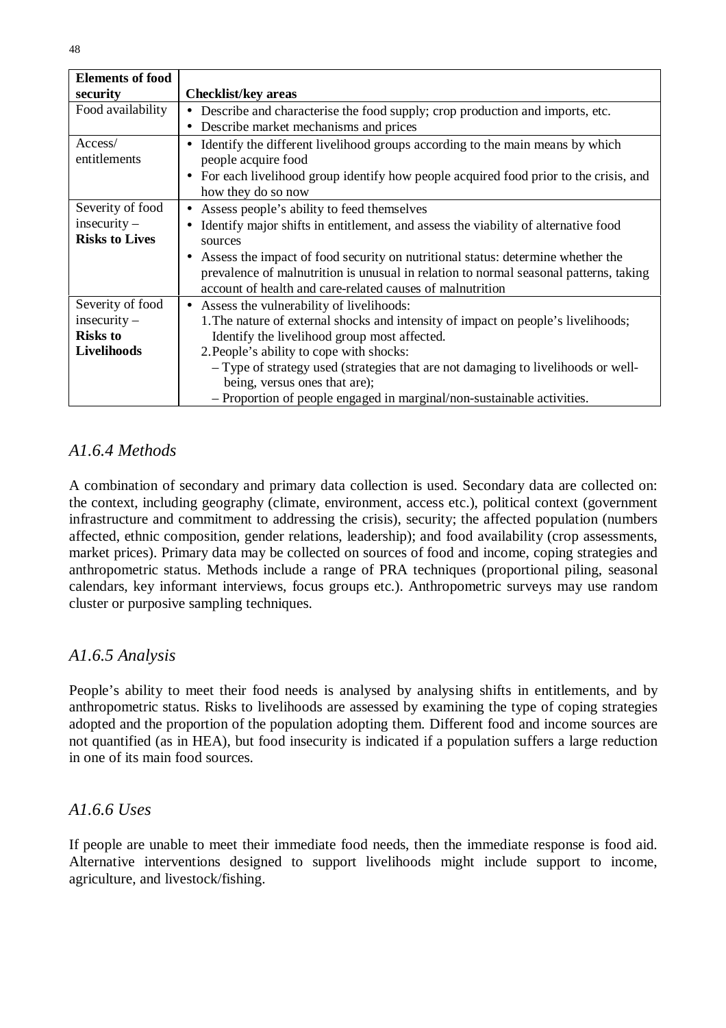| Elements of food security | Checklist/key areas |
|---|---|
| Food availability | • Describe and characterise the food supply; crop production and imports, etc.<br>• Describe market mechanisms and prices |
| Access/ entitlements | • Identify the different livelihood groups according to the main means by which people acquire food<br>• For each livelihood group identify how people acquired food prior to the crisis, and how they do so now |
| Severity of food insecurity – **Risks to Lives** | • Assess people's ability to feed themselves<br>• Identify major shifts in entitlement, and assess the viability of alternative food sources<br>• Assess the impact of food security on nutritional status: determine whether the prevalence of malnutrition is unusual in relation to normal seasonal patterns, taking account of health and care-related causes of malnutrition |
| Severity of food insecurity – **Risks to Livelihoods** | • Assess the vulnerability of livelihoods:<br>1. The nature of external shocks and intensity of impact on people's livelihoods; Identify the livelihood group most affected.<br>2. People's ability to cope with shocks:<br>– Type of strategy used (strategies that are not damaging to livelihoods or well-being, versus ones that are);<br>– Proportion of people engaged in marginal/non-sustainable activities. |

### *A1.6.4 Methods*

A combination of secondary and primary data collection is used. Secondary data are collected on: the context, including geography (climate, environment, access etc.), political context (government infrastructure and commitment to addressing the crisis), security; the affected population (numbers affected, ethnic composition, gender relations, leadership); and food availability (crop assessments, market prices). Primary data may be collected on sources of food and income, coping strategies and anthropometric status. Methods include a range of PRA techniques (proportional piling, seasonal calendars, key informant interviews, focus groups etc.). Anthropometric surveys may use random cluster or purposive sampling techniques.

### *A1.6.5 Analysis*

People's ability to meet their food needs is analysed by analysing shifts in entitlements, and by anthropometric status. Risks to livelihoods are assessed by examining the type of coping strategies adopted and the proportion of the population adopting them. Different food and income sources are not quantified (as in HEA), but food insecurity is indicated if a population suffers a large reduction in one of its main food sources.

### *A1.6.6 Uses*

If people are unable to meet their immediate food needs, then the immediate response is food aid. Alternative interventions designed to support livelihoods might include support to income, agriculture, and livestock/fishing.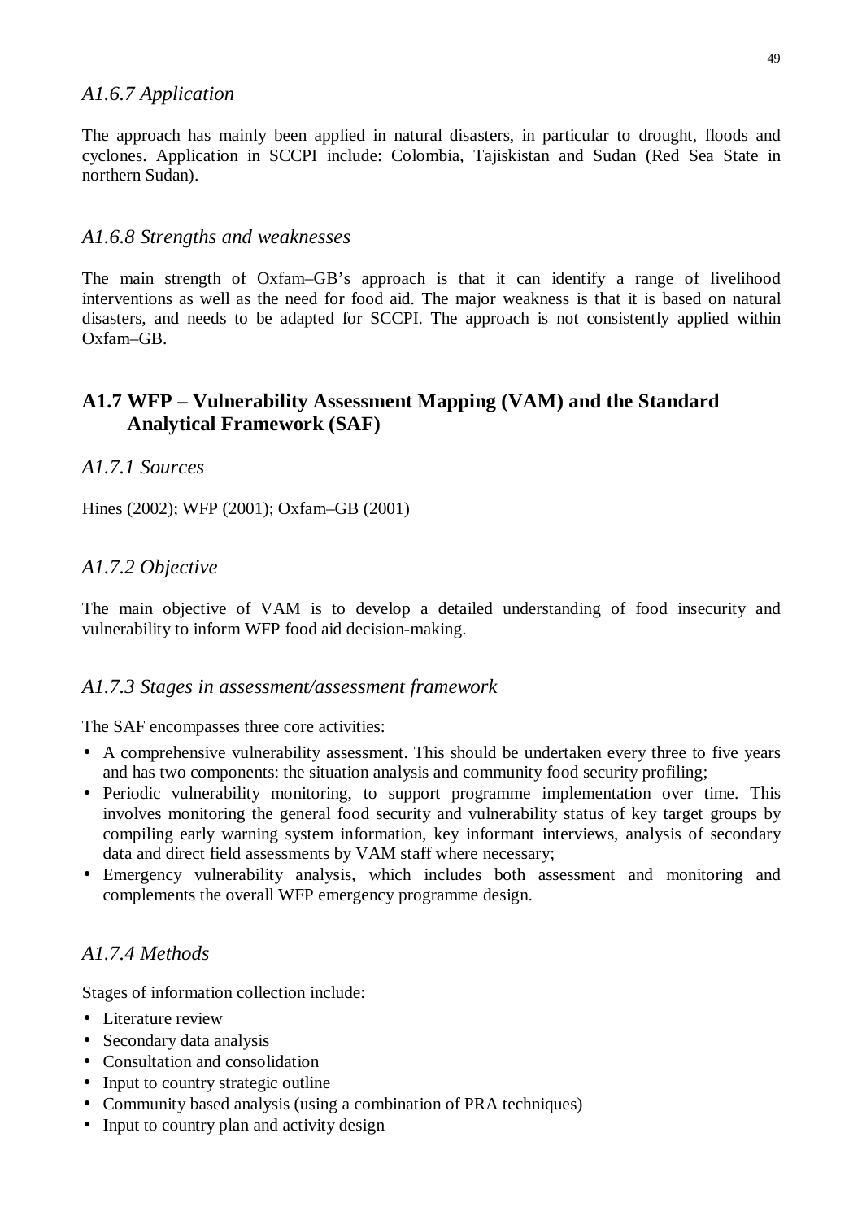### *A1.6.7 Application*

The approach has mainly been applied in natural disasters, in particular to drought, floods and cyclones. Application in SCCPI include: Colombia, Tajiskistan and Sudan (Red Sea State in northern Sudan).

### *A1.6.8 Strengths and weaknesses*

The main strength of Oxfam–GB's approach is that it can identify a range of livelihood interventions as well as the need for food aid. The major weakness is that it is based on natural disasters, and needs to be adapted for SCCPI. The approach is not consistently applied within Oxfam–GB.

## A1.7 WFP – Vulnerability Assessment Mapping (VAM) and the Standard Analytical Framework (SAF)

### *A1.7.1 Sources*

Hines (2002); WFP (2001); Oxfam–GB (2001)

### *A1.7.2 Objective*

The main objective of VAM is to develop a detailed understanding of food insecurity and vulnerability to inform WFP food aid decision-making.

### *A1.7.3 Stages in assessment/assessment framework*

The SAF encompasses three core activities:

- A comprehensive vulnerability assessment. This should be undertaken every three to five years and has two components: the situation analysis and community food security profiling;
- Periodic vulnerability monitoring, to support programme implementation over time. This involves monitoring the general food security and vulnerability status of key target groups by compiling early warning system information, key informant interviews, analysis of secondary data and direct field assessments by VAM staff where necessary;
- Emergency vulnerability analysis, which includes both assessment and monitoring and complements the overall WFP emergency programme design.

### *A1.7.4 Methods*

Stages of information collection include:

- Literature review
- Secondary data analysis
- Consultation and consolidation
- Input to country strategic outline
- Community based analysis (using a combination of PRA techniques)
- Input to country plan and activity design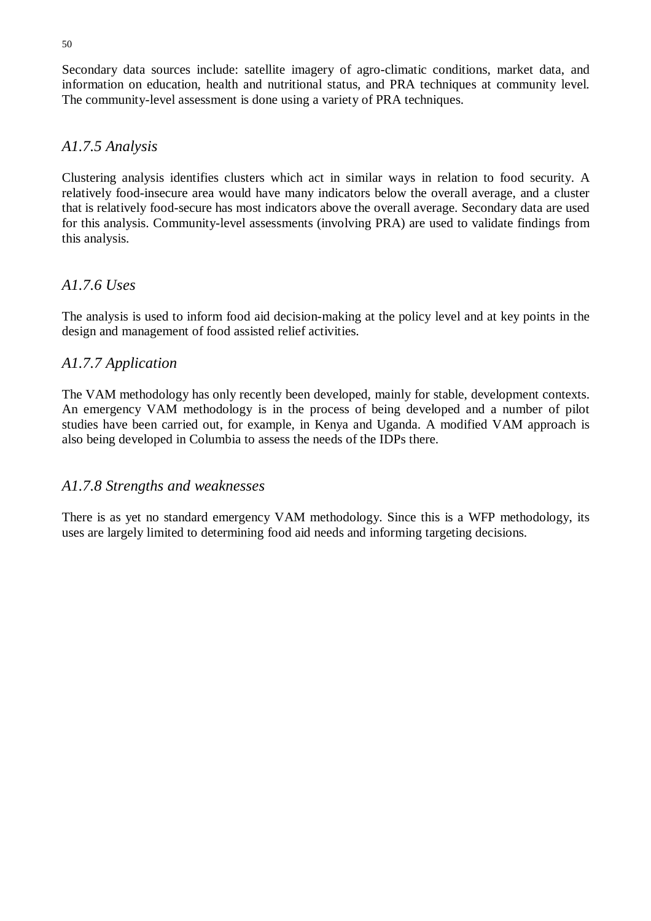Secondary data sources include: satellite imagery of agro-climatic conditions, market data, and information on education, health and nutritional status, and PRA techniques at community level. The community-level assessment is done using a variety of PRA techniques.

### *A1.7.5 Analysis*

Clustering analysis identifies clusters which act in similar ways in relation to food security. A relatively food-insecure area would have many indicators below the overall average, and a cluster that is relatively food-secure has most indicators above the overall average. Secondary data are used for this analysis. Community-level assessments (involving PRA) are used to validate findings from this analysis.

### *A1.7.6 Uses*

The analysis is used to inform food aid decision-making at the policy level and at key points in the design and management of food assisted relief activities.

### *A1.7.7 Application*

The VAM methodology has only recently been developed, mainly for stable, development contexts. An emergency VAM methodology is in the process of being developed and a number of pilot studies have been carried out, for example, in Kenya and Uganda. A modified VAM approach is also being developed in Columbia to assess the needs of the IDPs there.

### *A1.7.8 Strengths and weaknesses*

There is as yet no standard emergency VAM methodology. Since this is a WFP methodology, its uses are largely limited to determining food aid needs and informing targeting decisions.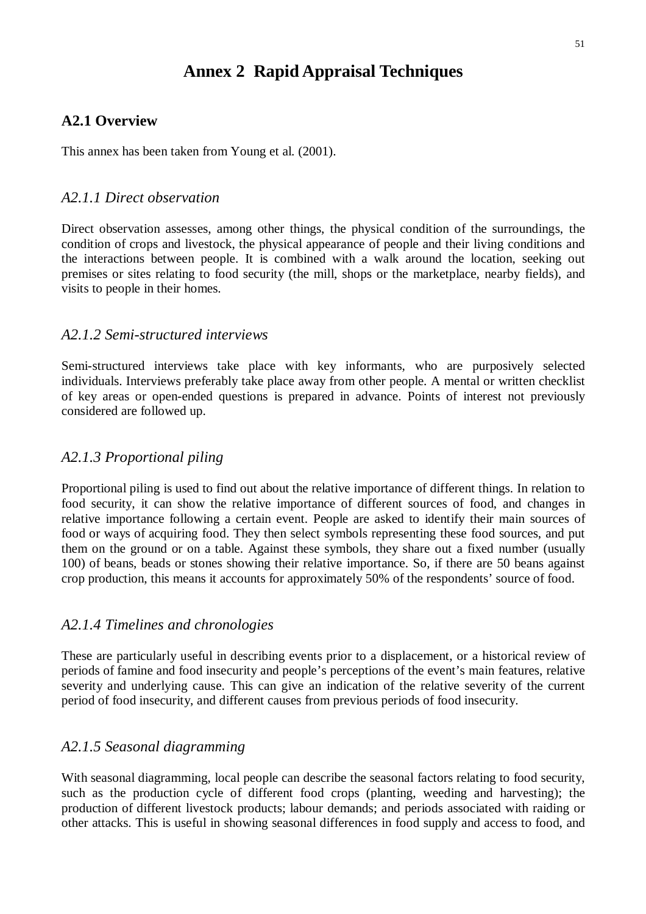# Annex 2 Rapid Appraisal Techniques

## A2.1 Overview

This annex has been taken from Young et al. (2001).

### *A2.1.1 Direct observation*

Direct observation assesses, among other things, the physical condition of the surroundings, the condition of crops and livestock, the physical appearance of people and their living conditions and the interactions between people. It is combined with a walk around the location, seeking out premises or sites relating to food security (the mill, shops or the marketplace, nearby fields), and visits to people in their homes.

### *A2.1.2 Semi-structured interviews*

Semi-structured interviews take place with key informants, who are purposively selected individuals. Interviews preferably take place away from other people. A mental or written checklist of key areas or open-ended questions is prepared in advance. Points of interest not previously considered are followed up.

### *A2.1.3 Proportional piling*

Proportional piling is used to find out about the relative importance of different things. In relation to food security, it can show the relative importance of different sources of food, and changes in relative importance following a certain event. People are asked to identify their main sources of food or ways of acquiring food. They then select symbols representing these food sources, and put them on the ground or on a table. Against these symbols, they share out a fixed number (usually 100) of beans, beads or stones showing their relative importance. So, if there are 50 beans against crop production, this means it accounts for approximately 50% of the respondents' source of food.

### *A2.1.4 Timelines and chronologies*

These are particularly useful in describing events prior to a displacement, or a historical review of periods of famine and food insecurity and people's perceptions of the event's main features, relative severity and underlying cause. This can give an indication of the relative severity of the current period of food insecurity, and different causes from previous periods of food insecurity.

### *A2.1.5 Seasonal diagramming*

With seasonal diagramming, local people can describe the seasonal factors relating to food security, such as the production cycle of different food crops (planting, weeding and harvesting); the production of different livestock products; labour demands; and periods associated with raiding or other attacks. This is useful in showing seasonal differences in food supply and access to food, and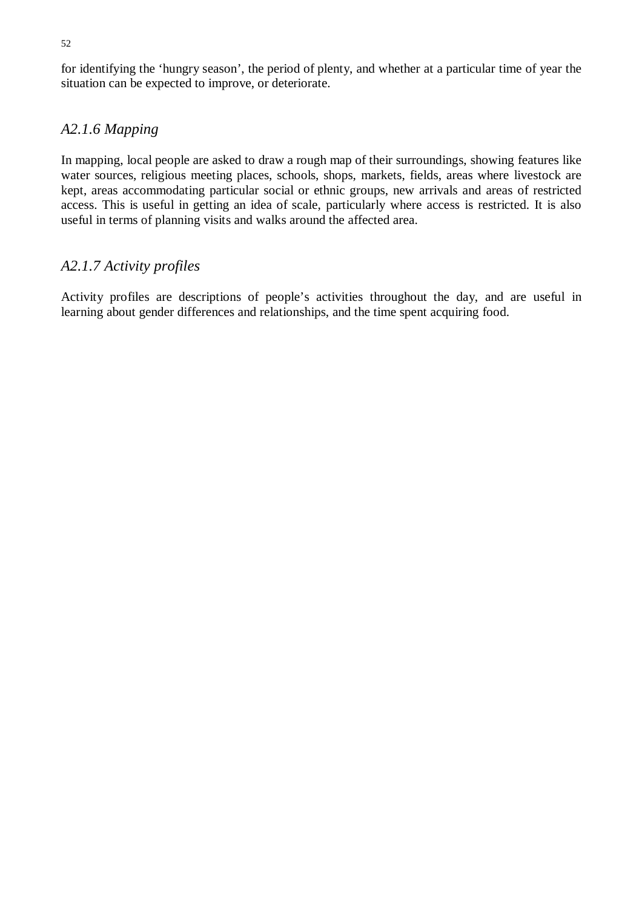for identifying the 'hungry season', the period of plenty, and whether at a particular time of year the situation can be expected to improve, or deteriorate.

### *A2.1.6 Mapping*

In mapping, local people are asked to draw a rough map of their surroundings, showing features like water sources, religious meeting places, schools, shops, markets, fields, areas where livestock are kept, areas accommodating particular social or ethnic groups, new arrivals and areas of restricted access. This is useful in getting an idea of scale, particularly where access is restricted. It is also useful in terms of planning visits and walks around the affected area.

### *A2.1.7 Activity profiles*

Activity profiles are descriptions of people's activities throughout the day, and are useful in learning about gender differences and relationships, and the time spent acquiring food.